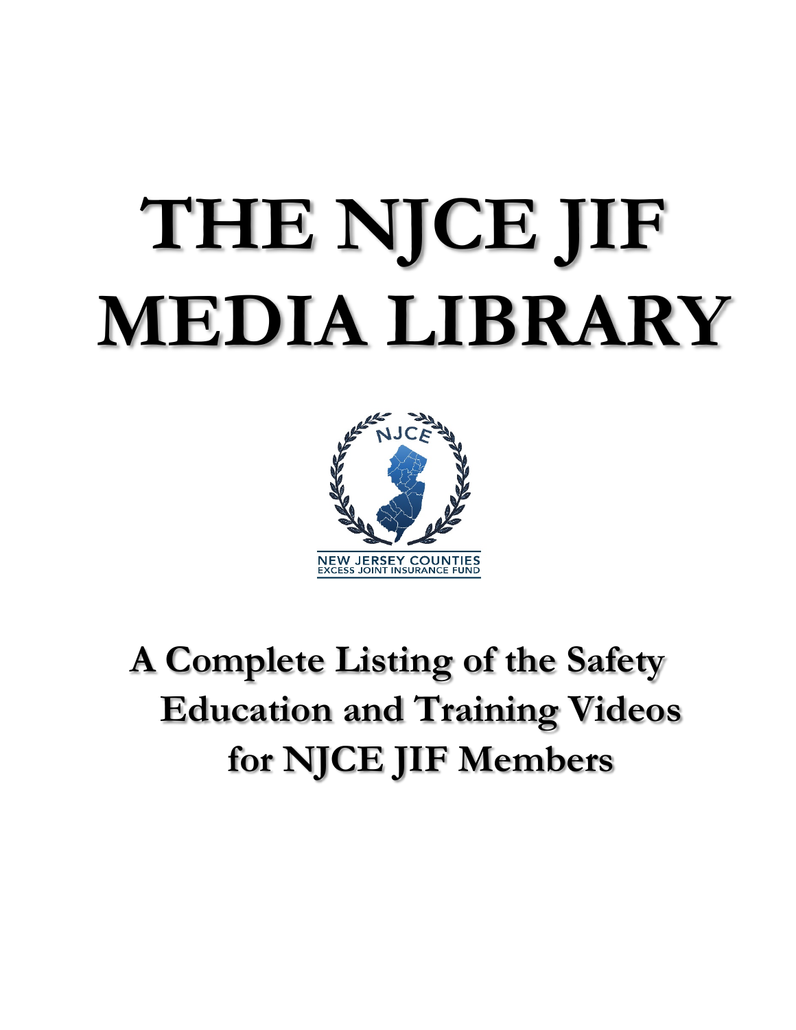# THE NJCE JIF MEDIA LIBRARY

NJCE

NEW JERSEY COUNTIES
EXCESS JOINT INSURANCE FUND

## A Complete Listing of the Safety Education and Training Videos for NJCE JIF Members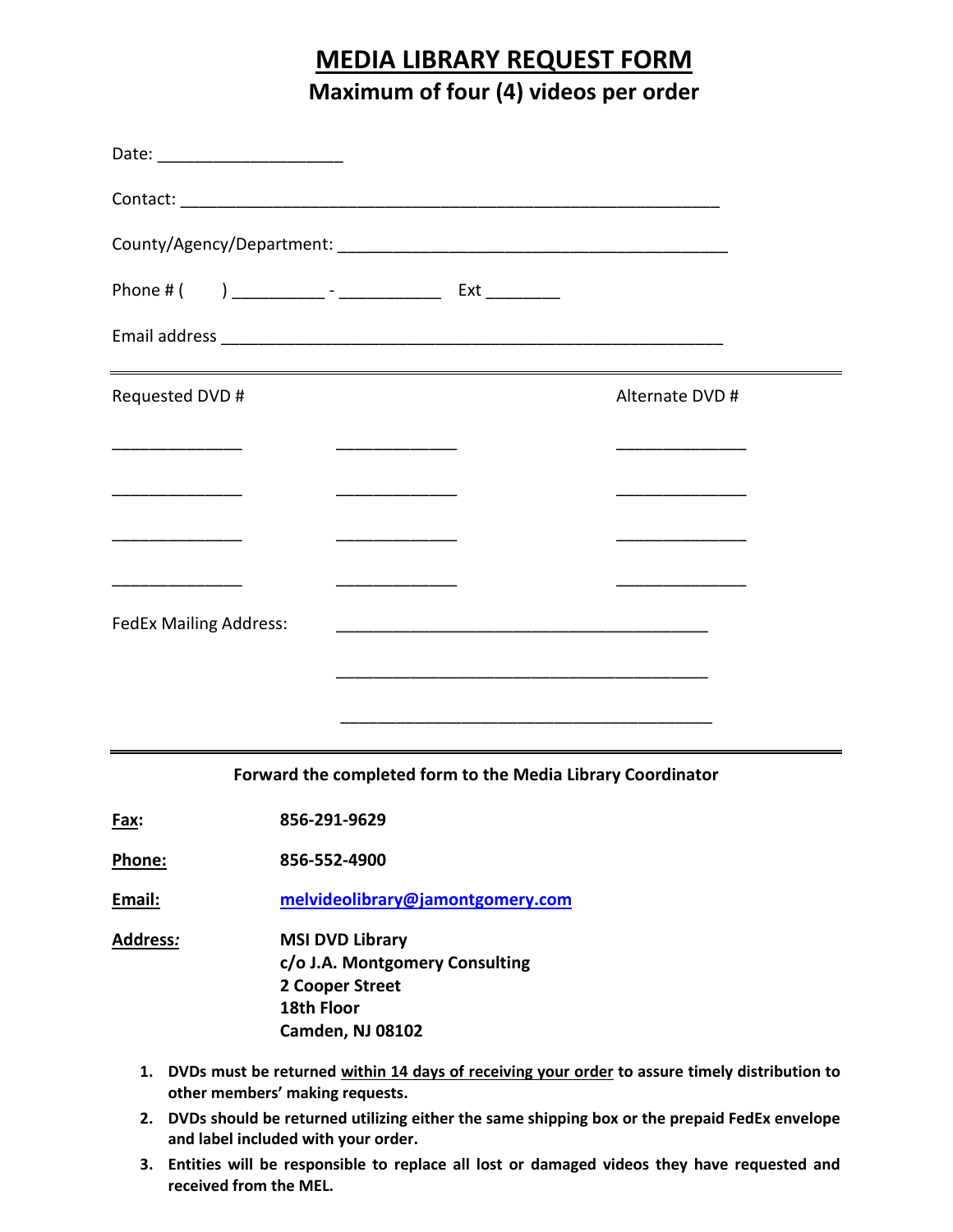# MEDIA LIBRARY REQUEST FORM

## Maximum of four (4) videos per order

Date: ____________________

Contact: ____________________________________________________________

County/Agency/Department: ___________________________________________

Phone # (     ) __________ - ___________ Ext ________

Email address ________________________________________________________

---

| Requested DVD # | | Alternate DVD # |
|---|---|---|
| ______________ | _____________ | ______________ |
| ______________ | _____________ | ______________ |
| ______________ | _____________ | ______________ |
| ______________ | _____________ | ______________ |

FedEx Mailing Address: __________________________________________

__________________________________________

__________________________________________

---

**Forward the completed form to the Media Library Coordinator**

**Fax:** **856-291-9629**

**Phone:** **856-552-4900**

**Email:** **melvideolibrary@jamontgomery.com**

**Address:** **MSI DVD Library**
**c/o J.A. Montgomery Consulting**
**2 Cooper Street**
**18th Floor**
**Camden, NJ 08102**

1. **DVDs must be returned within 14 days of receiving your order to assure timely distribution to other members' making requests.**
2. **DVDs should be returned utilizing either the same shipping box or the prepaid FedEx envelope and label included with your order.**
3. **Entities will be responsible to replace all lost or damaged videos they have requested and received from the MEL.**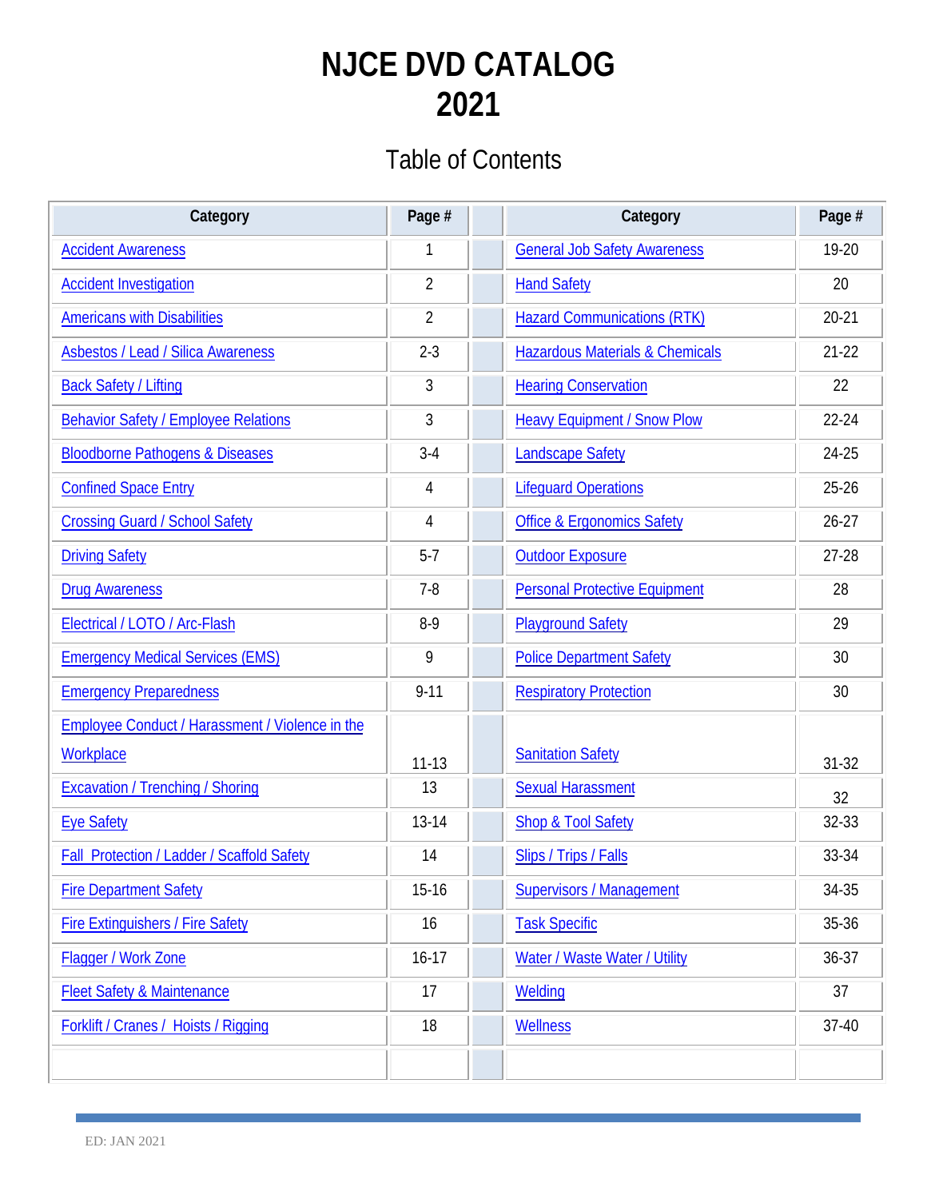# NJCE DVD CATALOG 2021

## Table of Contents

| Category | Page # | | Category | Page # |
|---|---|---|---|---|
| Accident Awareness | 1 | | General Job Safety Awareness | 19-20 |
| Accident Investigation | 2 | | Hand Safety | 20 |
| Americans with Disabilities | 2 | | Hazard Communications (RTK) | 20-21 |
| Asbestos / Lead / Silica Awareness | 2-3 | | Hazardous Materials & Chemicals | 21-22 |
| Back Safety / Lifting | 3 | | Hearing Conservation | 22 |
| Behavior Safety / Employee Relations | 3 | | Heavy Equipment / Snow Plow | 22-24 |
| Bloodborne Pathogens & Diseases | 3-4 | | Landscape Safety | 24-25 |
| Confined Space Entry | 4 | | Lifeguard Operations | 25-26 |
| Crossing Guard / School Safety | 4 | | Office & Ergonomics Safety | 26-27 |
| Driving Safety | 5-7 | | Outdoor Exposure | 27-28 |
| Drug Awareness | 7-8 | | Personal Protective Equipment | 28 |
| Electrical / LOTO / Arc-Flash | 8-9 | | Playground Safety | 29 |
| Emergency Medical Services (EMS) | 9 | | Police Department Safety | 30 |
| Emergency Preparedness | 9-11 | | Respiratory Protection | 30 |
| Employee Conduct / Harassment / Violence in the Workplace | 11-13 | | Sanitation Safety | 31-32 |
| Excavation / Trenching / Shoring | 13 | | Sexual Harassment | 32 |
| Eye Safety | 13-14 | | Shop & Tool Safety | 32-33 |
| Fall Protection / Ladder / Scaffold Safety | 14 | | Slips / Trips / Falls | 33-34 |
| Fire Department Safety | 15-16 | | Supervisors / Management | 34-35 |
| Fire Extinguishers / Fire Safety | 16 | | Task Specific | 35-36 |
| Flagger / Work Zone | 16-17 | | Water / Waste Water / Utility | 36-37 |
| Fleet Safety & Maintenance | 17 | | Welding | 37 |
| Forklift / Cranes / Hoists / Rigging | 18 | | Wellness | 37-40 |
| | | | | |

ED: JAN 2021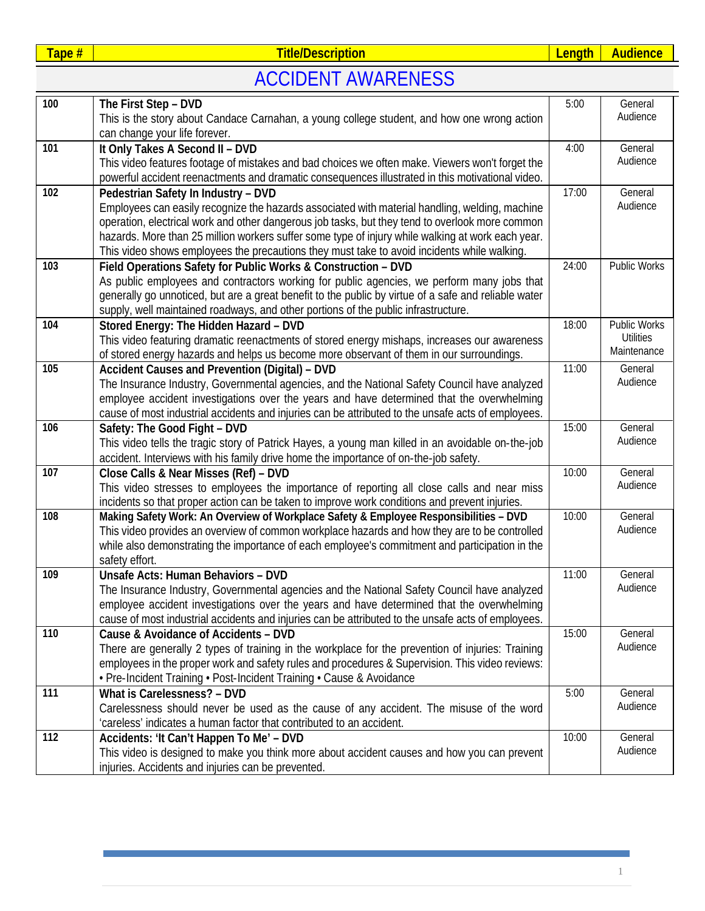| Tape # | Title/Description | Length | Audience |
|---|---|---|---|
| | **ACCIDENT AWARENESS** | | |
| **100** | **The First Step – DVD**<br>This is the story about Candace Carnahan, a young college student, and how one wrong action can change your life forever. | 5:00 | General Audience |
| **101** | **It Only Takes A Second II – DVD**<br>This video features footage of mistakes and bad choices we often make. Viewers won't forget the powerful accident reenactments and dramatic consequences illustrated in this motivational video. | 4:00 | General Audience |
| **102** | **Pedestrian Safety In Industry – DVD**<br>Employees can easily recognize the hazards associated with material handling, welding, machine operation, electrical work and other dangerous job tasks, but they tend to overlook more common hazards. More than 25 million workers suffer some type of injury while walking at work each year. This video shows employees the precautions they must take to avoid incidents while walking. | 17:00 | General Audience |
| **103** | **Field Operations Safety for Public Works & Construction – DVD**<br>As public employees and contractors working for public agencies, we perform many jobs that generally go unnoticed, but are a great benefit to the public by virtue of a safe and reliable water supply, well maintained roadways, and other portions of the public infrastructure. | 24:00 | Public Works |
| **104** | **Stored Energy: The Hidden Hazard – DVD**<br>This video featuring dramatic reenactments of stored energy mishaps, increases our awareness of stored energy hazards and helps us become more observant of them in our surroundings. | 18:00 | Public Works Utilities Maintenance |
| **105** | **Accident Causes and Prevention (Digital) – DVD**<br>The Insurance Industry, Governmental agencies, and the National Safety Council have analyzed employee accident investigations over the years and have determined that the overwhelming cause of most industrial accidents and injuries can be attributed to the unsafe acts of employees. | 11:00 | General Audience |
| **106** | **Safety: The Good Fight – DVD**<br>This video tells the tragic story of Patrick Hayes, a young man killed in an avoidable on-the-job accident. Interviews with his family drive home the importance of on-the-job safety. | 15:00 | General Audience |
| **107** | **Close Calls & Near Misses (Ref) – DVD**<br>This video stresses to employees the importance of reporting all close calls and near miss incidents so that proper action can be taken to improve work conditions and prevent injuries. | 10:00 | General Audience |
| **108** | **Making Safety Work: An Overview of Workplace Safety & Employee Responsibilities – DVD**<br>This video provides an overview of common workplace hazards and how they are to be controlled while also demonstrating the importance of each employee's commitment and participation in the safety effort. | 10:00 | General Audience |
| **109** | **Unsafe Acts: Human Behaviors – DVD**<br>The Insurance Industry, Governmental agencies and the National Safety Council have analyzed employee accident investigations over the years and have determined that the overwhelming cause of most industrial accidents and injuries can be attributed to the unsafe acts of employees. | 11:00 | General Audience |
| **110** | **Cause & Avoidance of Accidents – DVD**<br>There are generally 2 types of training in the workplace for the prevention of injuries: Training employees in the proper work and safety rules and procedures & Supervision. This video reviews: • Pre-Incident Training • Post-Incident Training • Cause & Avoidance | 15:00 | General Audience |
| **111** | **What is Carelessness? – DVD**<br>Carelessness should never be used as the cause of any accident. The misuse of the word 'careless' indicates a human factor that contributed to an accident. | 5:00 | General Audience |
| **112** | **Accidents: 'It Can't Happen To Me' – DVD**<br>This video is designed to make you think more about accident causes and how you can prevent injuries. Accidents and injuries can be prevented. | 10:00 | General Audience |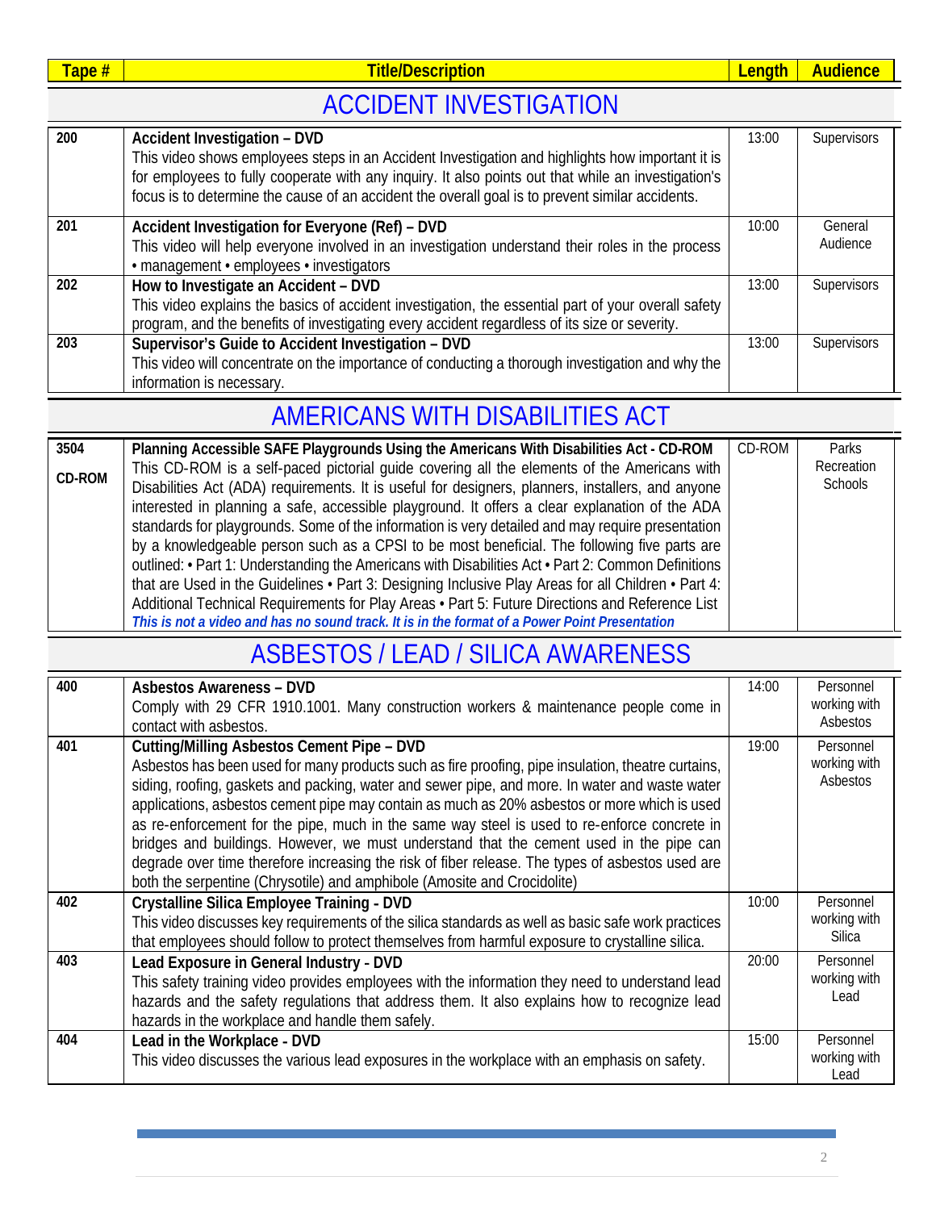| Tape # | Title/Description | Length | Audience |
|---|---|---|---|

## ACCIDENT INVESTIGATION

| Tape # | Title/Description | Length | Audience |
|---|---|---|---|
| 200 | **Accident Investigation – DVD** This video shows employees steps in an Accident Investigation and highlights how important it is for employees to fully cooperate with any inquiry. It also points out that while an investigation's focus is to determine the cause of an accident the overall goal is to prevent similar accidents. | 13:00 | Supervisors |
| 201 | **Accident Investigation for Everyone (Ref) – DVD** This video will help everyone involved in an investigation understand their roles in the process • management • employees • investigators | 10:00 | General Audience |
| 202 | **How to Investigate an Accident – DVD** This video explains the basics of accident investigation, the essential part of your overall safety program, and the benefits of investigating every accident regardless of its size or severity. | 13:00 | Supervisors |
| 203 | **Supervisor's Guide to Accident Investigation – DVD** This video will concentrate on the importance of conducting a thorough investigation and why the information is necessary. | 13:00 | Supervisors |

## AMERICANS WITH DISABILITIES ACT

| Tape # | Title/Description | Length | Audience |
|---|---|---|---|
| 3504 CD-ROM | **Planning Accessible SAFE Playgrounds Using the Americans With Disabilities Act - CD-ROM** This CD-ROM is a self-paced pictorial guide covering all the elements of the Americans with Disabilities Act (ADA) requirements. It is useful for designers, planners, installers, and anyone interested in planning a safe, accessible playground. It offers a clear explanation of the ADA standards for playgrounds. Some of the information is very detailed and may require presentation by a knowledgeable person such as a CPSI to be most beneficial. The following five parts are outlined: • Part 1: Understanding the Americans with Disabilities Act • Part 2: Common Definitions that are Used in the Guidelines • Part 3: Designing Inclusive Play Areas for all Children • Part 4: Additional Technical Requirements for Play Areas • Part 5: Future Directions and Reference List ***This is not a video and has no sound track. It is in the format of a Power Point Presentation*** | CD-ROM | Parks Recreation Schools |

## ASBESTOS / LEAD / SILICA AWARENESS

| Tape # | Title/Description | Length | Audience |
|---|---|---|---|
| 400 | **Asbestos Awareness – DVD** Comply with 29 CFR 1910.1001. Many construction workers & maintenance people come in contact with asbestos. | 14:00 | Personnel working with Asbestos |
| 401 | **Cutting/Milling Asbestos Cement Pipe – DVD** Asbestos has been used for many products such as fire proofing, pipe insulation, theatre curtains, siding, roofing, gaskets and packing, water and sewer pipe, and more. In water and waste water applications, asbestos cement pipe may contain as much as 20% asbestos or more which is used as re-enforcement for the pipe, much in the same way steel is used to re-enforce concrete in bridges and buildings. However, we must understand that the cement used in the pipe can degrade over time therefore increasing the risk of fiber release. The types of asbestos used are both the serpentine (Chrysotile) and amphibole (Amosite and Crocidolite) | 19:00 | Personnel working with Asbestos |
| 402 | **Crystalline Silica Employee Training - DVD** This video discusses key requirements of the silica standards as well as basic safe work practices that employees should follow to protect themselves from harmful exposure to crystalline silica. | 10:00 | Personnel working with Silica |
| 403 | **Lead Exposure in General Industry - DVD** This safety training video provides employees with the information they need to understand lead hazards and the safety regulations that address them. It also explains how to recognize lead hazards in the workplace and handle them safely. | 20:00 | Personnel working with Lead |
| 404 | **Lead in the Workplace - DVD** This video discusses the various lead exposures in the workplace with an emphasis on safety. | 15:00 | Personnel working with Lead |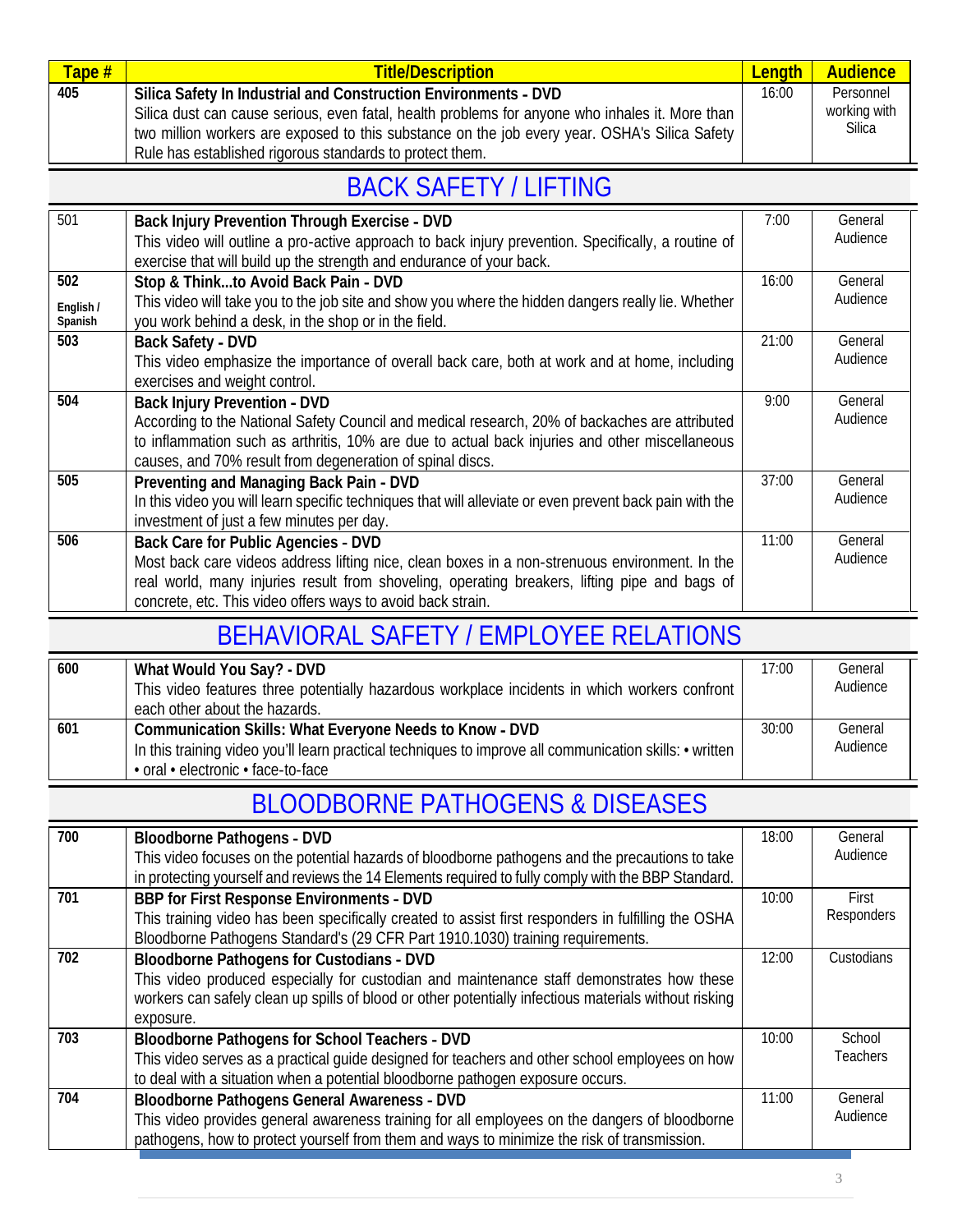| Tape # | Title/Description | Length | Audience |
|---|---|---|---|
| 405 | **Silica Safety In Industrial and Construction Environments - DVD** Silica dust can cause serious, even fatal, health problems for anyone who inhales it. More than two million workers are exposed to this substance on the job every year. OSHA's Silica Safety Rule has established rigorous standards to protect them. | 16:00 | Personnel working with Silica |

## BACK SAFETY / LIFTING

| Tape # | Title/Description | Length | Audience |
|---|---|---|---|
| 501 | **Back Injury Prevention Through Exercise - DVD** This video will outline a pro-active approach to back injury prevention. Specifically, a routine of exercise that will build up the strength and endurance of your back. | 7:00 | General Audience |
| 502 English / Spanish | **Stop & Think...to Avoid Back Pain - DVD** This video will take you to the job site and show you where the hidden dangers really lie. Whether you work behind a desk, in the shop or in the field. | 16:00 | General Audience |
| 503 | **Back Safety - DVD** This video emphasize the importance of overall back care, both at work and at home, including exercises and weight control. | 21:00 | General Audience |
| 504 | **Back Injury Prevention - DVD** According to the National Safety Council and medical research, 20% of backaches are attributed to inflammation such as arthritis, 10% are due to actual back injuries and other miscellaneous causes, and 70% result from degeneration of spinal discs. | 9:00 | General Audience |
| 505 | **Preventing and Managing Back Pain - DVD** In this video you will learn specific techniques that will alleviate or even prevent back pain with the investment of just a few minutes per day. | 37:00 | General Audience |
| 506 | **Back Care for Public Agencies - DVD** Most back care videos address lifting nice, clean boxes in a non-strenuous environment. In the real world, many injuries result from shoveling, operating breakers, lifting pipe and bags of concrete, etc. This video offers ways to avoid back strain. | 11:00 | General Audience |

## BEHAVIORAL SAFETY / EMPLOYEE RELATIONS

| Tape # | Title/Description | Length | Audience |
|---|---|---|---|
| 600 | **What Would You Say? - DVD** This video features three potentially hazardous workplace incidents in which workers confront each other about the hazards. | 17:00 | General Audience |
| 601 | **Communication Skills: What Everyone Needs to Know - DVD** In this training video you'll learn practical techniques to improve all communication skills: • written • oral • electronic • face-to-face | 30:00 | General Audience |

## BLOODBORNE PATHOGENS & DISEASES

| Tape # | Title/Description | Length | Audience |
|---|---|---|---|
| 700 | **Bloodborne Pathogens - DVD** This video focuses on the potential hazards of bloodborne pathogens and the precautions to take in protecting yourself and reviews the 14 Elements required to fully comply with the BBP Standard. | 18:00 | General Audience |
| 701 | **BBP for First Response Environments - DVD** This training video has been specifically created to assist first responders in fulfilling the OSHA Bloodborne Pathogens Standard's (29 CFR Part 1910.1030) training requirements. | 10:00 | First Responders |
| 702 | **Bloodborne Pathogens for Custodians - DVD** This video produced especially for custodian and maintenance staff demonstrates how these workers can safely clean up spills of blood or other potentially infectious materials without risking exposure. | 12:00 | Custodians |
| 703 | **Bloodborne Pathogens for School Teachers - DVD** This video serves as a practical guide designed for teachers and other school employees on how to deal with a situation when a potential bloodborne pathogen exposure occurs. | 10:00 | School Teachers |
| 704 | **Bloodborne Pathogens General Awareness - DVD** This video provides general awareness training for all employees on the dangers of bloodborne pathogens, how to protect yourself from them and ways to minimize the risk of transmission. | 11:00 | General Audience |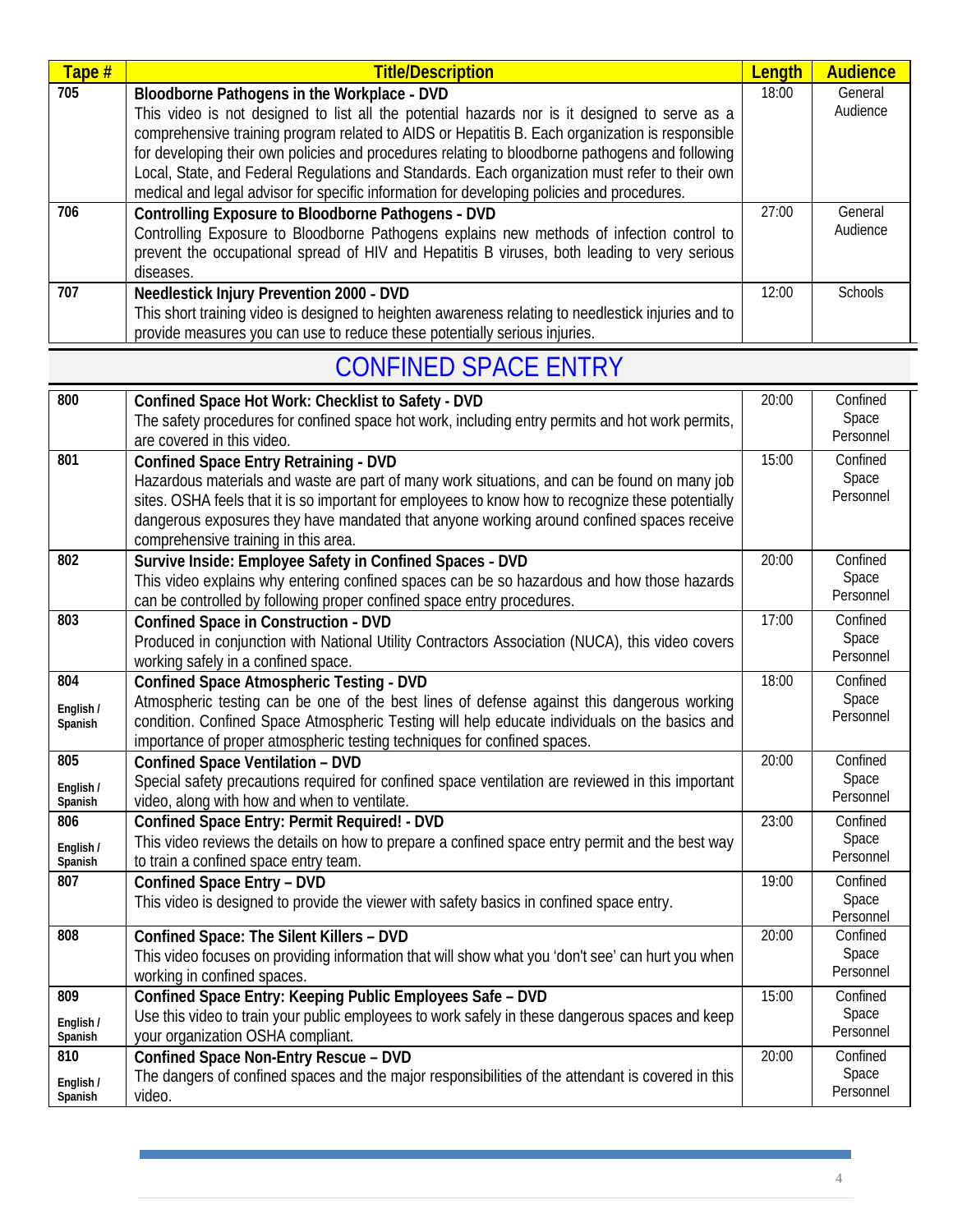| Tape # | Title/Description | Length | Audience |
|---|---|---|---|
| 705 | **Bloodborne Pathogens in the Workplace - DVD**<br>This video is not designed to list all the potential hazards nor is it designed to serve as a comprehensive training program related to AIDS or Hepatitis B. Each organization is responsible for developing their own policies and procedures relating to bloodborne pathogens and following Local, State, and Federal Regulations and Standards. Each organization must refer to their own medical and legal advisor for specific information for developing policies and procedures. | 18:00 | General Audience |
| 706 | **Controlling Exposure to Bloodborne Pathogens - DVD**<br>Controlling Exposure to Bloodborne Pathogens explains new methods of infection control to prevent the occupational spread of HIV and Hepatitis B viruses, both leading to very serious diseases. | 27:00 | General Audience |
| 707 | **Needlestick Injury Prevention 2000 - DVD**<br>This short training video is designed to heighten awareness relating to needlestick injuries and to provide measures you can use to reduce these potentially serious injuries. | 12:00 | Schools |

## CONFINED SPACE ENTRY

| Tape # | Title/Description | Length | Audience |
|---|---|---|---|
| 800 | **Confined Space Hot Work: Checklist to Safety - DVD**<br>The safety procedures for confined space hot work, including entry permits and hot work permits, are covered in this video. | 20:00 | Confined Space Personnel |
| 801 | **Confined Space Entry Retraining - DVD**<br>Hazardous materials and waste are part of many work situations, and can be found on many job sites. OSHA feels that it is so important for employees to know how to recognize these potentially dangerous exposures they have mandated that anyone working around confined spaces receive comprehensive training in this area. | 15:00 | Confined Space Personnel |
| 802 | **Survive Inside: Employee Safety in Confined Spaces - DVD**<br>This video explains why entering confined spaces can be so hazardous and how those hazards can be controlled by following proper confined space entry procedures. | 20:00 | Confined Space Personnel |
| 803 | **Confined Space in Construction - DVD**<br>Produced in conjunction with National Utility Contractors Association (NUCA), this video covers working safely in a confined space. | 17:00 | Confined Space Personnel |
| 804<br>English / Spanish | **Confined Space Atmospheric Testing - DVD**<br>Atmospheric testing can be one of the best lines of defense against this dangerous working condition. Confined Space Atmospheric Testing will help educate individuals on the basics and importance of proper atmospheric testing techniques for confined spaces. | 18:00 | Confined Space Personnel |
| 805<br>English / Spanish | **Confined Space Ventilation – DVD**<br>Special safety precautions required for confined space ventilation are reviewed in this important video, along with how and when to ventilate. | 20:00 | Confined Space Personnel |
| 806<br>English / Spanish | **Confined Space Entry: Permit Required! - DVD**<br>This video reviews the details on how to prepare a confined space entry permit and the best way to train a confined space entry team. | 23:00 | Confined Space Personnel |
| 807 | **Confined Space Entry – DVD**<br>This video is designed to provide the viewer with safety basics in confined space entry. | 19:00 | Confined Space Personnel |
| 808 | **Confined Space: The Silent Killers – DVD**<br>This video focuses on providing information that will show what you 'don't see' can hurt you when working in confined spaces. | 20:00 | Confined Space Personnel |
| 809<br>English / Spanish | **Confined Space Entry: Keeping Public Employees Safe – DVD**<br>Use this video to train your public employees to work safely in these dangerous spaces and keep your organization OSHA compliant. | 15:00 | Confined Space Personnel |
| 810<br>English / Spanish | **Confined Space Non-Entry Rescue – DVD**<br>The dangers of confined spaces and the major responsibilities of the attendant is covered in this video. | 20:00 | Confined Space Personnel |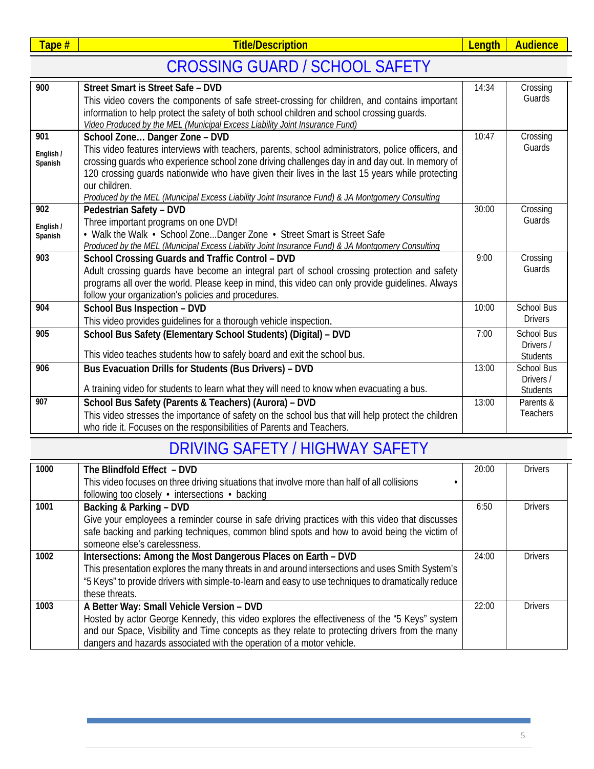| Tape # | Title/Description | Length | Audience |
|---|---|---|---|
| **CROSSING GUARD / SCHOOL SAFETY** | | | |
| **900** | **Street Smart is Street Safe – DVD**<br>This video covers the components of safe street-crossing for children, and contains important information to help protect the safety of both school children and school crossing guards.<br>*Video Produced by the MEL (Municipal Excess Liability Joint Insurance Fund)* | 14:34 | Crossing Guards |
| **901**<br>**English / Spanish** | **School Zone… Danger Zone – DVD**<br>This video features interviews with teachers, parents, school administrators, police officers, and crossing guards who experience school zone driving challenges day in and day out. In memory of 120 crossing guards nationwide who have given their lives in the last 15 years while protecting our children.<br>*Produced by the MEL (Municipal Excess Liability Joint Insurance Fund) & JA Montgomery Consulting* | 10:47 | Crossing Guards |
| **902**<br>**English / Spanish** | **Pedestrian Safety – DVD**<br>Three important programs on one DVD!<br>• Walk the Walk • School Zone...Danger Zone • Street Smart is Street Safe<br>*Produced by the MEL (Municipal Excess Liability Joint Insurance Fund) & JA Montgomery Consulting* | 30:00 | Crossing Guards |
| **903** | **School Crossing Guards and Traffic Control – DVD**<br>Adult crossing guards have become an integral part of school crossing protection and safety programs all over the world. Please keep in mind, this video can only provide guidelines. Always follow your organization's policies and procedures. | 9:00 | Crossing Guards |
| **904** | **School Bus Inspection – DVD**<br>This video provides guidelines for a thorough vehicle inspection. | 10:00 | School Bus Drivers |
| **905** | **School Bus Safety (Elementary School Students) (Digital) – DVD**<br>This video teaches students how to safely board and exit the school bus. | 7:00 | School Bus Drivers / Students |
| **906** | **Bus Evacuation Drills for Students (Bus Drivers) – DVD**<br>A training video for students to learn what they will need to know when evacuating a bus. | 13:00 | School Bus Drivers / Students |
| **907** | **School Bus Safety (Parents & Teachers) (Aurora) – DVD**<br>This video stresses the importance of safety on the school bus that will help protect the children who ride it. Focuses on the responsibilities of Parents and Teachers. | 13:00 | Parents & Teachers |
| **DRIVING SAFETY / HIGHWAY SAFETY** | | | |
| **1000** | **The Blindfold Effect – DVD**<br>This video focuses on three driving situations that involve more than half of all collisions • following too closely • intersections • backing | 20:00 | Drivers |
| **1001** | **Backing & Parking – DVD**<br>Give your employees a reminder course in safe driving practices with this video that discusses safe backing and parking techniques, common blind spots and how to avoid being the victim of someone else's carelessness. | 6:50 | Drivers |
| **1002** | **Intersections: Among the Most Dangerous Places on Earth – DVD**<br>This presentation explores the many threats in and around intersections and uses Smith System's "5 Keys" to provide drivers with simple-to-learn and easy to use techniques to dramatically reduce these threats. | 24:00 | Drivers |
| **1003** | **A Better Way: Small Vehicle Version – DVD**<br>Hosted by actor George Kennedy, this video explores the effectiveness of the "5 Keys" system and our Space, Visibility and Time concepts as they relate to protecting drivers from the many dangers and hazards associated with the operation of a motor vehicle. | 22:00 | Drivers |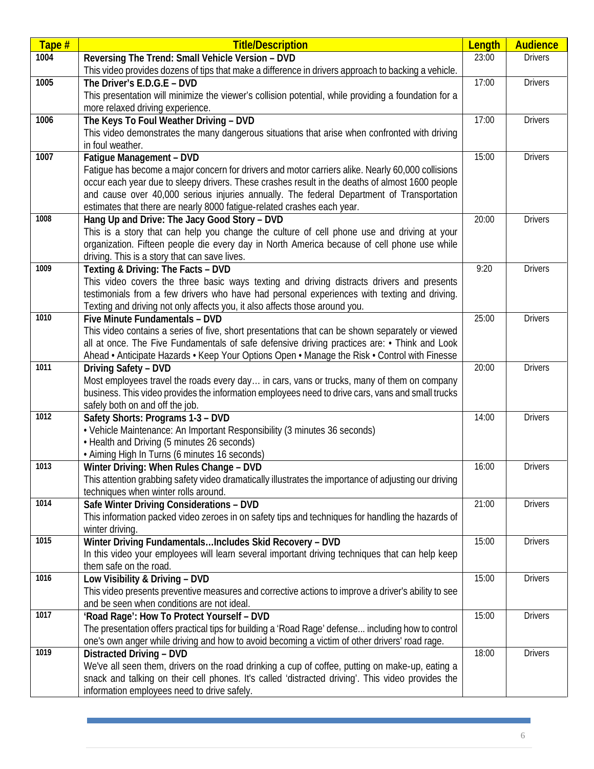| Tape # | Title/Description | Length | Audience |
|---|---|---|---|
| 1004 | **Reversing The Trend: Small Vehicle Version – DVD** This video provides dozens of tips that make a difference in drivers approach to backing a vehicle. | 23:00 | Drivers |
| 1005 | **The Driver's E.D.G.E – DVD** This presentation will minimize the viewer's collision potential, while providing a foundation for a more relaxed driving experience. | 17:00 | Drivers |
| 1006 | **The Keys To Foul Weather Driving – DVD** This video demonstrates the many dangerous situations that arise when confronted with driving in foul weather. | 17:00 | Drivers |
| 1007 | **Fatigue Management – DVD** Fatigue has become a major concern for drivers and motor carriers alike. Nearly 60,000 collisions occur each year due to sleepy drivers. These crashes result in the deaths of almost 1600 people and cause over 40,000 serious injuries annually. The federal Department of Transportation estimates that there are nearly 8000 fatigue-related crashes each year. | 15:00 | Drivers |
| 1008 | **Hang Up and Drive: The Jacy Good Story – DVD** This is a story that can help you change the culture of cell phone use and driving at your organization. Fifteen people die every day in North America because of cell phone use while driving. This is a story that can save lives. | 20:00 | Drivers |
| 1009 | **Texting & Driving: The Facts – DVD** This video covers the three basic ways texting and driving distracts drivers and presents testimonials from a few drivers who have had personal experiences with texting and driving. Texting and driving not only affects you, it also affects those around you. | 9:20 | Drivers |
| 1010 | **Five Minute Fundamentals – DVD** This video contains a series of five, short presentations that can be shown separately or viewed all at once. The Five Fundamentals of safe defensive driving practices are: • Think and Look Ahead • Anticipate Hazards • Keep Your Options Open • Manage the Risk • Control with Finesse | 25:00 | Drivers |
| 1011 | **Driving Safety – DVD** Most employees travel the roads every day… in cars, vans or trucks, many of them on company business. This video provides the information employees need to drive cars, vans and small trucks safely both on and off the job. | 20:00 | Drivers |
| 1012 | **Safety Shorts: Programs 1-3 – DVD** • Vehicle Maintenance: An Important Responsibility (3 minutes 36 seconds) • Health and Driving (5 minutes 26 seconds) • Aiming High In Turns (6 minutes 16 seconds) | 14:00 | Drivers |
| 1013 | **Winter Driving: When Rules Change – DVD** This attention grabbing safety video dramatically illustrates the importance of adjusting our driving techniques when winter rolls around. | 16:00 | Drivers |
| 1014 | **Safe Winter Driving Considerations – DVD** This information packed video zeroes in on safety tips and techniques for handling the hazards of winter driving. | 21:00 | Drivers |
| 1015 | **Winter Driving Fundamentals…Includes Skid Recovery – DVD** In this video your employees will learn several important driving techniques that can help keep them safe on the road. | 15:00 | Drivers |
| 1016 | **Low Visibility & Driving – DVD** This video presents preventive measures and corrective actions to improve a driver's ability to see and be seen when conditions are not ideal. | 15:00 | Drivers |
| 1017 | **'Road Rage': How To Protect Yourself – DVD** The presentation offers practical tips for building a 'Road Rage' defense... including how to control one's own anger while driving and how to avoid becoming a victim of other drivers' road rage. | 15:00 | Drivers |
| 1019 | **Distracted Driving – DVD** We've all seen them, drivers on the road drinking a cup of coffee, putting on make-up, eating a snack and talking on their cell phones. It's called 'distracted driving'. This video provides the information employees need to drive safely. | 18:00 | Drivers |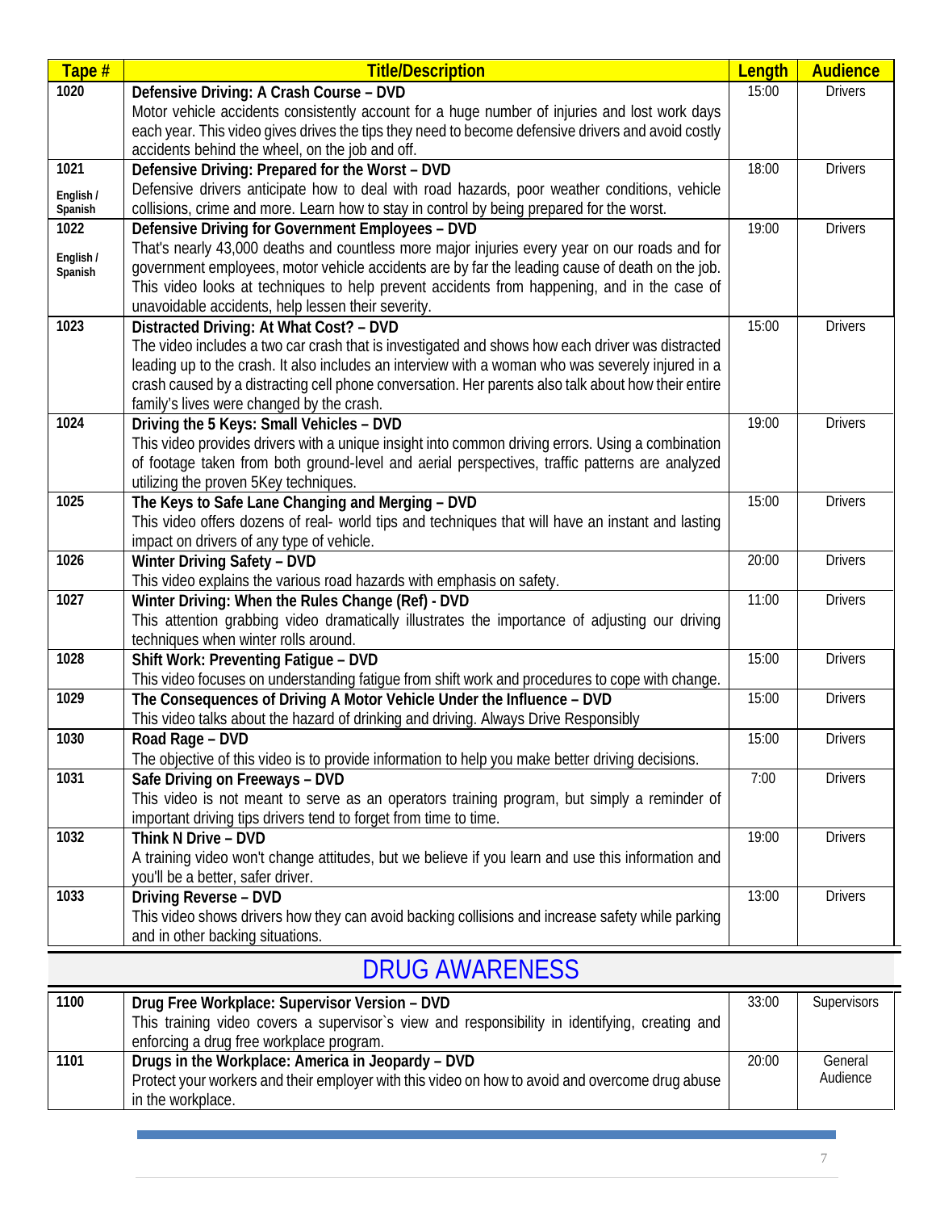| Tape # | Title/Description | Length | Audience |
|---|---|---|---|
| 1020 | **Defensive Driving: A Crash Course – DVD** Motor vehicle accidents consistently account for a huge number of injuries and lost work days each year. This video gives drives the tips they need to become defensive drivers and avoid costly accidents behind the wheel, on the job and off. | 15:00 | Drivers |
| 1021 English / Spanish | **Defensive Driving: Prepared for the Worst – DVD** Defensive drivers anticipate how to deal with road hazards, poor weather conditions, vehicle collisions, crime and more. Learn how to stay in control by being prepared for the worst. | 18:00 | Drivers |
| 1022 English / Spanish | **Defensive Driving for Government Employees – DVD** That's nearly 43,000 deaths and countless more major injuries every year on our roads and for government employees, motor vehicle accidents are by far the leading cause of death on the job. This video looks at techniques to help prevent accidents from happening, and in the case of unavoidable accidents, help lessen their severity. | 19:00 | Drivers |
| 1023 | **Distracted Driving: At What Cost? – DVD** The video includes a two car crash that is investigated and shows how each driver was distracted leading up to the crash. It also includes an interview with a woman who was severely injured in a crash caused by a distracting cell phone conversation. Her parents also talk about how their entire family's lives were changed by the crash. | 15:00 | Drivers |
| 1024 | **Driving the 5 Keys: Small Vehicles – DVD** This video provides drivers with a unique insight into common driving errors. Using a combination of footage taken from both ground-level and aerial perspectives, traffic patterns are analyzed utilizing the proven 5Key techniques. | 19:00 | Drivers |
| 1025 | **The Keys to Safe Lane Changing and Merging – DVD** This video offers dozens of real- world tips and techniques that will have an instant and lasting impact on drivers of any type of vehicle. | 15:00 | Drivers |
| 1026 | **Winter Driving Safety – DVD** This video explains the various road hazards with emphasis on safety. | 20:00 | Drivers |
| 1027 | **Winter Driving: When the Rules Change (Ref) - DVD** This attention grabbing video dramatically illustrates the importance of adjusting our driving techniques when winter rolls around. | 11:00 | Drivers |
| 1028 | **Shift Work: Preventing Fatigue – DVD** This video focuses on understanding fatigue from shift work and procedures to cope with change. | 15:00 | Drivers |
| 1029 | **The Consequences of Driving A Motor Vehicle Under the Influence – DVD** This video talks about the hazard of drinking and driving. Always Drive Responsibly | 15:00 | Drivers |
| 1030 | **Road Rage – DVD** The objective of this video is to provide information to help you make better driving decisions. | 15:00 | Drivers |
| 1031 | **Safe Driving on Freeways – DVD** This video is not meant to serve as an operators training program, but simply a reminder of important driving tips drivers tend to forget from time to time. | 7:00 | Drivers |
| 1032 | **Think N Drive – DVD** A training video won't change attitudes, but we believe if you learn and use this information and you'll be a better, safer driver. | 19:00 | Drivers |
| 1033 | **Driving Reverse – DVD** This video shows drivers how they can avoid backing collisions and increase safety while parking and in other backing situations. | 13:00 | Drivers |

## DRUG AWARENESS

| Tape # | Title/Description | Length | Audience |
|---|---|---|---|
| 1100 | **Drug Free Workplace: Supervisor Version – DVD** This training video covers a supervisor`s view and responsibility in identifying, creating and enforcing a drug free workplace program. | 33:00 | Supervisors |
| 1101 | **Drugs in the Workplace: America in Jeopardy – DVD** Protect your workers and their employer with this video on how to avoid and overcome drug abuse in the workplace. | 20:00 | General Audience |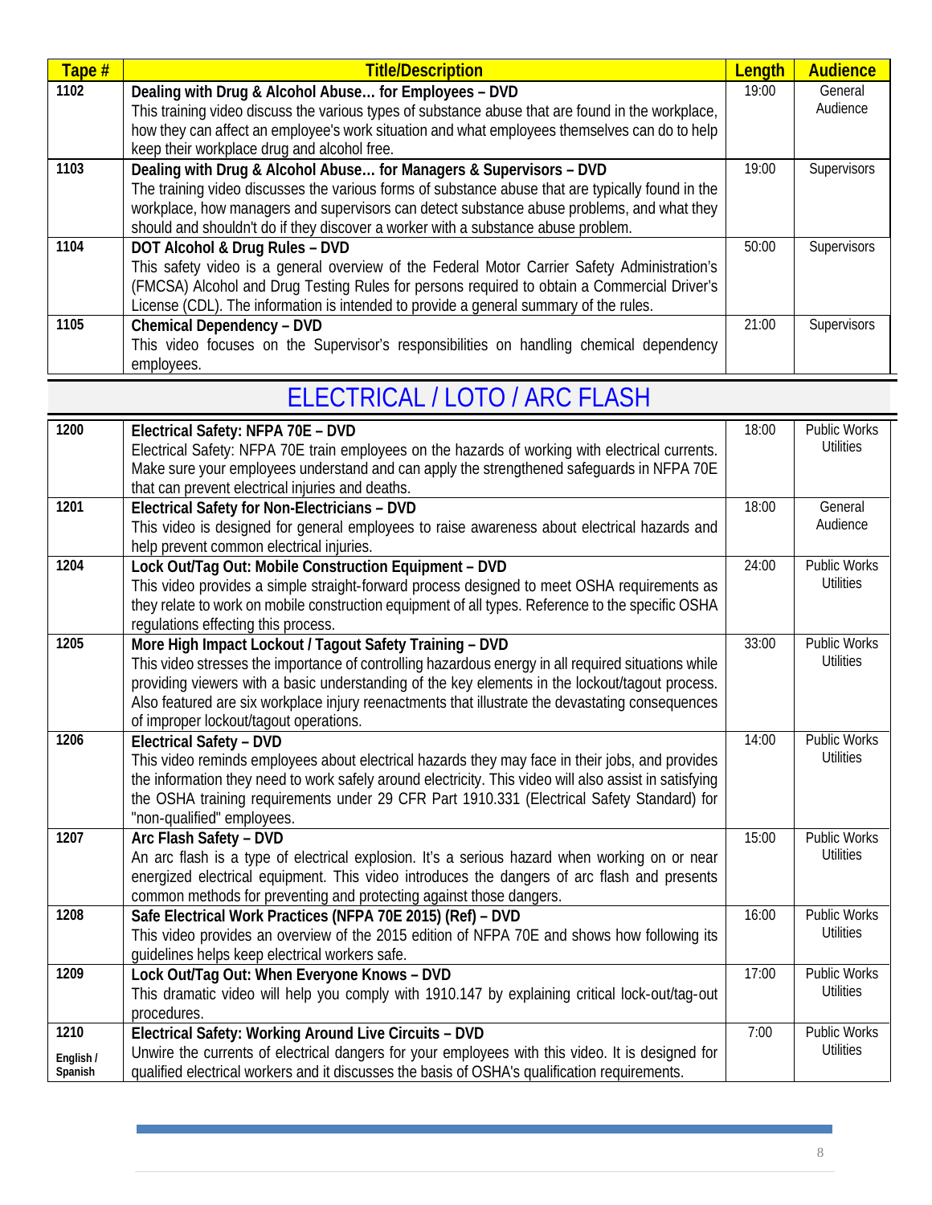| Tape # | Title/Description | Length | Audience |
|---|---|---|---|
| 1102 | **Dealing with Drug & Alcohol Abuse… for Employees – DVD**<br>This training video discuss the various types of substance abuse that are found in the workplace, how they can affect an employee's work situation and what employees themselves can do to help keep their workplace drug and alcohol free. | 19:00 | General Audience |
| 1103 | **Dealing with Drug & Alcohol Abuse… for Managers & Supervisors – DVD**<br>The training video discusses the various forms of substance abuse that are typically found in the workplace, how managers and supervisors can detect substance abuse problems, and what they should and shouldn't do if they discover a worker with a substance abuse problem. | 19:00 | Supervisors |
| 1104 | **DOT Alcohol & Drug Rules – DVD**<br>This safety video is a general overview of the Federal Motor Carrier Safety Administration's (FMCSA) Alcohol and Drug Testing Rules for persons required to obtain a Commercial Driver's License (CDL). The information is intended to provide a general summary of the rules. | 50:00 | Supervisors |
| 1105 | **Chemical Dependency – DVD**<br>This video focuses on the Supervisor's responsibilities on handling chemical dependency employees. | 21:00 | Supervisors |

## ELECTRICAL / LOTO / ARC FLASH

| Tape # | Title/Description | Length | Audience |
|---|---|---|---|
| 1200 | **Electrical Safety: NFPA 70E – DVD**<br>Electrical Safety: NFPA 70E train employees on the hazards of working with electrical currents. Make sure your employees understand and can apply the strengthened safeguards in NFPA 70E that can prevent electrical injuries and deaths. | 18:00 | Public Works Utilities |
| 1201 | **Electrical Safety for Non-Electricians – DVD**<br>This video is designed for general employees to raise awareness about electrical hazards and help prevent common electrical injuries. | 18:00 | General Audience |
| 1204 | **Lock Out/Tag Out: Mobile Construction Equipment – DVD**<br>This video provides a simple straight-forward process designed to meet OSHA requirements as they relate to work on mobile construction equipment of all types. Reference to the specific OSHA regulations effecting this process. | 24:00 | Public Works Utilities |
| 1205 | **More High Impact Lockout / Tagout Safety Training – DVD**<br>This video stresses the importance of controlling hazardous energy in all required situations while providing viewers with a basic understanding of the key elements in the lockout/tagout process. Also featured are six workplace injury reenactments that illustrate the devastating consequences of improper lockout/tagout operations. | 33:00 | Public Works Utilities |
| 1206 | **Electrical Safety – DVD**<br>This video reminds employees about electrical hazards they may face in their jobs, and provides the information they need to work safely around electricity. This video will also assist in satisfying the OSHA training requirements under 29 CFR Part 1910.331 (Electrical Safety Standard) for "non-qualified" employees. | 14:00 | Public Works Utilities |
| 1207 | **Arc Flash Safety – DVD**<br>An arc flash is a type of electrical explosion. It's a serious hazard when working on or near energized electrical equipment. This video introduces the dangers of arc flash and presents common methods for preventing and protecting against those dangers. | 15:00 | Public Works Utilities |
| 1208 | **Safe Electrical Work Practices (NFPA 70E 2015) (Ref) – DVD**<br>This video provides an overview of the 2015 edition of NFPA 70E and shows how following its guidelines helps keep electrical workers safe. | 16:00 | Public Works Utilities |
| 1209 | **Lock Out/Tag Out: When Everyone Knows – DVD**<br>This dramatic video will help you comply with 1910.147 by explaining critical lock-out/tag-out procedures. | 17:00 | Public Works Utilities |
| 1210<br>English / Spanish | **Electrical Safety: Working Around Live Circuits – DVD**<br>Unwire the currents of electrical dangers for your employees with this video. It is designed for qualified electrical workers and it discusses the basis of OSHA's qualification requirements. | 7:00 | Public Works Utilities |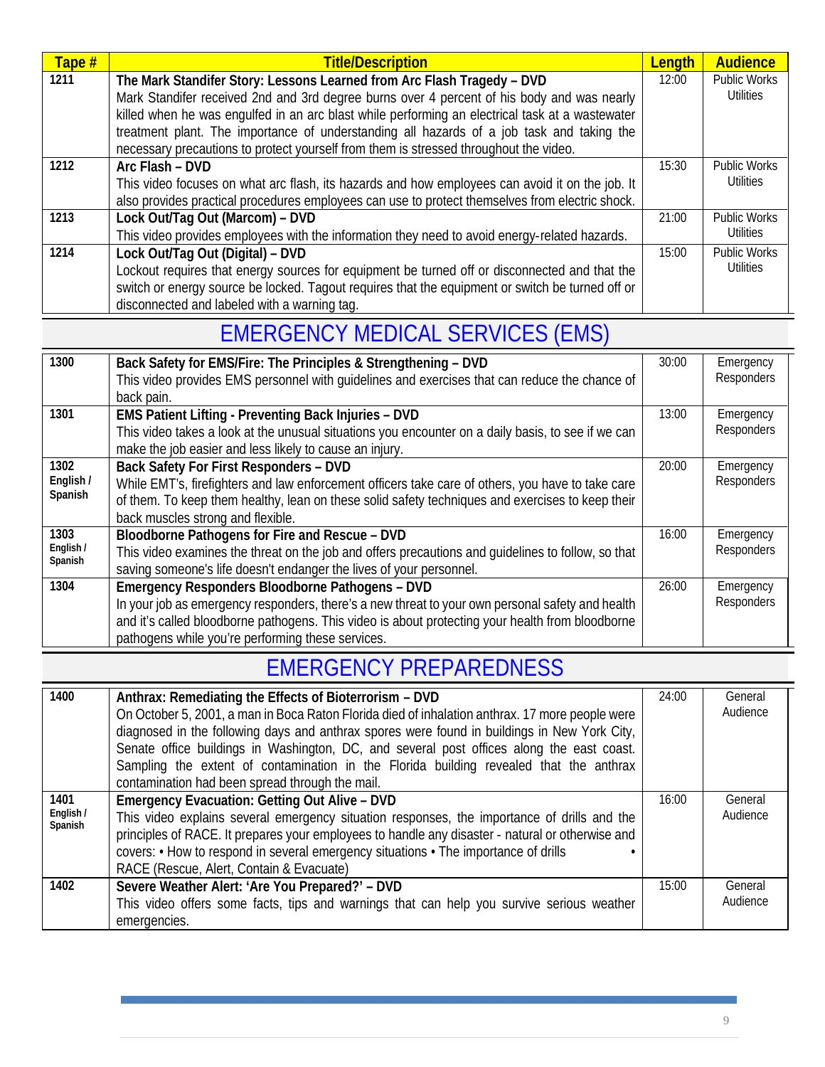| Tape # | Title/Description | Length | Audience |
|---|---|---|---|
| 1211 | **The Mark Standifer Story: Lessons Learned from Arc Flash Tragedy – DVD** Mark Standifer received 2nd and 3rd degree burns over 4 percent of his body and was nearly killed when he was engulfed in an arc blast while performing an electrical task at a wastewater treatment plant. The importance of understanding all hazards of a job task and taking the necessary precautions to protect yourself from them is stressed throughout the video. | 12:00 | Public Works Utilities |
| 1212 | **Arc Flash – DVD** This video focuses on what arc flash, its hazards and how employees can avoid it on the job. It also provides practical procedures employees can use to protect themselves from electric shock. | 15:30 | Public Works Utilities |
| 1213 | **Lock Out/Tag Out (Marcom) – DVD** This video provides employees with the information they need to avoid energy-related hazards. | 21:00 | Public Works Utilities |
| 1214 | **Lock Out/Tag Out (Digital) – DVD** Lockout requires that energy sources for equipment be turned off or disconnected and that the switch or energy source be locked. Tagout requires that the equipment or switch be turned off or disconnected and labeled with a warning tag. | 15:00 | Public Works Utilities |

## EMERGENCY MEDICAL SERVICES (EMS)

| Tape # | Title/Description | Length | Audience |
|---|---|---|---|
| 1300 | **Back Safety for EMS/Fire: The Principles & Strengthening – DVD** This video provides EMS personnel with guidelines and exercises that can reduce the chance of back pain. | 30:00 | Emergency Responders |
| 1301 | **EMS Patient Lifting - Preventing Back Injuries – DVD** This video takes a look at the unusual situations you encounter on a daily basis, to see if we can make the job easier and less likely to cause an injury. | 13:00 | Emergency Responders |
| 1302 English / Spanish | **Back Safety For First Responders – DVD** While EMT's, firefighters and law enforcement officers take care of others, you have to take care of them. To keep them healthy, lean on these solid safety techniques and exercises to keep their back muscles strong and flexible. | 20:00 | Emergency Responders |
| 1303 English / Spanish | **Bloodborne Pathogens for Fire and Rescue – DVD** This video examines the threat on the job and offers precautions and guidelines to follow, so that saving someone's life doesn't endanger the lives of your personnel. | 16:00 | Emergency Responders |
| 1304 | **Emergency Responders Bloodborne Pathogens – DVD** In your job as emergency responders, there's a new threat to your own personal safety and health and it's called bloodborne pathogens. This video is about protecting your health from bloodborne pathogens while you're performing these services. | 26:00 | Emergency Responders |

## EMERGENCY PREPAREDNESS

| Tape # | Title/Description | Length | Audience |
|---|---|---|---|
| 1400 | **Anthrax: Remediating the Effects of Bioterrorism – DVD** On October 5, 2001, a man in Boca Raton Florida died of inhalation anthrax. 17 more people were diagnosed in the following days and anthrax spores were found in buildings in New York City, Senate office buildings in Washington, DC, and several post offices along the east coast. Sampling the extent of contamination in the Florida building revealed that the anthrax contamination had been spread through the mail. | 24:00 | General Audience |
| 1401 English / Spanish | **Emergency Evacuation: Getting Out Alive – DVD** This video explains several emergency situation responses, the importance of drills and the principles of RACE. It prepares your employees to handle any disaster - natural or otherwise and covers: • How to respond in several emergency situations • The importance of drills • RACE (Rescue, Alert, Contain & Evacuate) | 16:00 | General Audience |
| 1402 | **Severe Weather Alert: 'Are You Prepared?' – DVD** This video offers some facts, tips and warnings that can help you survive serious weather emergencies. | 15:00 | General Audience |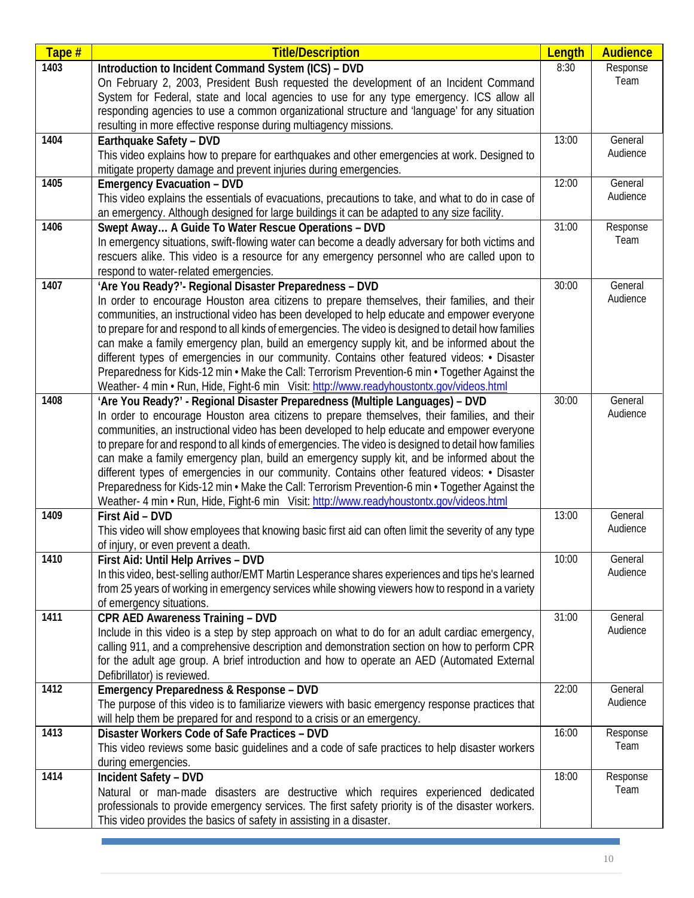| Tape # | Title/Description | Length | Audience |
|---|---|---|---|
| 1403 | **Introduction to Incident Command System (ICS) – DVD** On February 2, 2003, President Bush requested the development of an Incident Command System for Federal, state and local agencies to use for any type emergency. ICS allow all responding agencies to use a common organizational structure and 'language' for any situation resulting in more effective response during multiagency missions. | 8:30 | Response Team |
| 1404 | **Earthquake Safety – DVD** This video explains how to prepare for earthquakes and other emergencies at work. Designed to mitigate property damage and prevent injuries during emergencies. | 13:00 | General Audience |
| 1405 | **Emergency Evacuation – DVD** This video explains the essentials of evacuations, precautions to take, and what to do in case of an emergency. Although designed for large buildings it can be adapted to any size facility. | 12:00 | General Audience |
| 1406 | **Swept Away… A Guide To Water Rescue Operations – DVD** In emergency situations, swift-flowing water can become a deadly adversary for both victims and rescuers alike. This video is a resource for any emergency personnel who are called upon to respond to water-related emergencies. | 31:00 | Response Team |
| 1407 | **'Are You Ready?'- Regional Disaster Preparedness – DVD** In order to encourage Houston area citizens to prepare themselves, their families, and their communities, an instructional video has been developed to help educate and empower everyone to prepare for and respond to all kinds of emergencies. The video is designed to detail how families can make a family emergency plan, build an emergency supply kit, and be informed about the different types of emergencies in our community. Contains other featured videos: • Disaster Preparedness for Kids-12 min • Make the Call: Terrorism Prevention-6 min • Together Against the Weather- 4 min • Run, Hide, Fight-6 min Visit: http://www.readyhoustontx.gov/videos.html | 30:00 | General Audience |
| 1408 | **'Are You Ready?' - Regional Disaster Preparedness (Multiple Languages) – DVD** In order to encourage Houston area citizens to prepare themselves, their families, and their communities, an instructional video has been developed to help educate and empower everyone to prepare for and respond to all kinds of emergencies. The video is designed to detail how families can make a family emergency plan, build an emergency supply kit, and be informed about the different types of emergencies in our community. Contains other featured videos: • Disaster Preparedness for Kids-12 min • Make the Call: Terrorism Prevention-6 min • Together Against the Weather- 4 min • Run, Hide, Fight-6 min Visit: http://www.readyhoustontx.gov/videos.html | 30:00 | General Audience |
| 1409 | **First Aid – DVD** This video will show employees that knowing basic first aid can often limit the severity of any type of injury, or even prevent a death. | 13:00 | General Audience |
| 1410 | **First Aid: Until Help Arrives – DVD** In this video, best-selling author/EMT Martin Lesperance shares experiences and tips he's learned from 25 years of working in emergency services while showing viewers how to respond in a variety of emergency situations. | 10:00 | General Audience |
| 1411 | **CPR AED Awareness Training – DVD** Include in this video is a step by step approach on what to do for an adult cardiac emergency, calling 911, and a comprehensive description and demonstration section on how to perform CPR for the adult age group. A brief introduction and how to operate an AED (Automated External Defibrillator) is reviewed. | 31:00 | General Audience |
| 1412 | **Emergency Preparedness & Response – DVD** The purpose of this video is to familiarize viewers with basic emergency response practices that will help them be prepared for and respond to a crisis or an emergency. | 22:00 | General Audience |
| 1413 | **Disaster Workers Code of Safe Practices – DVD** This video reviews some basic guidelines and a code of safe practices to help disaster workers during emergencies. | 16:00 | Response Team |
| 1414 | **Incident Safety – DVD** Natural or man-made disasters are destructive which requires experienced dedicated professionals to provide emergency services. The first safety priority is of the disaster workers. This video provides the basics of safety in assisting in a disaster. | 18:00 | Response Team |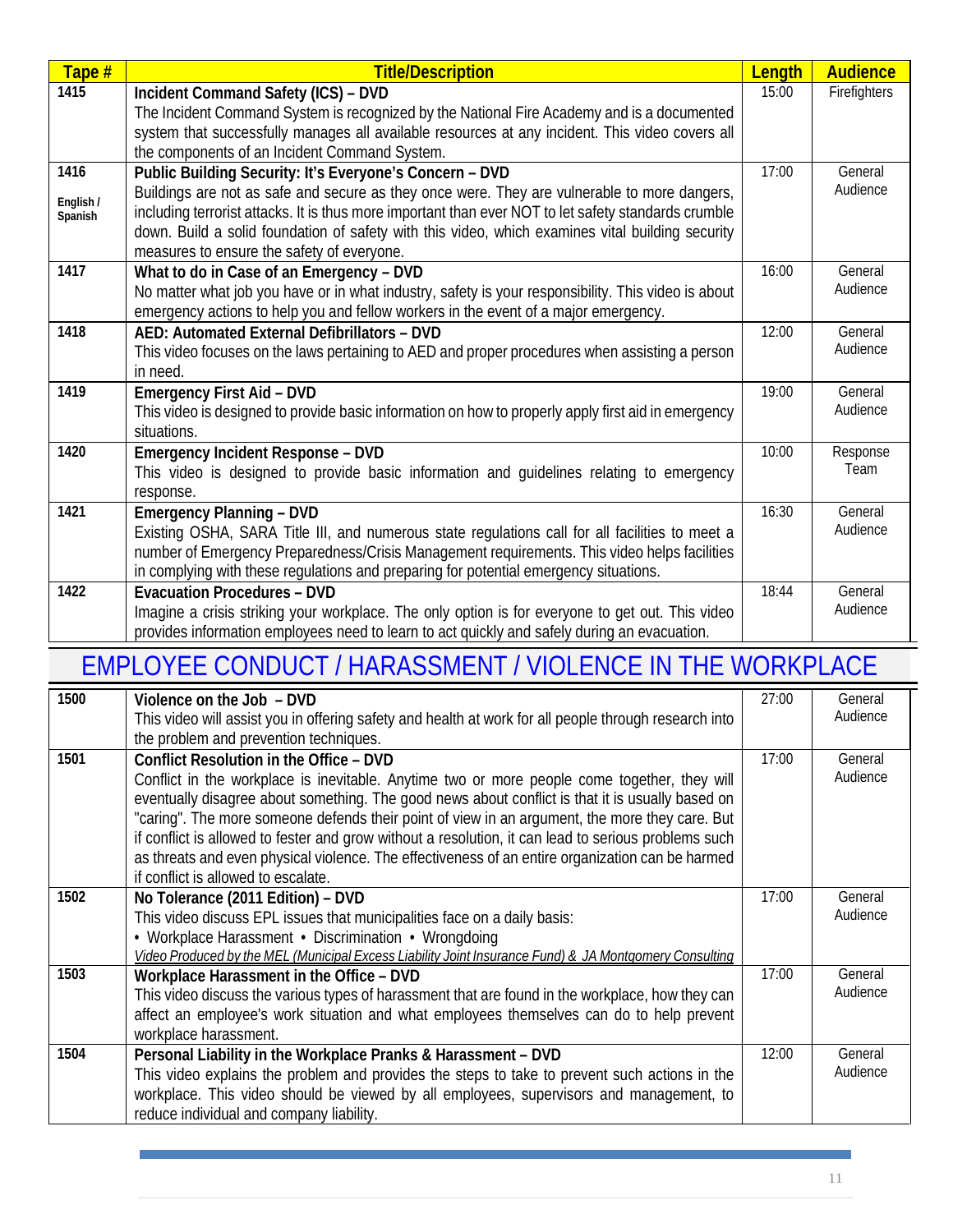| Tape # | Title/Description | Length | Audience |
|---|---|---|---|
| 1415 | **Incident Command Safety (ICS) – DVD**<br>The Incident Command System is recognized by the National Fire Academy and is a documented system that successfully manages all available resources at any incident. This video covers all the components of an Incident Command System. | 15:00 | Firefighters |
| 1416<br>English / Spanish | **Public Building Security: It's Everyone's Concern – DVD**<br>Buildings are not as safe and secure as they once were. They are vulnerable to more dangers, including terrorist attacks. It is thus more important than ever NOT to let safety standards crumble down. Build a solid foundation of safety with this video, which examines vital building security measures to ensure the safety of everyone. | 17:00 | General Audience |
| 1417 | **What to do in Case of an Emergency – DVD**<br>No matter what job you have or in what industry, safety is your responsibility. This video is about emergency actions to help you and fellow workers in the event of a major emergency. | 16:00 | General Audience |
| 1418 | **AED: Automated External Defibrillators – DVD**<br>This video focuses on the laws pertaining to AED and proper procedures when assisting a person in need. | 12:00 | General Audience |
| 1419 | **Emergency First Aid – DVD**<br>This video is designed to provide basic information on how to properly apply first aid in emergency situations. | 19:00 | General Audience |
| 1420 | **Emergency Incident Response – DVD**<br>This video is designed to provide basic information and guidelines relating to emergency response. | 10:00 | Response Team |
| 1421 | **Emergency Planning – DVD**<br>Existing OSHA, SARA Title III, and numerous state regulations call for all facilities to meet a number of Emergency Preparedness/Crisis Management requirements. This video helps facilities in complying with these regulations and preparing for potential emergency situations. | 16:30 | General Audience |
| 1422 | **Evacuation Procedures – DVD**<br>Imagine a crisis striking your workplace. The only option is for everyone to get out. This video provides information employees need to learn to act quickly and safely during an evacuation. | 18:44 | General Audience |

# EMPLOYEE CONDUCT / HARASSMENT / VIOLENCE IN THE WORKPLACE

| Tape # | Title/Description | Length | Audience |
|---|---|---|---|
| 1500 | **Violence on the Job – DVD**<br>This video will assist you in offering safety and health at work for all people through research into the problem and prevention techniques. | 27:00 | General Audience |
| 1501 | **Conflict Resolution in the Office – DVD**<br>Conflict in the workplace is inevitable. Anytime two or more people come together, they will eventually disagree about something. The good news about conflict is that it is usually based on "caring". The more someone defends their point of view in an argument, the more they care. But if conflict is allowed to fester and grow without a resolution, it can lead to serious problems such as threats and even physical violence. The effectiveness of an entire organization can be harmed if conflict is allowed to escalate. | 17:00 | General Audience |
| 1502 | **No Tolerance (2011 Edition) – DVD**<br>This video discuss EPL issues that municipalities face on a daily basis:<br>• Workplace Harassment • Discrimination • Wrongdoing<br>*Video Produced by the MEL (Municipal Excess Liability Joint Insurance Fund) & JA Montgomery Consulting* | 17:00 | General Audience |
| 1503 | **Workplace Harassment in the Office – DVD**<br>This video discuss the various types of harassment that are found in the workplace, how they can affect an employee's work situation and what employees themselves can do to help prevent workplace harassment. | 17:00 | General Audience |
| 1504 | **Personal Liability in the Workplace Pranks & Harassment – DVD**<br>This video explains the problem and provides the steps to take to prevent such actions in the workplace. This video should be viewed by all employees, supervisors and management, to reduce individual and company liability. | 12:00 | General Audience |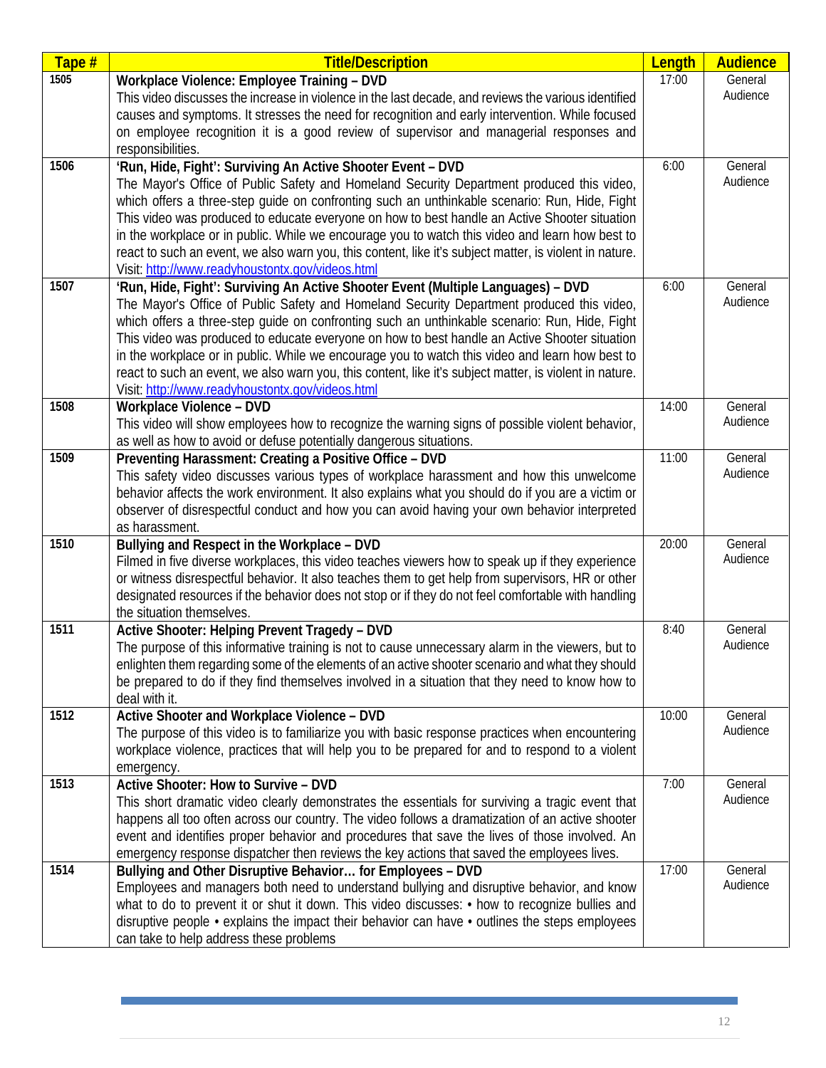| Tape # | Title/Description | Length | Audience |
|---|---|---|---|
| 1505 | **Workplace Violence: Employee Training – DVD** This video discusses the increase in violence in the last decade, and reviews the various identified causes and symptoms. It stresses the need for recognition and early intervention. While focused on employee recognition it is a good review of supervisor and managerial responses and responsibilities. | 17:00 | General Audience |
| 1506 | **'Run, Hide, Fight': Surviving An Active Shooter Event – DVD** The Mayor's Office of Public Safety and Homeland Security Department produced this video, which offers a three-step guide on confronting such an unthinkable scenario: Run, Hide, Fight This video was produced to educate everyone on how to best handle an Active Shooter situation in the workplace or in public. While we encourage you to watch this video and learn how best to react to such an event, we also warn you, this content, like it's subject matter, is violent in nature. Visit: http://www.readyhoustontx.gov/videos.html | 6:00 | General Audience |
| 1507 | **'Run, Hide, Fight': Surviving An Active Shooter Event (Multiple Languages) – DVD** The Mayor's Office of Public Safety and Homeland Security Department produced this video, which offers a three-step guide on confronting such an unthinkable scenario: Run, Hide, Fight This video was produced to educate everyone on how to best handle an Active Shooter situation in the workplace or in public. While we encourage you to watch this video and learn how best to react to such an event, we also warn you, this content, like it's subject matter, is violent in nature. Visit: http://www.readyhoustontx.gov/videos.html | 6:00 | General Audience |
| 1508 | **Workplace Violence – DVD** This video will show employees how to recognize the warning signs of possible violent behavior, as well as how to avoid or defuse potentially dangerous situations. | 14:00 | General Audience |
| 1509 | **Preventing Harassment: Creating a Positive Office – DVD** This safety video discusses various types of workplace harassment and how this unwelcome behavior affects the work environment. It also explains what you should do if you are a victim or observer of disrespectful conduct and how you can avoid having your own behavior interpreted as harassment. | 11:00 | General Audience |
| 1510 | **Bullying and Respect in the Workplace – DVD** Filmed in five diverse workplaces, this video teaches viewers how to speak up if they experience or witness disrespectful behavior. It also teaches them to get help from supervisors, HR or other designated resources if the behavior does not stop or if they do not feel comfortable with handling the situation themselves. | 20:00 | General Audience |
| 1511 | **Active Shooter: Helping Prevent Tragedy – DVD** The purpose of this informative training is not to cause unnecessary alarm in the viewers, but to enlighten them regarding some of the elements of an active shooter scenario and what they should be prepared to do if they find themselves involved in a situation that they need to know how to deal with it. | 8:40 | General Audience |
| 1512 | **Active Shooter and Workplace Violence – DVD** The purpose of this video is to familiarize you with basic response practices when encountering workplace violence, practices that will help you to be prepared for and to respond to a violent emergency. | 10:00 | General Audience |
| 1513 | **Active Shooter: How to Survive – DVD** This short dramatic video clearly demonstrates the essentials for surviving a tragic event that happens all too often across our country. The video follows a dramatization of an active shooter event and identifies proper behavior and procedures that save the lives of those involved. An emergency response dispatcher then reviews the key actions that saved the employees lives. | 7:00 | General Audience |
| 1514 | **Bullying and Other Disruptive Behavior… for Employees – DVD** Employees and managers both need to understand bullying and disruptive behavior, and know what to do to prevent it or shut it down. This video discusses: • how to recognize bullies and disruptive people • explains the impact their behavior can have • outlines the steps employees can take to help address these problems | 17:00 | General Audience |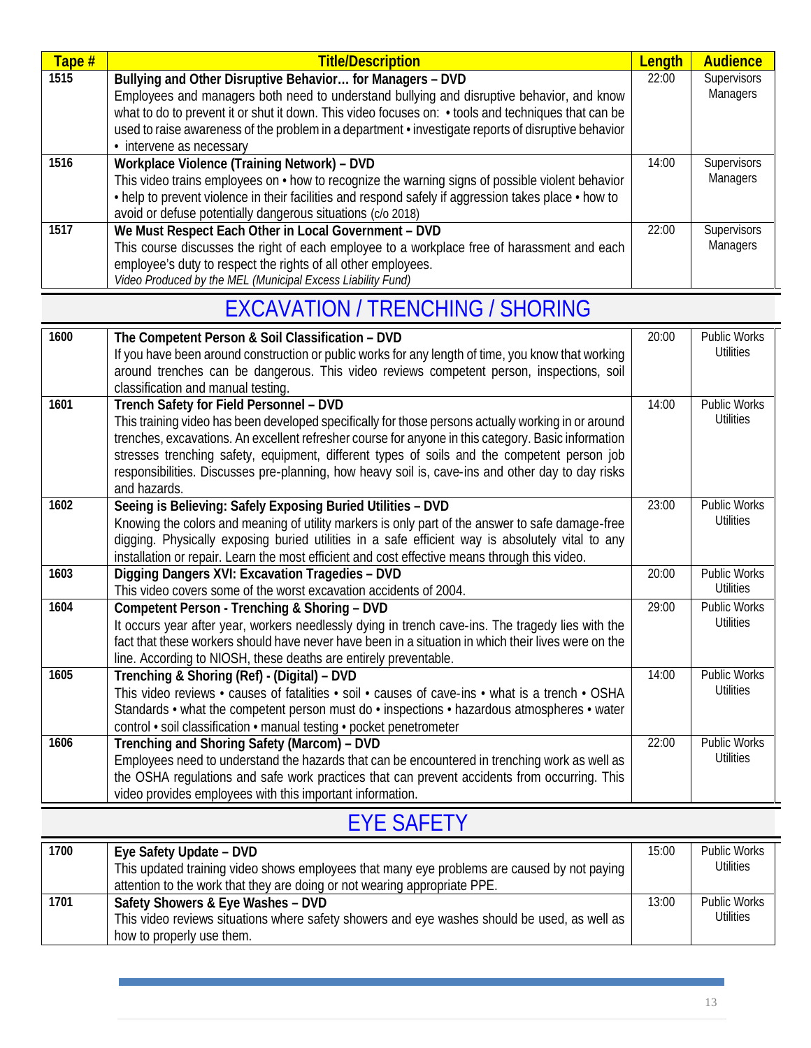| Tape # | Title/Description | Length | Audience |
|---|---|---|---|
| 1515 | **Bullying and Other Disruptive Behavior… for Managers – DVD** Employees and managers both need to understand bullying and disruptive behavior, and know what to do to prevent it or shut it down. This video focuses on: • tools and techniques that can be used to raise awareness of the problem in a department • investigate reports of disruptive behavior • intervene as necessary | 22:00 | Supervisors Managers |
| 1516 | **Workplace Violence (Training Network) – DVD** This video trains employees on • how to recognize the warning signs of possible violent behavior • help to prevent violence in their facilities and respond safely if aggression takes place • how to avoid or defuse potentially dangerous situations (c/o 2018) | 14:00 | Supervisors Managers |
| 1517 | **We Must Respect Each Other in Local Government – DVD** This course discusses the right of each employee to a workplace free of harassment and each employee's duty to respect the rights of all other employees. *Video Produced by the MEL (Municipal Excess Liability Fund)* | 22:00 | Supervisors Managers |

## EXCAVATION / TRENCHING / SHORING

| Tape # | Title/Description | Length | Audience |
|---|---|---|---|
| 1600 | **The Competent Person & Soil Classification – DVD** If you have been around construction or public works for any length of time, you know that working around trenches can be dangerous. This video reviews competent person, inspections, soil classification and manual testing. | 20:00 | Public Works Utilities |
| 1601 | **Trench Safety for Field Personnel – DVD** This training video has been developed specifically for those persons actually working in or around trenches, excavations. An excellent refresher course for anyone in this category. Basic information stresses trenching safety, equipment, different types of soils and the competent person job responsibilities. Discusses pre-planning, how heavy soil is, cave-ins and other day to day risks and hazards. | 14:00 | Public Works Utilities |
| 1602 | **Seeing is Believing: Safely Exposing Buried Utilities – DVD** Knowing the colors and meaning of utility markers is only part of the answer to safe damage-free digging. Physically exposing buried utilities in a safe efficient way is absolutely vital to any installation or repair. Learn the most efficient and cost effective means through this video. | 23:00 | Public Works Utilities |
| 1603 | **Digging Dangers XVI: Excavation Tragedies – DVD** This video covers some of the worst excavation accidents of 2004. | 20:00 | Public Works Utilities |
| 1604 | **Competent Person - Trenching & Shoring – DVD** It occurs year after year, workers needlessly dying in trench cave-ins. The tragedy lies with the fact that these workers should have never have been in a situation in which their lives were on the line. According to NIOSH, these deaths are entirely preventable. | 29:00 | Public Works Utilities |
| 1605 | **Trenching & Shoring (Ref) - (Digital) – DVD** This video reviews • causes of fatalities • soil • causes of cave-ins • what is a trench • OSHA Standards • what the competent person must do • inspections • hazardous atmospheres • water control • soil classification • manual testing • pocket penetrometer | 14:00 | Public Works Utilities |
| 1606 | **Trenching and Shoring Safety (Marcom) – DVD** Employees need to understand the hazards that can be encountered in trenching work as well as the OSHA regulations and safe work practices that can prevent accidents from occurring. This video provides employees with this important information. | 22:00 | Public Works Utilities |

## EYE SAFETY

| Tape # | Title/Description | Length | Audience |
|---|---|---|---|
| 1700 | **Eye Safety Update – DVD** This updated training video shows employees that many eye problems are caused by not paying attention to the work that they are doing or not wearing appropriate PPE. | 15:00 | Public Works Utilities |
| 1701 | **Safety Showers & Eye Washes – DVD** This video reviews situations where safety showers and eye washes should be used, as well as how to properly use them. | 13:00 | Public Works Utilities |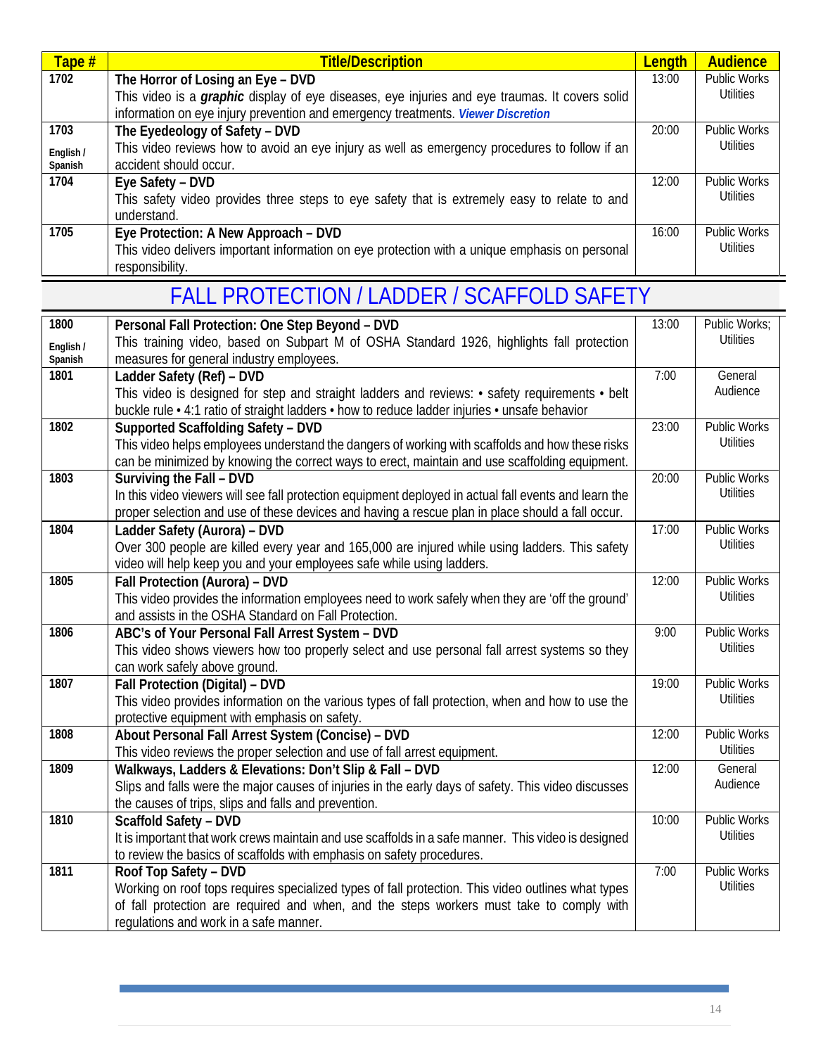| Tape # | Title/Description | Length | Audience |
|---|---|---|---|
| 1702 | **The Horror of Losing an Eye – DVD**<br>This video is a ***graphic*** display of eye diseases, eye injuries and eye traumas. It covers solid information on eye injury prevention and emergency treatments. ***Viewer Discretion*** | 13:00 | Public Works Utilities |
| 1703<br>English / Spanish | **The Eyedeology of Safety – DVD**<br>This video reviews how to avoid an eye injury as well as emergency procedures to follow if an accident should occur. | 20:00 | Public Works Utilities |
| 1704 | **Eye Safety – DVD**<br>This safety video provides three steps to eye safety that is extremely easy to relate to and understand. | 12:00 | Public Works Utilities |
| 1705 | **Eye Protection: A New Approach – DVD**<br>This video delivers important information on eye protection with a unique emphasis on personal responsibility. | 16:00 | Public Works Utilities |

# FALL PROTECTION / LADDER / SCAFFOLD SAFETY

| Tape # | Title/Description | Length | Audience |
|---|---|---|---|
| 1800<br>English / Spanish | **Personal Fall Protection: One Step Beyond – DVD**<br>This training video, based on Subpart M of OSHA Standard 1926, highlights fall protection measures for general industry employees. | 13:00 | Public Works; Utilities |
| 1801 | **Ladder Safety (Ref) – DVD**<br>This video is designed for step and straight ladders and reviews: • safety requirements • belt buckle rule • 4:1 ratio of straight ladders • how to reduce ladder injuries • unsafe behavior | 7:00 | General Audience |
| 1802 | **Supported Scaffolding Safety – DVD**<br>This video helps employees understand the dangers of working with scaffolds and how these risks can be minimized by knowing the correct ways to erect, maintain and use scaffolding equipment. | 23:00 | Public Works Utilities |
| 1803 | **Surviving the Fall – DVD**<br>In this video viewers will see fall protection equipment deployed in actual fall events and learn the proper selection and use of these devices and having a rescue plan in place should a fall occur. | 20:00 | Public Works Utilities |
| 1804 | **Ladder Safety (Aurora) – DVD**<br>Over 300 people are killed every year and 165,000 are injured while using ladders. This safety video will help keep you and your employees safe while using ladders. | 17:00 | Public Works Utilities |
| 1805 | **Fall Protection (Aurora) – DVD**<br>This video provides the information employees need to work safely when they are 'off the ground' and assists in the OSHA Standard on Fall Protection. | 12:00 | Public Works Utilities |
| 1806 | **ABC's of Your Personal Fall Arrest System – DVD**<br>This video shows viewers how too properly select and use personal fall arrest systems so they can work safely above ground. | 9:00 | Public Works Utilities |
| 1807 | **Fall Protection (Digital) – DVD**<br>This video provides information on the various types of fall protection, when and how to use the protective equipment with emphasis on safety. | 19:00 | Public Works Utilities |
| 1808 | **About Personal Fall Arrest System (Concise) – DVD**<br>This video reviews the proper selection and use of fall arrest equipment. | 12:00 | Public Works Utilities |
| 1809 | **Walkways, Ladders & Elevations: Don't Slip & Fall – DVD**<br>Slips and falls were the major causes of injuries in the early days of safety. This video discusses the causes of trips, slips and falls and prevention. | 12:00 | General Audience |
| 1810 | **Scaffold Safety – DVD**<br>It is important that work crews maintain and use scaffolds in a safe manner. This video is designed to review the basics of scaffolds with emphasis on safety procedures. | 10:00 | Public Works Utilities |
| 1811 | **Roof Top Safety – DVD**<br>Working on roof tops requires specialized types of fall protection. This video outlines what types of fall protection are required and when, and the steps workers must take to comply with regulations and work in a safe manner. | 7:00 | Public Works Utilities |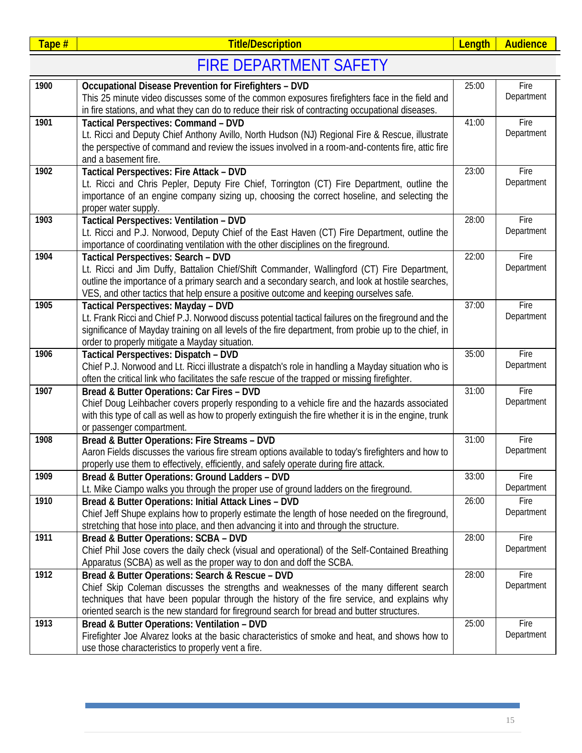| Tape # | Title/Description | Length | Audience |
|---|---|---|---|

# FIRE DEPARTMENT SAFETY

| Tape # | Title/Description | Length | Audience |
|---|---|---|---|
| 1900 | **Occupational Disease Prevention for Firefighters – DVD** This 25 minute video discusses some of the common exposures firefighters face in the field and in fire stations, and what they can do to reduce their risk of contracting occupational diseases. | 25:00 | Fire Department |
| 1901 | **Tactical Perspectives: Command – DVD** Lt. Ricci and Deputy Chief Anthony Avillo, North Hudson (NJ) Regional Fire & Rescue, illustrate the perspective of command and review the issues involved in a room-and-contents fire, attic fire and a basement fire. | 41:00 | Fire Department |
| 1902 | **Tactical Perspectives: Fire Attack – DVD** Lt. Ricci and Chris Pepler, Deputy Fire Chief, Torrington (CT) Fire Department, outline the importance of an engine company sizing up, choosing the correct hoseline, and selecting the proper water supply. | 23:00 | Fire Department |
| 1903 | **Tactical Perspectives: Ventilation – DVD** Lt. Ricci and P.J. Norwood, Deputy Chief of the East Haven (CT) Fire Department, outline the importance of coordinating ventilation with the other disciplines on the fireground. | 28:00 | Fire Department |
| 1904 | **Tactical Perspectives: Search – DVD** Lt. Ricci and Jim Duffy, Battalion Chief/Shift Commander, Wallingford (CT) Fire Department, outline the importance of a primary search and a secondary search, and look at hostile searches, VES, and other tactics that help ensure a positive outcome and keeping ourselves safe. | 22:00 | Fire Department |
| 1905 | **Tactical Perspectives: Mayday – DVD** Lt. Frank Ricci and Chief P.J. Norwood discuss potential tactical failures on the fireground and the significance of Mayday training on all levels of the fire department, from probie up to the chief, in order to properly mitigate a Mayday situation. | 37:00 | Fire Department |
| 1906 | **Tactical Perspectives: Dispatch – DVD** Chief P.J. Norwood and Lt. Ricci illustrate a dispatch's role in handling a Mayday situation who is often the critical link who facilitates the safe rescue of the trapped or missing firefighter. | 35:00 | Fire Department |
| 1907 | **Bread & Butter Operations: Car Fires – DVD** Chief Doug Leihbacher covers properly responding to a vehicle fire and the hazards associated with this type of call as well as how to properly extinguish the fire whether it is in the engine, trunk or passenger compartment. | 31:00 | Fire Department |
| 1908 | **Bread & Butter Operations: Fire Streams – DVD** Aaron Fields discusses the various fire stream options available to today's firefighters and how to properly use them to effectively, efficiently, and safely operate during fire attack. | 31:00 | Fire Department |
| 1909 | **Bread & Butter Operations: Ground Ladders – DVD** Lt. Mike Ciampo walks you through the proper use of ground ladders on the fireground. | 33:00 | Fire Department |
| 1910 | **Bread & Butter Operations: Initial Attack Lines – DVD** Chief Jeff Shupe explains how to properly estimate the length of hose needed on the fireground, stretching that hose into place, and then advancing it into and through the structure. | 26:00 | Fire Department |
| 1911 | **Bread & Butter Operations: SCBA – DVD** Chief Phil Jose covers the daily check (visual and operational) of the Self-Contained Breathing Apparatus (SCBA) as well as the proper way to don and doff the SCBA. | 28:00 | Fire Department |
| 1912 | **Bread & Butter Operations: Search & Rescue – DVD** Chief Skip Coleman discusses the strengths and weaknesses of the many different search techniques that have been popular through the history of the fire service, and explains why oriented search is the new standard for fireground search for bread and butter structures. | 28:00 | Fire Department |
| 1913 | **Bread & Butter Operations: Ventilation – DVD** Firefighter Joe Alvarez looks at the basic characteristics of smoke and heat, and shows how to use those characteristics to properly vent a fire. | 25:00 | Fire Department |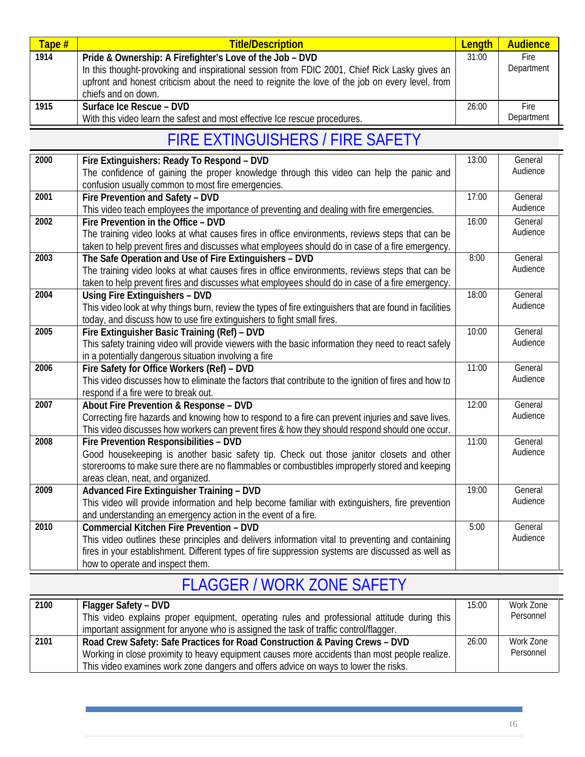| Tape # | Title/Description | Length | Audience |
|---|---|---|---|
| 1914 | **Pride & Ownership: A Firefighter's Love of the Job – DVD** In this thought-provoking and inspirational session from FDIC 2001, Chief Rick Lasky gives an upfront and honest criticism about the need to reignite the love of the job on every level, from chiefs and on down. | 31:00 | Fire Department |
| 1915 | **Surface Ice Rescue – DVD** With this video learn the safest and most effective Ice rescue procedures. | 26:00 | Fire Department |

## FIRE EXTINGUISHERS / FIRE SAFETY

| Tape # | Title/Description | Length | Audience |
|---|---|---|---|
| 2000 | **Fire Extinguishers: Ready To Respond – DVD** The confidence of gaining the proper knowledge through this video can help the panic and confusion usually common to most fire emergencies. | 13:00 | General Audience |
| 2001 | **Fire Prevention and Safety – DVD** This video teach employees the importance of preventing and dealing with fire emergencies. | 17:00 | General Audience |
| 2002 | **Fire Prevention in the Office – DVD** The training video looks at what causes fires in office environments, reviews steps that can be taken to help prevent fires and discusses what employees should do in case of a fire emergency. | 16:00 | General Audience |
| 2003 | **The Safe Operation and Use of Fire Extinguishers – DVD** The training video looks at what causes fires in office environments, reviews steps that can be taken to help prevent fires and discusses what employees should do in case of a fire emergency. | 8:00 | General Audience |
| 2004 | **Using Fire Extinguishers – DVD** This video look at why things burn, review the types of fire extinguishers that are found in facilities today, and discuss how to use fire extinguishers to fight small fires. | 18:00 | General Audience |
| 2005 | **Fire Extinguisher Basic Training (Ref) – DVD** This safety training video will provide viewers with the basic information they need to react safely in a potentially dangerous situation involving a fire | 10:00 | General Audience |
| 2006 | **Fire Safety for Office Workers (Ref) – DVD** This video discusses how to eliminate the factors that contribute to the ignition of fires and how to respond if a fire were to break out. | 11:00 | General Audience |
| 2007 | **About Fire Prevention & Response – DVD** Correcting fire hazards and knowing how to respond to a fire can prevent injuries and save lives. This video discusses how workers can prevent fires & how they should respond should one occur. | 12:00 | General Audience |
| 2008 | **Fire Prevention Responsibilities – DVD** Good housekeeping is another basic safety tip. Check out those janitor closets and other storerooms to make sure there are no flammables or combustibles improperly stored and keeping areas clean, neat, and organized. | 11:00 | General Audience |
| 2009 | **Advanced Fire Extinguisher Training – DVD** This video will provide information and help become familiar with extinguishers, fire prevention and understanding an emergency action in the event of a fire. | 19:00 | General Audience |
| 2010 | **Commercial Kitchen Fire Prevention – DVD** This video outlines these principles and delivers information vital to preventing and containing fires in your establishment. Different types of fire suppression systems are discussed as well as how to operate and inspect them. | 5:00 | General Audience |

## FLAGGER / WORK ZONE SAFETY

| Tape # | Title/Description | Length | Audience |
|---|---|---|---|
| 2100 | **Flagger Safety – DVD** This video explains proper equipment, operating rules and professional attitude during this important assignment for anyone who is assigned the task of traffic control/flagger. | 15:00 | Work Zone Personnel |
| 2101 | **Road Crew Safety: Safe Practices for Road Construction & Paving Crews – DVD** Working in close proximity to heavy equipment causes more accidents than most people realize. This video examines work zone dangers and offers advice on ways to lower the risks. | 26:00 | Work Zone Personnel |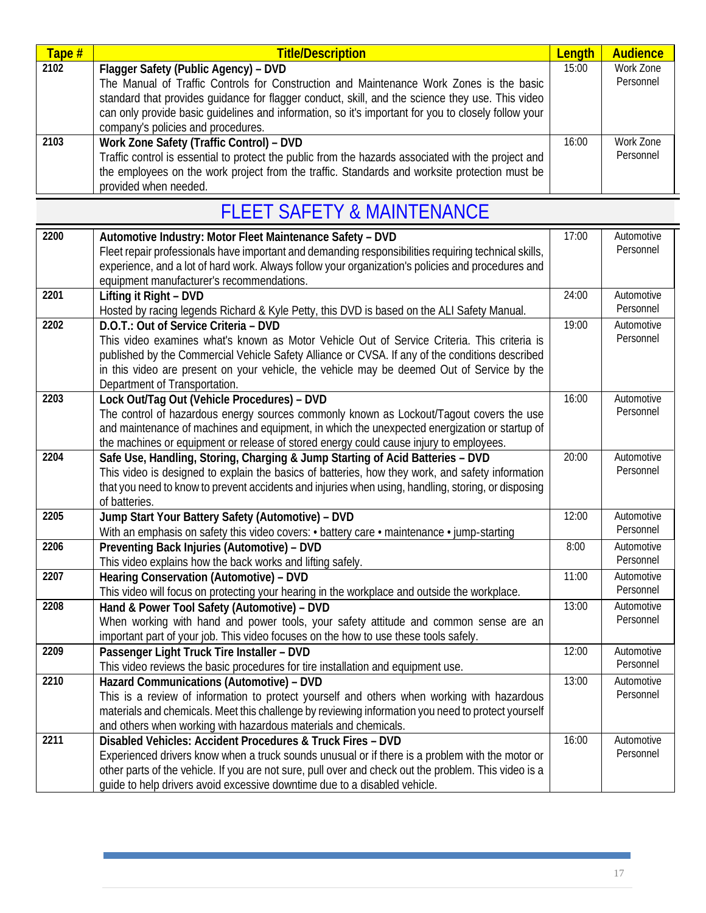| Tape # | Title/Description | Length | Audience |
|---|---|---|---|
| 2102 | **Flagger Safety (Public Agency) – DVD**<br>The Manual of Traffic Controls for Construction and Maintenance Work Zones is the basic standard that provides guidance for flagger conduct, skill, and the science they use. This video can only provide basic guidelines and information, so it's important for you to closely follow your company's policies and procedures. | 15:00 | Work Zone Personnel |
| 2103 | **Work Zone Safety (Traffic Control) – DVD**<br>Traffic control is essential to protect the public from the hazards associated with the project and the employees on the work project from the traffic. Standards and worksite protection must be provided when needed. | 16:00 | Work Zone Personnel |

## FLEET SAFETY & MAINTENANCE

| Tape # | Title/Description | Length | Audience |
|---|---|---|---|
| 2200 | **Automotive Industry: Motor Fleet Maintenance Safety – DVD**<br>Fleet repair professionals have important and demanding responsibilities requiring technical skills, experience, and a lot of hard work. Always follow your organization's policies and procedures and equipment manufacturer's recommendations. | 17:00 | Automotive Personnel |
| 2201 | **Lifting it Right – DVD**<br>Hosted by racing legends Richard & Kyle Petty, this DVD is based on the ALI Safety Manual. | 24:00 | Automotive Personnel |
| 2202 | **D.O.T.: Out of Service Criteria – DVD**<br>This video examines what's known as Motor Vehicle Out of Service Criteria. This criteria is published by the Commercial Vehicle Safety Alliance or CVSA. If any of the conditions described in this video are present on your vehicle, the vehicle may be deemed Out of Service by the Department of Transportation. | 19:00 | Automotive Personnel |
| 2203 | **Lock Out/Tag Out (Vehicle Procedures) – DVD**<br>The control of hazardous energy sources commonly known as Lockout/Tagout covers the use and maintenance of machines and equipment, in which the unexpected energization or startup of the machines or equipment or release of stored energy could cause injury to employees. | 16:00 | Automotive Personnel |
| 2204 | **Safe Use, Handling, Storing, Charging & Jump Starting of Acid Batteries – DVD**<br>This video is designed to explain the basics of batteries, how they work, and safety information that you need to know to prevent accidents and injuries when using, handling, storing, or disposing of batteries. | 20:00 | Automotive Personnel |
| 2205 | **Jump Start Your Battery Safety (Automotive) – DVD**<br>With an emphasis on safety this video covers: • battery care • maintenance • jump-starting | 12:00 | Automotive Personnel |
| 2206 | **Preventing Back Injuries (Automotive) – DVD**<br>This video explains how the back works and lifting safely. | 8:00 | Automotive Personnel |
| 2207 | **Hearing Conservation (Automotive) – DVD**<br>This video will focus on protecting your hearing in the workplace and outside the workplace. | 11:00 | Automotive Personnel |
| 2208 | **Hand & Power Tool Safety (Automotive) – DVD**<br>When working with hand and power tools, your safety attitude and common sense are an important part of your job. This video focuses on the how to use these tools safely. | 13:00 | Automotive Personnel |
| 2209 | **Passenger Light Truck Tire Installer – DVD**<br>This video reviews the basic procedures for tire installation and equipment use. | 12:00 | Automotive Personnel |
| 2210 | **Hazard Communications (Automotive) – DVD**<br>This is a review of information to protect yourself and others when working with hazardous materials and chemicals. Meet this challenge by reviewing information you need to protect yourself and others when working with hazardous materials and chemicals. | 13:00 | Automotive Personnel |
| 2211 | **Disabled Vehicles: Accident Procedures & Truck Fires – DVD**<br>Experienced drivers know when a truck sounds unusual or if there is a problem with the motor or other parts of the vehicle. If you are not sure, pull over and check out the problem. This video is a guide to help drivers avoid excessive downtime due to a disabled vehicle. | 16:00 | Automotive Personnel |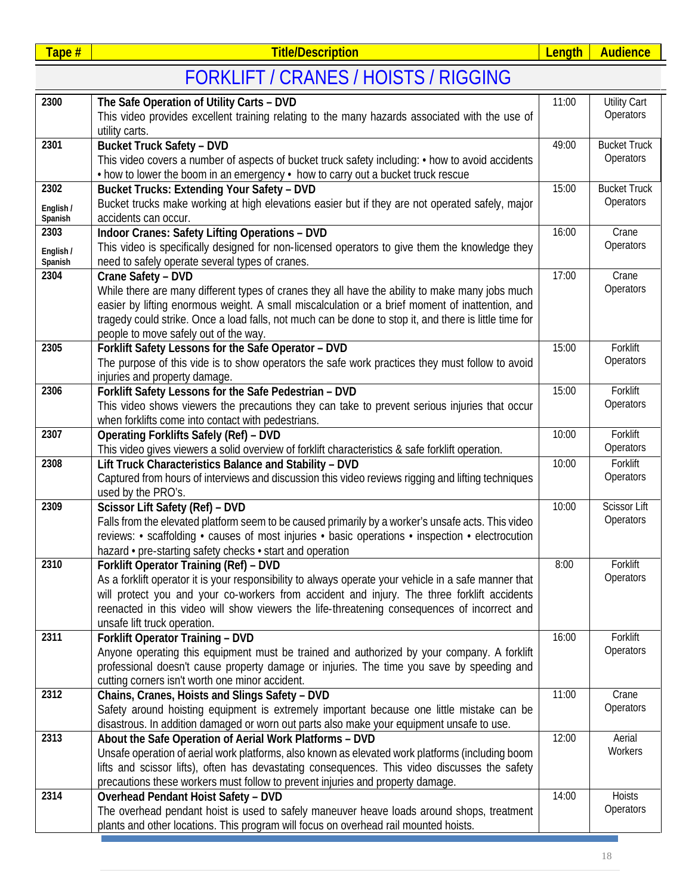| Tape # | Title/Description | Length | Audience |
|---|---|---|---|
| | **FORKLIFT / CRANES / HOISTS / RIGGING** | | |
| **2300** | **The Safe Operation of Utility Carts – DVD** This video provides excellent training relating to the many hazards associated with the use of utility carts. | 11:00 | Utility Cart Operators |
| **2301** | **Bucket Truck Safety – DVD** This video covers a number of aspects of bucket truck safety including: • how to avoid accidents • how to lower the boom in an emergency • how to carry out a bucket truck rescue | 49:00 | Bucket Truck Operators |
| **2302** **English / Spanish** | **Bucket Trucks: Extending Your Safety – DVD** Bucket trucks make working at high elevations easier but if they are not operated safely, major accidents can occur. | 15:00 | Bucket Truck Operators |
| **2303** **English / Spanish** | **Indoor Cranes: Safety Lifting Operations – DVD** This video is specifically designed for non-licensed operators to give them the knowledge they need to safely operate several types of cranes. | 16:00 | Crane Operators |
| **2304** | **Crane Safety – DVD** While there are many different types of cranes they all have the ability to make many jobs much easier by lifting enormous weight. A small miscalculation or a brief moment of inattention, and tragedy could strike. Once a load falls, not much can be done to stop it, and there is little time for people to move safely out of the way. | 17:00 | Crane Operators |
| **2305** | **Forklift Safety Lessons for the Safe Operator – DVD** The purpose of this vide is to show operators the safe work practices they must follow to avoid injuries and property damage. | 15:00 | Forklift Operators |
| **2306** | **Forklift Safety Lessons for the Safe Pedestrian – DVD** This video shows viewers the precautions they can take to prevent serious injuries that occur when forklifts come into contact with pedestrians. | 15:00 | Forklift Operators |
| **2307** | **Operating Forklifts Safely (Ref) – DVD** This video gives viewers a solid overview of forklift characteristics & safe forklift operation. | 10:00 | Forklift Operators |
| **2308** | **Lift Truck Characteristics Balance and Stability – DVD** Captured from hours of interviews and discussion this video reviews rigging and lifting techniques used by the PRO's. | 10:00 | Forklift Operators |
| **2309** | **Scissor Lift Safety (Ref) – DVD** Falls from the elevated platform seem to be caused primarily by a worker's unsafe acts. This video reviews: • scaffolding • causes of most injuries • basic operations • inspection • electrocution hazard • pre-starting safety checks • start and operation | 10:00 | Scissor Lift Operators |
| **2310** | **Forklift Operator Training (Ref) – DVD** As a forklift operator it is your responsibility to always operate your vehicle in a safe manner that will protect you and your co-workers from accident and injury. The three forklift accidents reenacted in this video will show viewers the life-threatening consequences of incorrect and unsafe lift truck operation. | 8:00 | Forklift Operators |
| **2311** | **Forklift Operator Training – DVD** Anyone operating this equipment must be trained and authorized by your company. A forklift professional doesn't cause property damage or injuries. The time you save by speeding and cutting corners isn't worth one minor accident. | 16:00 | Forklift Operators |
| **2312** | **Chains, Cranes, Hoists and Slings Safety – DVD** Safety around hoisting equipment is extremely important because one little mistake can be disastrous. In addition damaged or worn out parts also make your equipment unsafe to use. | 11:00 | Crane Operators |
| **2313** | **About the Safe Operation of Aerial Work Platforms – DVD** Unsafe operation of aerial work platforms, also known as elevated work platforms (including boom lifts and scissor lifts), often has devastating consequences. This video discusses the safety precautions these workers must follow to prevent injuries and property damage. | 12:00 | Aerial Workers |
| **2314** | **Overhead Pendant Hoist Safety – DVD** The overhead pendant hoist is used to safely maneuver heave loads around shops, treatment plants and other locations. This program will focus on overhead rail mounted hoists. | 14:00 | Hoists Operators |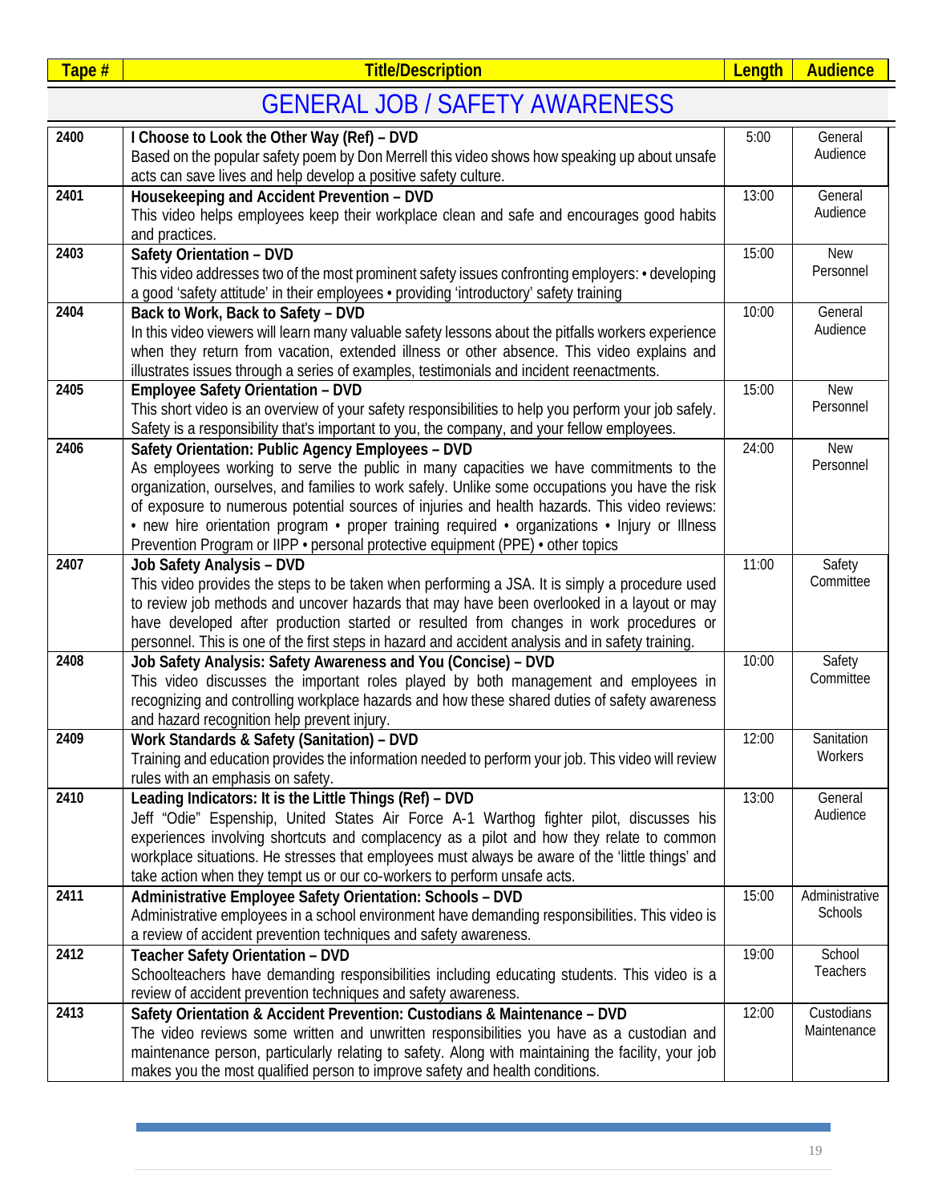| Tape # | Title/Description | Length | Audience |
|---|---|---|---|
| | **GENERAL JOB / SAFETY AWARENESS** | | |
| 2400 | **I Choose to Look the Other Way (Ref) – DVD** Based on the popular safety poem by Don Merrell this video shows how speaking up about unsafe acts can save lives and help develop a positive safety culture. | 5:00 | General Audience |
| 2401 | **Housekeeping and Accident Prevention – DVD** This video helps employees keep their workplace clean and safe and encourages good habits and practices. | 13:00 | General Audience |
| 2403 | **Safety Orientation – DVD** This video addresses two of the most prominent safety issues confronting employers: • developing a good 'safety attitude' in their employees • providing 'introductory' safety training | 15:00 | New Personnel |
| 2404 | **Back to Work, Back to Safety – DVD** In this video viewers will learn many valuable safety lessons about the pitfalls workers experience when they return from vacation, extended illness or other absence. This video explains and illustrates issues through a series of examples, testimonials and incident reenactments. | 10:00 | General Audience |
| 2405 | **Employee Safety Orientation – DVD** This short video is an overview of your safety responsibilities to help you perform your job safely. Safety is a responsibility that's important to you, the company, and your fellow employees. | 15:00 | New Personnel |
| 2406 | **Safety Orientation: Public Agency Employees – DVD** As employees working to serve the public in many capacities we have commitments to the organization, ourselves, and families to work safely. Unlike some occupations you have the risk of exposure to numerous potential sources of injuries and health hazards. This video reviews: • new hire orientation program • proper training required • organizations • Injury or Illness Prevention Program or IIPP • personal protective equipment (PPE) • other topics | 24:00 | New Personnel |
| 2407 | **Job Safety Analysis – DVD** This video provides the steps to be taken when performing a JSA. It is simply a procedure used to review job methods and uncover hazards that may have been overlooked in a layout or may have developed after production started or resulted from changes in work procedures or personnel. This is one of the first steps in hazard and accident analysis and in safety training. | 11:00 | Safety Committee |
| 2408 | **Job Safety Analysis: Safety Awareness and You (Concise) – DVD** This video discusses the important roles played by both management and employees in recognizing and controlling workplace hazards and how these shared duties of safety awareness and hazard recognition help prevent injury. | 10:00 | Safety Committee |
| 2409 | **Work Standards & Safety (Sanitation) – DVD** Training and education provides the information needed to perform your job. This video will review rules with an emphasis on safety. | 12:00 | Sanitation Workers |
| 2410 | **Leading Indicators: It is the Little Things (Ref) – DVD** Jeff "Odie" Espenship, United States Air Force A-1 Warthog fighter pilot, discusses his experiences involving shortcuts and complacency as a pilot and how they relate to common workplace situations. He stresses that employees must always be aware of the 'little things' and take action when they tempt us or our co-workers to perform unsafe acts. | 13:00 | General Audience |
| 2411 | **Administrative Employee Safety Orientation: Schools – DVD** Administrative employees in a school environment have demanding responsibilities. This video is a review of accident prevention techniques and safety awareness. | 15:00 | Administrative Schools |
| 2412 | **Teacher Safety Orientation – DVD** Schoolteachers have demanding responsibilities including educating students. This video is a review of accident prevention techniques and safety awareness. | 19:00 | School Teachers |
| 2413 | **Safety Orientation & Accident Prevention: Custodians & Maintenance – DVD** The video reviews some written and unwritten responsibilities you have as a custodian and maintenance person, particularly relating to safety. Along with maintaining the facility, your job makes you the most qualified person to improve safety and health conditions. | 12:00 | Custodians Maintenance |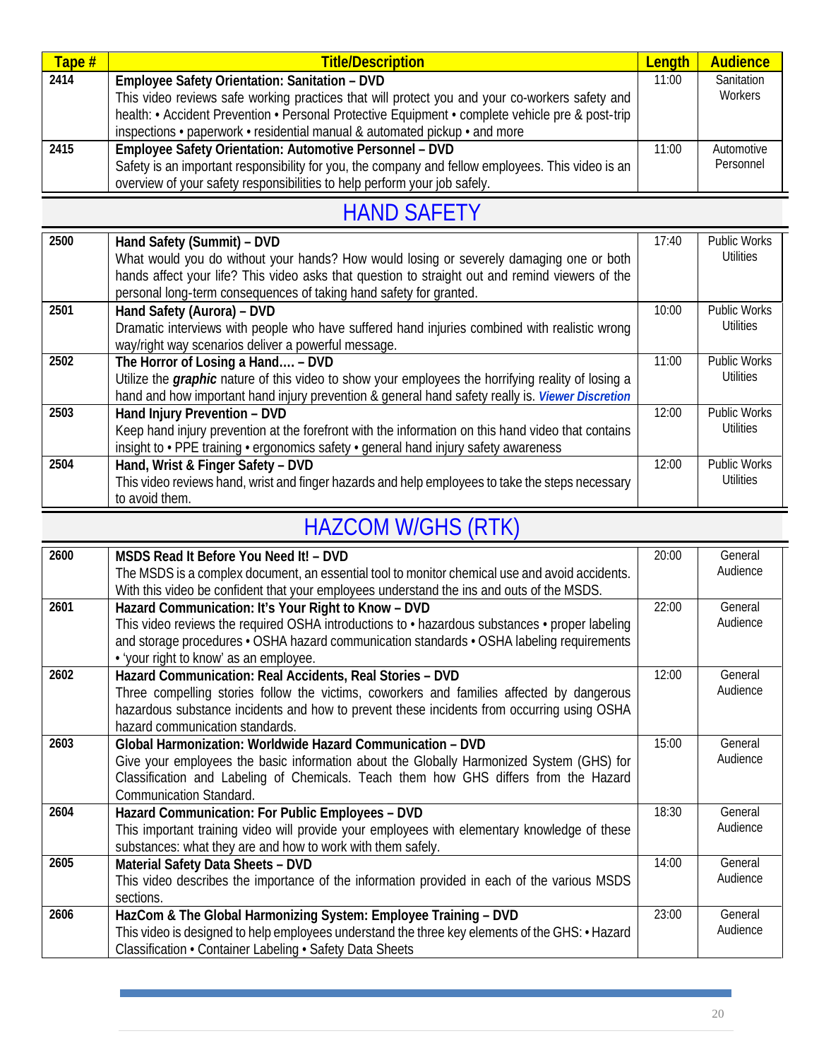| Tape # | Title/Description | Length | Audience |
|---|---|---|---|
| 2414 | **Employee Safety Orientation: Sanitation – DVD**<br>This video reviews safe working practices that will protect you and your co-workers safety and health: • Accident Prevention • Personal Protective Equipment • complete vehicle pre & post-trip inspections • paperwork • residential manual & automated pickup • and more | 11:00 | Sanitation Workers |
| 2415 | **Employee Safety Orientation: Automotive Personnel – DVD**<br>Safety is an important responsibility for you, the company and fellow employees. This video is an overview of your safety responsibilities to help perform your job safely. | 11:00 | Automotive Personnel |

## HAND SAFETY

| Tape # | Title/Description | Length | Audience |
|---|---|---|---|
| 2500 | **Hand Safety (Summit) – DVD**<br>What would you do without your hands? How would losing or severely damaging one or both hands affect your life? This video asks that question to straight out and remind viewers of the personal long-term consequences of taking hand safety for granted. | 17:40 | Public Works Utilities |
| 2501 | **Hand Safety (Aurora) – DVD**<br>Dramatic interviews with people who have suffered hand injuries combined with realistic wrong way/right way scenarios deliver a powerful message. | 10:00 | Public Works Utilities |
| 2502 | **The Horror of Losing a Hand…. – DVD**<br>Utilize the ***graphic*** nature of this video to show your employees the horrifying reality of losing a hand and how important hand injury prevention & general hand safety really is. ***Viewer Discretion*** | 11:00 | Public Works Utilities |
| 2503 | **Hand Injury Prevention – DVD**<br>Keep hand injury prevention at the forefront with the information on this hand video that contains insight to • PPE training • ergonomics safety • general hand injury safety awareness | 12:00 | Public Works Utilities |
| 2504 | **Hand, Wrist & Finger Safety – DVD**<br>This video reviews hand, wrist and finger hazards and help employees to take the steps necessary to avoid them. | 12:00 | Public Works Utilities |

## HAZCOM W/GHS (RTK)

| Tape # | Title/Description | Length | Audience |
|---|---|---|---|
| 2600 | **MSDS Read It Before You Need It! – DVD**<br>The MSDS is a complex document, an essential tool to monitor chemical use and avoid accidents. With this video be confident that your employees understand the ins and outs of the MSDS. | 20:00 | General Audience |
| 2601 | **Hazard Communication: It's Your Right to Know – DVD**<br>This video reviews the required OSHA introductions to • hazardous substances • proper labeling and storage procedures • OSHA hazard communication standards • OSHA labeling requirements • 'your right to know' as an employee. | 22:00 | General Audience |
| 2602 | **Hazard Communication: Real Accidents, Real Stories – DVD**<br>Three compelling stories follow the victims, coworkers and families affected by dangerous hazardous substance incidents and how to prevent these incidents from occurring using OSHA hazard communication standards. | 12:00 | General Audience |
| 2603 | **Global Harmonization: Worldwide Hazard Communication – DVD**<br>Give your employees the basic information about the Globally Harmonized System (GHS) for Classification and Labeling of Chemicals. Teach them how GHS differs from the Hazard Communication Standard. | 15:00 | General Audience |
| 2604 | **Hazard Communication: For Public Employees – DVD**<br>This important training video will provide your employees with elementary knowledge of these substances: what they are and how to work with them safely. | 18:30 | General Audience |
| 2605 | **Material Safety Data Sheets – DVD**<br>This video describes the importance of the information provided in each of the various MSDS sections. | 14:00 | General Audience |
| 2606 | **HazCom & The Global Harmonizing System: Employee Training – DVD**<br>This video is designed to help employees understand the three key elements of the GHS: • Hazard Classification • Container Labeling • Safety Data Sheets | 23:00 | General Audience |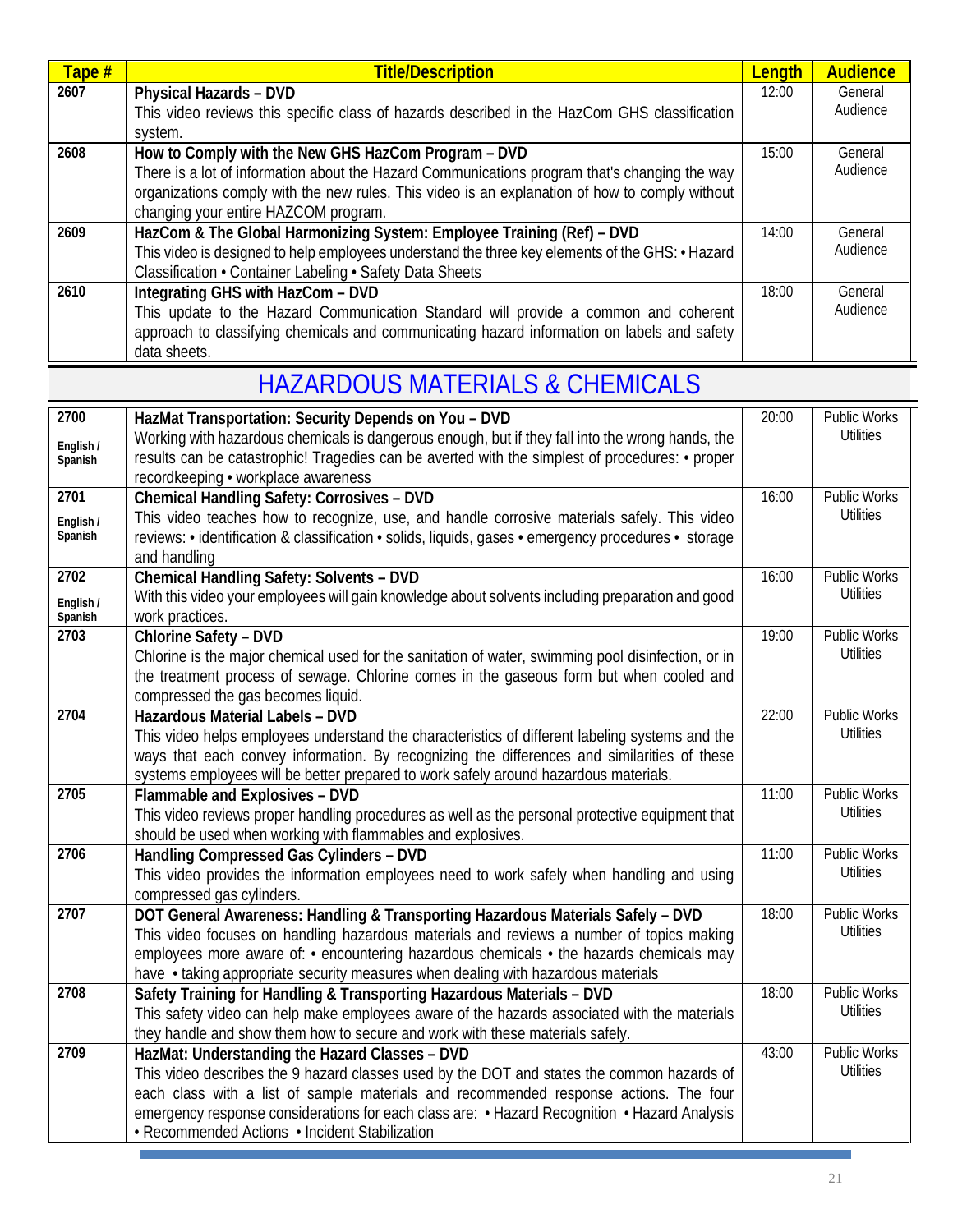| Tape # | Title/Description | Length | Audience |
|---|---|---|---|
| 2607 | **Physical Hazards – DVD**<br>This video reviews this specific class of hazards described in the HazCom GHS classification system. | 12:00 | General Audience |
| 2608 | **How to Comply with the New GHS HazCom Program – DVD**<br>There is a lot of information about the Hazard Communications program that's changing the way organizations comply with the new rules. This video is an explanation of how to comply without changing your entire HAZCOM program. | 15:00 | General Audience |
| 2609 | **HazCom & The Global Harmonizing System: Employee Training (Ref) – DVD**<br>This video is designed to help employees understand the three key elements of the GHS: • Hazard Classification • Container Labeling • Safety Data Sheets | 14:00 | General Audience |
| 2610 | **Integrating GHS with HazCom – DVD**<br>This update to the Hazard Communication Standard will provide a common and coherent approach to classifying chemicals and communicating hazard information on labels and safety data sheets. | 18:00 | General Audience |

## HAZARDOUS MATERIALS & CHEMICALS

| Tape # | Title/Description | Length | Audience |
|---|---|---|---|
| 2700<br>English / Spanish | **HazMat Transportation: Security Depends on You – DVD**<br>Working with hazardous chemicals is dangerous enough, but if they fall into the wrong hands, the results can be catastrophic! Tragedies can be averted with the simplest of procedures: • proper recordkeeping • workplace awareness | 20:00 | Public Works Utilities |
| 2701<br>English / Spanish | **Chemical Handling Safety: Corrosives – DVD**<br>This video teaches how to recognize, use, and handle corrosive materials safely. This video reviews: • identification & classification • solids, liquids, gases • emergency procedures • storage and handling | 16:00 | Public Works Utilities |
| 2702<br>English / Spanish | **Chemical Handling Safety: Solvents – DVD**<br>With this video your employees will gain knowledge about solvents including preparation and good work practices. | 16:00 | Public Works Utilities |
| 2703 | **Chlorine Safety – DVD**<br>Chlorine is the major chemical used for the sanitation of water, swimming pool disinfection, or in the treatment process of sewage. Chlorine comes in the gaseous form but when cooled and compressed the gas becomes liquid. | 19:00 | Public Works Utilities |
| 2704 | **Hazardous Material Labels – DVD**<br>This video helps employees understand the characteristics of different labeling systems and the ways that each convey information. By recognizing the differences and similarities of these systems employees will be better prepared to work safely around hazardous materials. | 22:00 | Public Works Utilities |
| 2705 | **Flammable and Explosives – DVD**<br>This video reviews proper handling procedures as well as the personal protective equipment that should be used when working with flammables and explosives. | 11:00 | Public Works Utilities |
| 2706 | **Handling Compressed Gas Cylinders – DVD**<br>This video provides the information employees need to work safely when handling and using compressed gas cylinders. | 11:00 | Public Works Utilities |
| 2707 | **DOT General Awareness: Handling & Transporting Hazardous Materials Safely – DVD**<br>This video focuses on handling hazardous materials and reviews a number of topics making employees more aware of: • encountering hazardous chemicals • the hazards chemicals may have • taking appropriate security measures when dealing with hazardous materials | 18:00 | Public Works Utilities |
| 2708 | **Safety Training for Handling & Transporting Hazardous Materials – DVD**<br>This safety video can help make employees aware of the hazards associated with the materials they handle and show them how to secure and work with these materials safely. | 18:00 | Public Works Utilities |
| 2709 | **HazMat: Understanding the Hazard Classes – DVD**<br>This video describes the 9 hazard classes used by the DOT and states the common hazards of each class with a list of sample materials and recommended response actions. The four emergency response considerations for each class are: • Hazard Recognition • Hazard Analysis • Recommended Actions • Incident Stabilization | 43:00 | Public Works Utilities |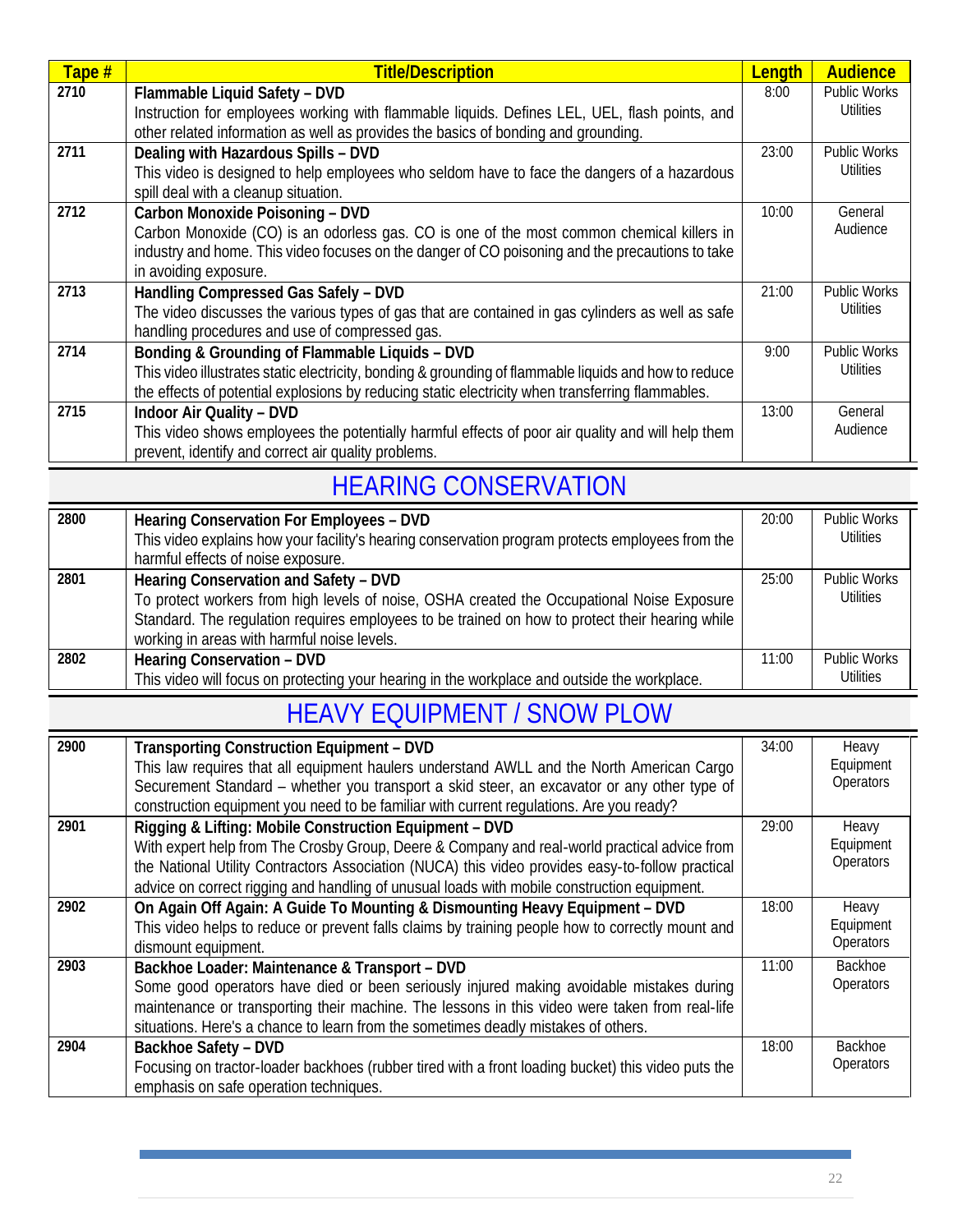| Tape # | Title/Description | Length | Audience |
|---|---|---|---|
| 2710 | **Flammable Liquid Safety – DVD** Instruction for employees working with flammable liquids. Defines LEL, UEL, flash points, and other related information as well as provides the basics of bonding and grounding. | 8:00 | Public Works Utilities |
| 2711 | **Dealing with Hazardous Spills – DVD** This video is designed to help employees who seldom have to face the dangers of a hazardous spill deal with a cleanup situation. | 23:00 | Public Works Utilities |
| 2712 | **Carbon Monoxide Poisoning – DVD** Carbon Monoxide (CO) is an odorless gas. CO is one of the most common chemical killers in industry and home. This video focuses on the danger of CO poisoning and the precautions to take in avoiding exposure. | 10:00 | General Audience |
| 2713 | **Handling Compressed Gas Safely – DVD** The video discusses the various types of gas that are contained in gas cylinders as well as safe handling procedures and use of compressed gas. | 21:00 | Public Works Utilities |
| 2714 | **Bonding & Grounding of Flammable Liquids – DVD** This video illustrates static electricity, bonding & grounding of flammable liquids and how to reduce the effects of potential explosions by reducing static electricity when transferring flammables. | 9:00 | Public Works Utilities |
| 2715 | **Indoor Air Quality – DVD** This video shows employees the potentially harmful effects of poor air quality and will help them prevent, identify and correct air quality problems. | 13:00 | General Audience |

## HEARING CONSERVATION

| Tape # | Title/Description | Length | Audience |
|---|---|---|---|
| 2800 | **Hearing Conservation For Employees – DVD** This video explains how your facility's hearing conservation program protects employees from the harmful effects of noise exposure. | 20:00 | Public Works Utilities |
| 2801 | **Hearing Conservation and Safety – DVD** To protect workers from high levels of noise, OSHA created the Occupational Noise Exposure Standard. The regulation requires employees to be trained on how to protect their hearing while working in areas with harmful noise levels. | 25:00 | Public Works Utilities |
| 2802 | **Hearing Conservation – DVD** This video will focus on protecting your hearing in the workplace and outside the workplace. | 11:00 | Public Works Utilities |

## HEAVY EQUIPMENT / SNOW PLOW

| Tape # | Title/Description | Length | Audience |
|---|---|---|---|
| 2900 | **Transporting Construction Equipment – DVD** This law requires that all equipment haulers understand AWLL and the North American Cargo Securement Standard – whether you transport a skid steer, an excavator or any other type of construction equipment you need to be familiar with current regulations. Are you ready? | 34:00 | Heavy Equipment Operators |
| 2901 | **Rigging & Lifting: Mobile Construction Equipment – DVD** With expert help from The Crosby Group, Deere & Company and real-world practical advice from the National Utility Contractors Association (NUCA) this video provides easy-to-follow practical advice on correct rigging and handling of unusual loads with mobile construction equipment. | 29:00 | Heavy Equipment Operators |
| 2902 | **On Again Off Again: A Guide To Mounting & Dismounting Heavy Equipment – DVD** This video helps to reduce or prevent falls claims by training people how to correctly mount and dismount equipment. | 18:00 | Heavy Equipment Operators |
| 2903 | **Backhoe Loader: Maintenance & Transport – DVD** Some good operators have died or been seriously injured making avoidable mistakes during maintenance or transporting their machine. The lessons in this video were taken from real-life situations. Here's a chance to learn from the sometimes deadly mistakes of others. | 11:00 | Backhoe Operators |
| 2904 | **Backhoe Safety – DVD** Focusing on tractor-loader backhoes (rubber tired with a front loading bucket) this video puts the emphasis on safe operation techniques. | 18:00 | Backhoe Operators |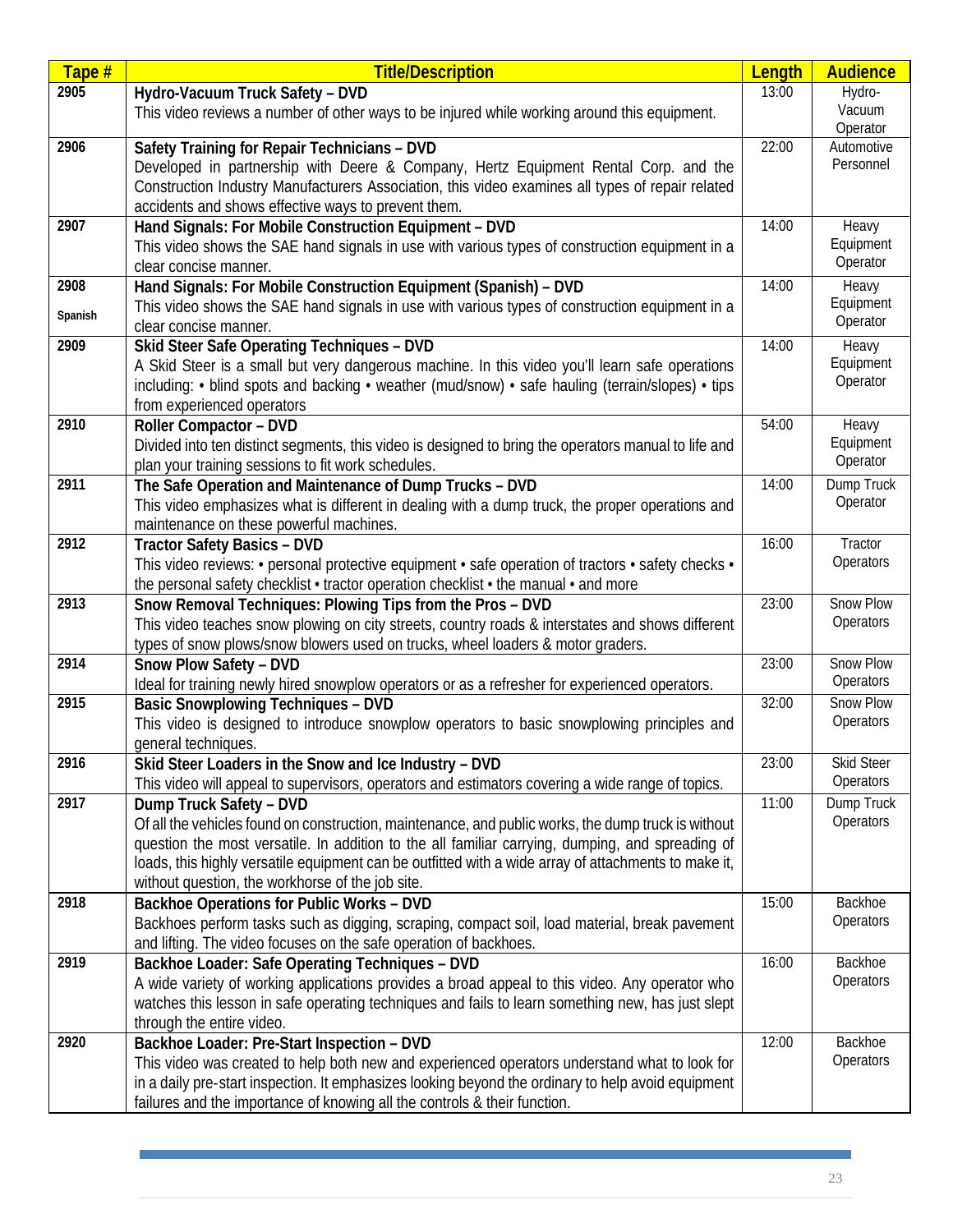| Tape # | Title/Description | Length | Audience |
|---|---|---|---|
| 2905 | **Hydro-Vacuum Truck Safety – DVD**<br>This video reviews a number of other ways to be injured while working around this equipment. | 13:00 | Hydro-Vacuum Operator |
| 2906 | **Safety Training for Repair Technicians – DVD**<br>Developed in partnership with Deere & Company, Hertz Equipment Rental Corp. and the Construction Industry Manufacturers Association, this video examines all types of repair related accidents and shows effective ways to prevent them. | 22:00 | Automotive Personnel |
| 2907 | **Hand Signals: For Mobile Construction Equipment – DVD**<br>This video shows the SAE hand signals in use with various types of construction equipment in a clear concise manner. | 14:00 | Heavy Equipment Operator |
| 2908 Spanish | **Hand Signals: For Mobile Construction Equipment (Spanish) – DVD**<br>This video shows the SAE hand signals in use with various types of construction equipment in a clear concise manner. | 14:00 | Heavy Equipment Operator |
| 2909 | **Skid Steer Safe Operating Techniques – DVD**<br>A Skid Steer is a small but very dangerous machine. In this video you'll learn safe operations including: • blind spots and backing • weather (mud/snow) • safe hauling (terrain/slopes) • tips from experienced operators | 14:00 | Heavy Equipment Operator |
| 2910 | **Roller Compactor – DVD**<br>Divided into ten distinct segments, this video is designed to bring the operators manual to life and plan your training sessions to fit work schedules. | 54:00 | Heavy Equipment Operator |
| 2911 | **The Safe Operation and Maintenance of Dump Trucks – DVD**<br>This video emphasizes what is different in dealing with a dump truck, the proper operations and maintenance on these powerful machines. | 14:00 | Dump Truck Operator |
| 2912 | **Tractor Safety Basics – DVD**<br>This video reviews: • personal protective equipment • safe operation of tractors • safety checks • the personal safety checklist • tractor operation checklist • the manual • and more | 16:00 | Tractor Operators |
| 2913 | **Snow Removal Techniques: Plowing Tips from the Pros – DVD**<br>This video teaches snow plowing on city streets, country roads & interstates and shows different types of snow plows/snow blowers used on trucks, wheel loaders & motor graders. | 23:00 | Snow Plow Operators |
| 2914 | **Snow Plow Safety – DVD**<br>Ideal for training newly hired snowplow operators or as a refresher for experienced operators. | 23:00 | Snow Plow Operators |
| 2915 | **Basic Snowplowing Techniques – DVD**<br>This video is designed to introduce snowplow operators to basic snowplowing principles and general techniques. | 32:00 | Snow Plow Operators |
| 2916 | **Skid Steer Loaders in the Snow and Ice Industry – DVD**<br>This video will appeal to supervisors, operators and estimators covering a wide range of topics. | 23:00 | Skid Steer Operators |
| 2917 | **Dump Truck Safety – DVD**<br>Of all the vehicles found on construction, maintenance, and public works, the dump truck is without question the most versatile. In addition to the all familiar carrying, dumping, and spreading of loads, this highly versatile equipment can be outfitted with a wide array of attachments to make it, without question, the workhorse of the job site. | 11:00 | Dump Truck Operators |
| 2918 | **Backhoe Operations for Public Works – DVD**<br>Backhoes perform tasks such as digging, scraping, compact soil, load material, break pavement and lifting. The video focuses on the safe operation of backhoes. | 15:00 | Backhoe Operators |
| 2919 | **Backhoe Loader: Safe Operating Techniques – DVD**<br>A wide variety of working applications provides a broad appeal to this video. Any operator who watches this lesson in safe operating techniques and fails to learn something new, has just slept through the entire video. | 16:00 | Backhoe Operators |
| 2920 | **Backhoe Loader: Pre-Start Inspection – DVD**<br>This video was created to help both new and experienced operators understand what to look for in a daily pre-start inspection. It emphasizes looking beyond the ordinary to help avoid equipment failures and the importance of knowing all the controls & their function. | 12:00 | Backhoe Operators |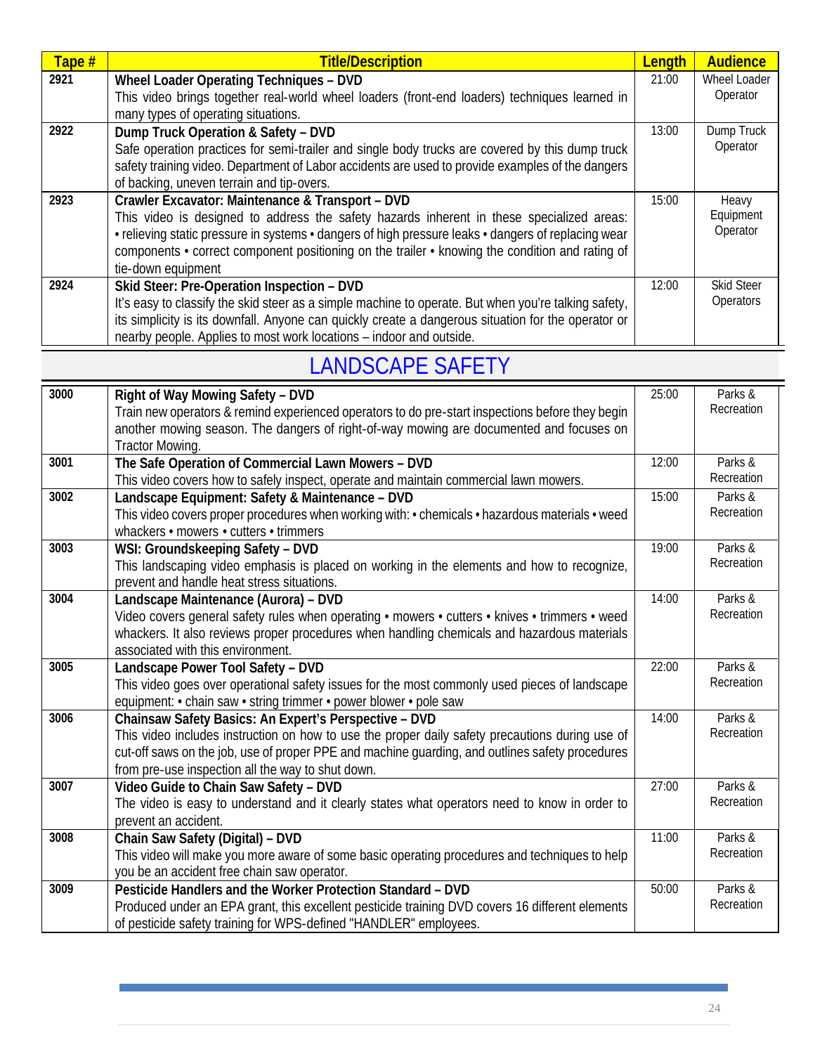| Tape # | Title/Description | Length | Audience |
|---|---|---|---|
| 2921 | **Wheel Loader Operating Techniques – DVD**<br>This video brings together real-world wheel loaders (front-end loaders) techniques learned in many types of operating situations. | 21:00 | Wheel Loader Operator |
| 2922 | **Dump Truck Operation & Safety – DVD**<br>Safe operation practices for semi-trailer and single body trucks are covered by this dump truck safety training video. Department of Labor accidents are used to provide examples of the dangers of backing, uneven terrain and tip-overs. | 13:00 | Dump Truck Operator |
| 2923 | **Crawler Excavator: Maintenance & Transport – DVD**<br>This video is designed to address the safety hazards inherent in these specialized areas: • relieving static pressure in systems • dangers of high pressure leaks • dangers of replacing wear components • correct component positioning on the trailer • knowing the condition and rating of tie-down equipment | 15:00 | Heavy Equipment Operator |
| 2924 | **Skid Steer: Pre-Operation Inspection – DVD**<br>It's easy to classify the skid steer as a simple machine to operate. But when you're talking safety, its simplicity is its downfall. Anyone can quickly create a dangerous situation for the operator or nearby people. Applies to most work locations – indoor and outside. | 12:00 | Skid Steer Operators |

## LANDSCAPE SAFETY

| Tape # | Title/Description | Length | Audience |
|---|---|---|---|
| 3000 | **Right of Way Mowing Safety – DVD**<br>Train new operators & remind experienced operators to do pre-start inspections before they begin another mowing season. The dangers of right-of-way mowing are documented and focuses on Tractor Mowing. | 25:00 | Parks & Recreation |
| 3001 | **The Safe Operation of Commercial Lawn Mowers – DVD**<br>This video covers how to safely inspect, operate and maintain commercial lawn mowers. | 12:00 | Parks & Recreation |
| 3002 | **Landscape Equipment: Safety & Maintenance – DVD**<br>This video covers proper procedures when working with: • chemicals • hazardous materials • weed whackers • mowers • cutters • trimmers | 15:00 | Parks & Recreation |
| 3003 | **WSI: Groundskeeping Safety – DVD**<br>This landscaping video emphasis is placed on working in the elements and how to recognize, prevent and handle heat stress situations. | 19:00 | Parks & Recreation |
| 3004 | **Landscape Maintenance (Aurora) – DVD**<br>Video covers general safety rules when operating • mowers • cutters • knives • trimmers • weed whackers. It also reviews proper procedures when handling chemicals and hazardous materials associated with this environment. | 14:00 | Parks & Recreation |
| 3005 | **Landscape Power Tool Safety – DVD**<br>This video goes over operational safety issues for the most commonly used pieces of landscape equipment: • chain saw • string trimmer • power blower • pole saw | 22:00 | Parks & Recreation |
| 3006 | **Chainsaw Safety Basics: An Expert's Perspective – DVD**<br>This video includes instruction on how to use the proper daily safety precautions during use of cut-off saws on the job, use of proper PPE and machine guarding, and outlines safety procedures from pre-use inspection all the way to shut down. | 14:00 | Parks & Recreation |
| 3007 | **Video Guide to Chain Saw Safety – DVD**<br>The video is easy to understand and it clearly states what operators need to know in order to prevent an accident. | 27:00 | Parks & Recreation |
| 3008 | **Chain Saw Safety (Digital) – DVD**<br>This video will make you more aware of some basic operating procedures and techniques to help you be an accident free chain saw operator. | 11:00 | Parks & Recreation |
| 3009 | **Pesticide Handlers and the Worker Protection Standard – DVD**<br>Produced under an EPA grant, this excellent pesticide training DVD covers 16 different elements of pesticide safety training for WPS-defined "HANDLER" employees. | 50:00 | Parks & Recreation |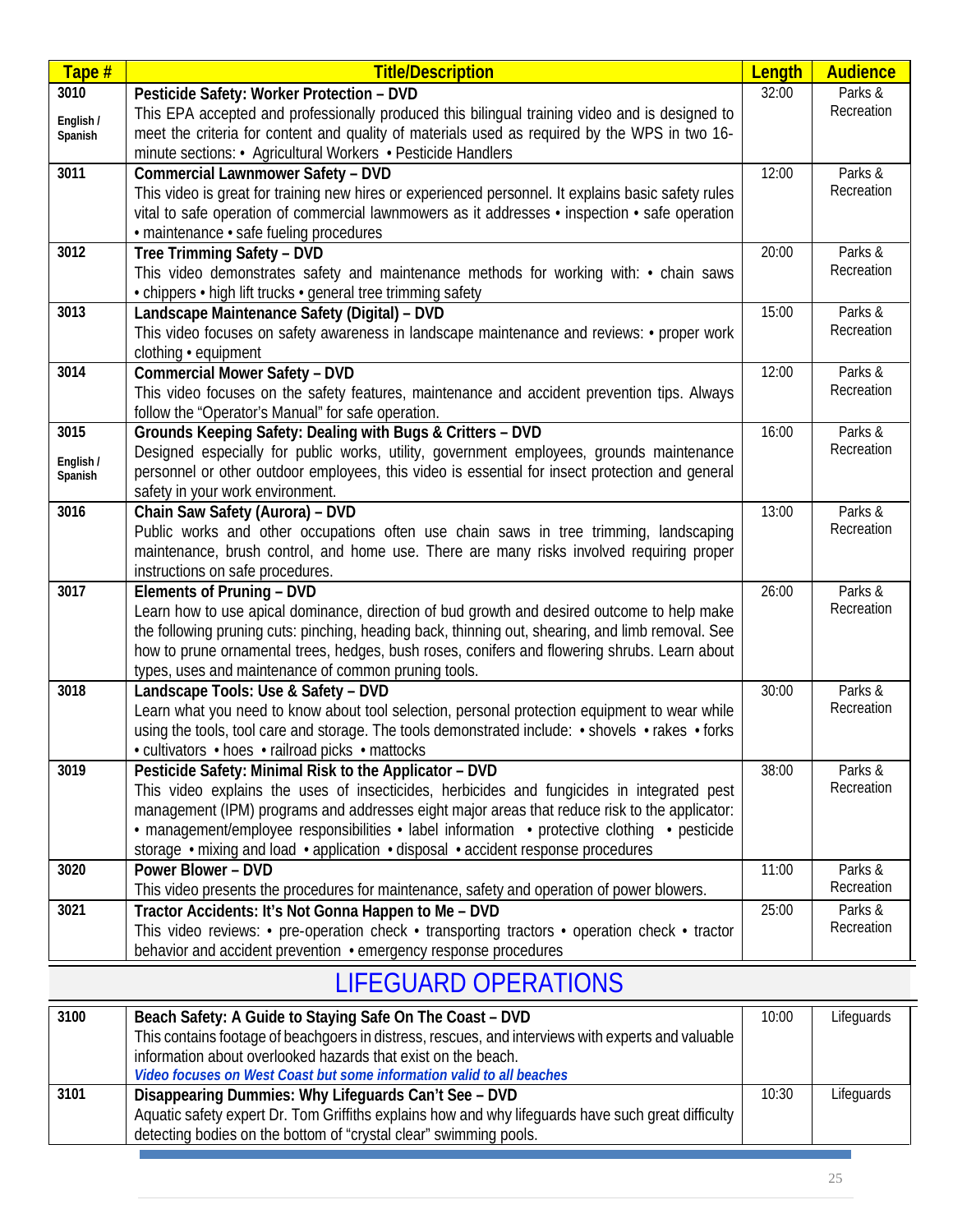| Tape # | Title/Description | Length | Audience |
|---|---|---|---|
| 3010<br><br>English / Spanish | **Pesticide Safety: Worker Protection – DVD**<br>This EPA accepted and professionally produced this bilingual training video and is designed to meet the criteria for content and quality of materials used as required by the WPS in two 16-minute sections: • Agricultural Workers • Pesticide Handlers | 32:00 | Parks & Recreation |
| 3011 | **Commercial Lawnmower Safety – DVD**<br>This video is great for training new hires or experienced personnel. It explains basic safety rules vital to safe operation of commercial lawnmowers as it addresses • inspection • safe operation • maintenance • safe fueling procedures | 12:00 | Parks & Recreation |
| 3012 | **Tree Trimming Safety – DVD**<br>This video demonstrates safety and maintenance methods for working with: • chain saws • chippers • high lift trucks • general tree trimming safety | 20:00 | Parks & Recreation |
| 3013 | **Landscape Maintenance Safety (Digital) – DVD**<br>This video focuses on safety awareness in landscape maintenance and reviews: • proper work clothing • equipment | 15:00 | Parks & Recreation |
| 3014 | **Commercial Mower Safety – DVD**<br>This video focuses on the safety features, maintenance and accident prevention tips. Always follow the "Operator's Manual" for safe operation. | 12:00 | Parks & Recreation |
| 3015<br><br>English / Spanish | **Grounds Keeping Safety: Dealing with Bugs & Critters – DVD**<br>Designed especially for public works, utility, government employees, grounds maintenance personnel or other outdoor employees, this video is essential for insect protection and general safety in your work environment. | 16:00 | Parks & Recreation |
| 3016 | **Chain Saw Safety (Aurora) – DVD**<br>Public works and other occupations often use chain saws in tree trimming, landscaping maintenance, brush control, and home use. There are many risks involved requiring proper instructions on safe procedures. | 13:00 | Parks & Recreation |
| 3017 | **Elements of Pruning – DVD**<br>Learn how to use apical dominance, direction of bud growth and desired outcome to help make the following pruning cuts: pinching, heading back, thinning out, shearing, and limb removal. See how to prune ornamental trees, hedges, bush roses, conifers and flowering shrubs. Learn about types, uses and maintenance of common pruning tools. | 26:00 | Parks & Recreation |
| 3018 | **Landscape Tools: Use & Safety – DVD**<br>Learn what you need to know about tool selection, personal protection equipment to wear while using the tools, tool care and storage. The tools demonstrated include: • shovels • rakes • forks • cultivators • hoes • railroad picks • mattocks | 30:00 | Parks & Recreation |
| 3019 | **Pesticide Safety: Minimal Risk to the Applicator – DVD**<br>This video explains the uses of insecticides, herbicides and fungicides in integrated pest management (IPM) programs and addresses eight major areas that reduce risk to the applicator: • management/employee responsibilities • label information • protective clothing • pesticide storage • mixing and load • application • disposal • accident response procedures | 38:00 | Parks & Recreation |
| 3020 | **Power Blower – DVD**<br>This video presents the procedures for maintenance, safety and operation of power blowers. | 11:00 | Parks & Recreation |
| 3021 | **Tractor Accidents: It's Not Gonna Happen to Me – DVD**<br>This video reviews: • pre-operation check • transporting tractors • operation check • tractor behavior and accident prevention • emergency response procedures | 25:00 | Parks & Recreation |

## LIFEGUARD OPERATIONS

| Tape # | Title/Description | Length | Audience |
|---|---|---|---|
| 3100 | **Beach Safety: A Guide to Staying Safe On The Coast – DVD**<br>This contains footage of beachgoers in distress, rescues, and interviews with experts and valuable information about overlooked hazards that exist on the beach.<br>***Video focuses on West Coast but some information valid to all beaches*** | 10:00 | Lifeguards |
| 3101 | **Disappearing Dummies: Why Lifeguards Can't See – DVD**<br>Aquatic safety expert Dr. Tom Griffiths explains how and why lifeguards have such great difficulty detecting bodies on the bottom of "crystal clear" swimming pools. | 10:30 | Lifeguards |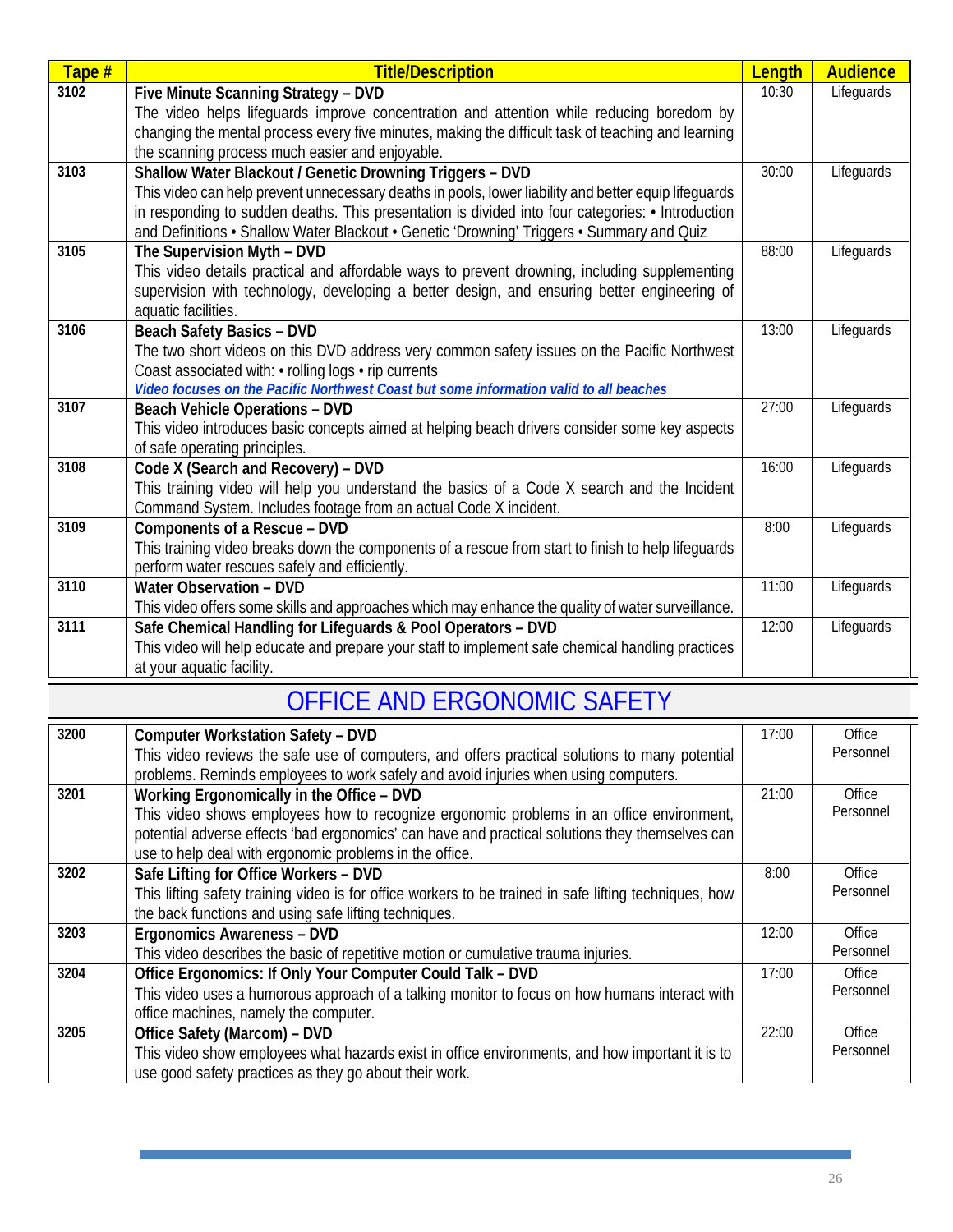| Tape # | Title/Description | Length | Audience |
| --- | --- | --- | --- |
| 3102 | **Five Minute Scanning Strategy – DVD** The video helps lifeguards improve concentration and attention while reducing boredom by changing the mental process every five minutes, making the difficult task of teaching and learning the scanning process much easier and enjoyable. | 10:30 | Lifeguards |
| 3103 | **Shallow Water Blackout / Genetic Drowning Triggers – DVD** This video can help prevent unnecessary deaths in pools, lower liability and better equip lifeguards in responding to sudden deaths. This presentation is divided into four categories: • Introduction and Definitions • Shallow Water Blackout • Genetic 'Drowning' Triggers • Summary and Quiz | 30:00 | Lifeguards |
| 3105 | **The Supervision Myth – DVD** This video details practical and affordable ways to prevent drowning, including supplementing supervision with technology, developing a better design, and ensuring better engineering of aquatic facilities. | 88:00 | Lifeguards |
| 3106 | **Beach Safety Basics – DVD** The two short videos on this DVD address very common safety issues on the Pacific Northwest Coast associated with: • rolling logs • rip currents ***Video focuses on the Pacific Northwest Coast but some information valid to all beaches*** | 13:00 | Lifeguards |
| 3107 | **Beach Vehicle Operations – DVD** This video introduces basic concepts aimed at helping beach drivers consider some key aspects of safe operating principles. | 27:00 | Lifeguards |
| 3108 | **Code X (Search and Recovery) – DVD** This training video will help you understand the basics of a Code X search and the Incident Command System. Includes footage from an actual Code X incident. | 16:00 | Lifeguards |
| 3109 | **Components of a Rescue – DVD** This training video breaks down the components of a rescue from start to finish to help lifeguards perform water rescues safely and efficiently. | 8:00 | Lifeguards |
| 3110 | **Water Observation – DVD** This video offers some skills and approaches which may enhance the quality of water surveillance. | 11:00 | Lifeguards |
| 3111 | **Safe Chemical Handling for Lifeguards & Pool Operators – DVD** This video will help educate and prepare your staff to implement safe chemical handling practices at your aquatic facility. | 12:00 | Lifeguards |

## OFFICE AND ERGONOMIC SAFETY

| Tape # | Title/Description | Length | Audience |
| --- | --- | --- | --- |
| 3200 | **Computer Workstation Safety – DVD** This video reviews the safe use of computers, and offers practical solutions to many potential problems. Reminds employees to work safely and avoid injuries when using computers. | 17:00 | Office Personnel |
| 3201 | **Working Ergonomically in the Office – DVD** This video shows employees how to recognize ergonomic problems in an office environment, potential adverse effects 'bad ergonomics' can have and practical solutions they themselves can use to help deal with ergonomic problems in the office. | 21:00 | Office Personnel |
| 3202 | **Safe Lifting for Office Workers – DVD** This lifting safety training video is for office workers to be trained in safe lifting techniques, how the back functions and using safe lifting techniques. | 8:00 | Office Personnel |
| 3203 | **Ergonomics Awareness – DVD** This video describes the basic of repetitive motion or cumulative trauma injuries. | 12:00 | Office Personnel |
| 3204 | **Office Ergonomics: If Only Your Computer Could Talk – DVD** This video uses a humorous approach of a talking monitor to focus on how humans interact with office machines, namely the computer. | 17:00 | Office Personnel |
| 3205 | **Office Safety (Marcom) – DVD** This video show employees what hazards exist in office environments, and how important it is to use good safety practices as they go about their work. | 22:00 | Office Personnel |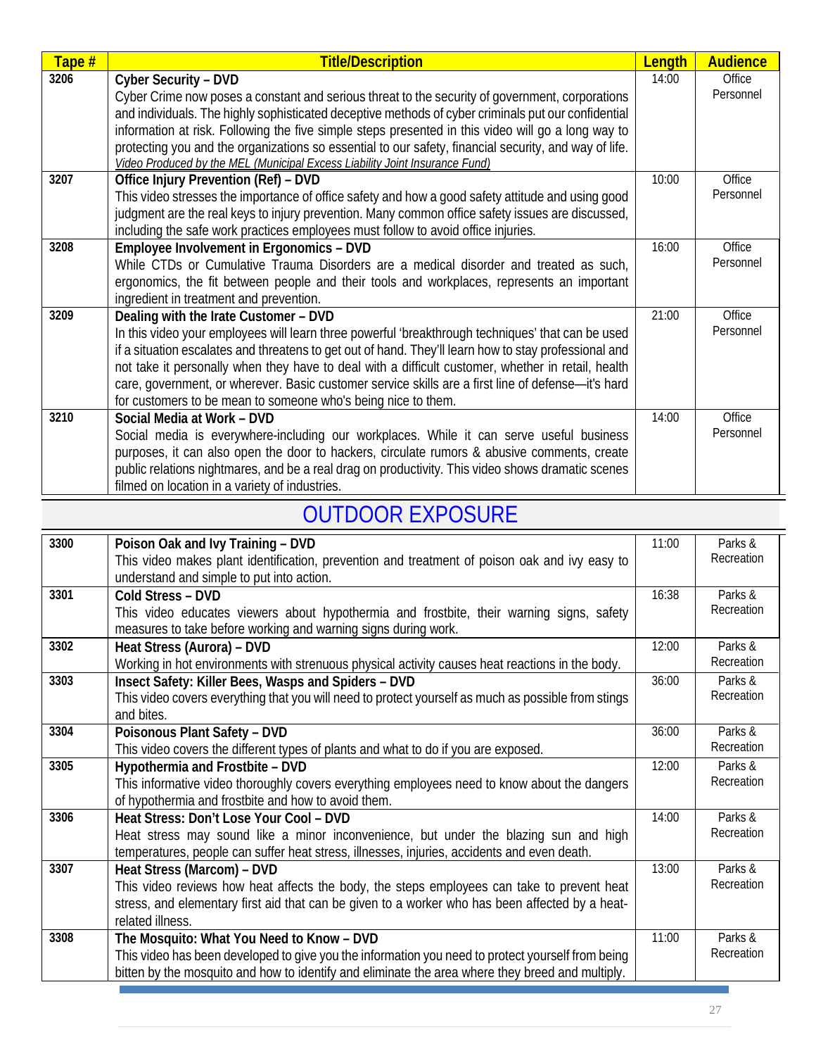| Tape # | Title/Description | Length | Audience |
|---|---|---|---|
| 3206 | **Cyber Security – DVD**<br>Cyber Crime now poses a constant and serious threat to the security of government, corporations and individuals. The highly sophisticated deceptive methods of cyber criminals put our confidential information at risk. Following the five simple steps presented in this video will go a long way to protecting you and the organizations so essential to our safety, financial security, and way of life.<br>*Video Produced by the MEL (Municipal Excess Liability Joint Insurance Fund)* | 14:00 | Office Personnel |
| 3207 | **Office Injury Prevention (Ref) – DVD**<br>This video stresses the importance of office safety and how a good safety attitude and using good judgment are the real keys to injury prevention. Many common office safety issues are discussed, including the safe work practices employees must follow to avoid office injuries. | 10:00 | Office Personnel |
| 3208 | **Employee Involvement in Ergonomics – DVD**<br>While CTDs or Cumulative Trauma Disorders are a medical disorder and treated as such, ergonomics, the fit between people and their tools and workplaces, represents an important ingredient in treatment and prevention. | 16:00 | Office Personnel |
| 3209 | **Dealing with the Irate Customer – DVD**<br>In this video your employees will learn three powerful 'breakthrough techniques' that can be used if a situation escalates and threatens to get out of hand. They'll learn how to stay professional and not take it personally when they have to deal with a difficult customer, whether in retail, health care, government, or wherever. Basic customer service skills are a first line of defense—it's hard for customers to be mean to someone who's being nice to them. | 21:00 | Office Personnel |
| 3210 | **Social Media at Work – DVD**<br>Social media is everywhere-including our workplaces. While it can serve useful business purposes, it can also open the door to hackers, circulate rumors & abusive comments, create public relations nightmares, and be a real drag on productivity. This video shows dramatic scenes filmed on location in a variety of industries. | 14:00 | Office Personnel |

## OUTDOOR EXPOSURE

| Tape # | Title/Description | Length | Audience |
|---|---|---|---|
| 3300 | **Poison Oak and Ivy Training – DVD**<br>This video makes plant identification, prevention and treatment of poison oak and ivy easy to understand and simple to put into action. | 11:00 | Parks & Recreation |
| 3301 | **Cold Stress – DVD**<br>This video educates viewers about hypothermia and frostbite, their warning signs, safety measures to take before working and warning signs during work. | 16:38 | Parks & Recreation |
| 3302 | **Heat Stress (Aurora) – DVD**<br>Working in hot environments with strenuous physical activity causes heat reactions in the body. | 12:00 | Parks & Recreation |
| 3303 | **Insect Safety: Killer Bees, Wasps and Spiders – DVD**<br>This video covers everything that you will need to protect yourself as much as possible from stings and bites. | 36:00 | Parks & Recreation |
| 3304 | **Poisonous Plant Safety – DVD**<br>This video covers the different types of plants and what to do if you are exposed. | 36:00 | Parks & Recreation |
| 3305 | **Hypothermia and Frostbite – DVD**<br>This informative video thoroughly covers everything employees need to know about the dangers of hypothermia and frostbite and how to avoid them. | 12:00 | Parks & Recreation |
| 3306 | **Heat Stress: Don't Lose Your Cool – DVD**<br>Heat stress may sound like a minor inconvenience, but under the blazing sun and high temperatures, people can suffer heat stress, illnesses, injuries, accidents and even death. | 14:00 | Parks & Recreation |
| 3307 | **Heat Stress (Marcom) – DVD**<br>This video reviews how heat affects the body, the steps employees can take to prevent heat stress, and elementary first aid that can be given to a worker who has been affected by a heat-related illness. | 13:00 | Parks & Recreation |
| 3308 | **The Mosquito: What You Need to Know – DVD**<br>This video has been developed to give you the information you need to protect yourself from being bitten by the mosquito and how to identify and eliminate the area where they breed and multiply. | 11:00 | Parks & Recreation |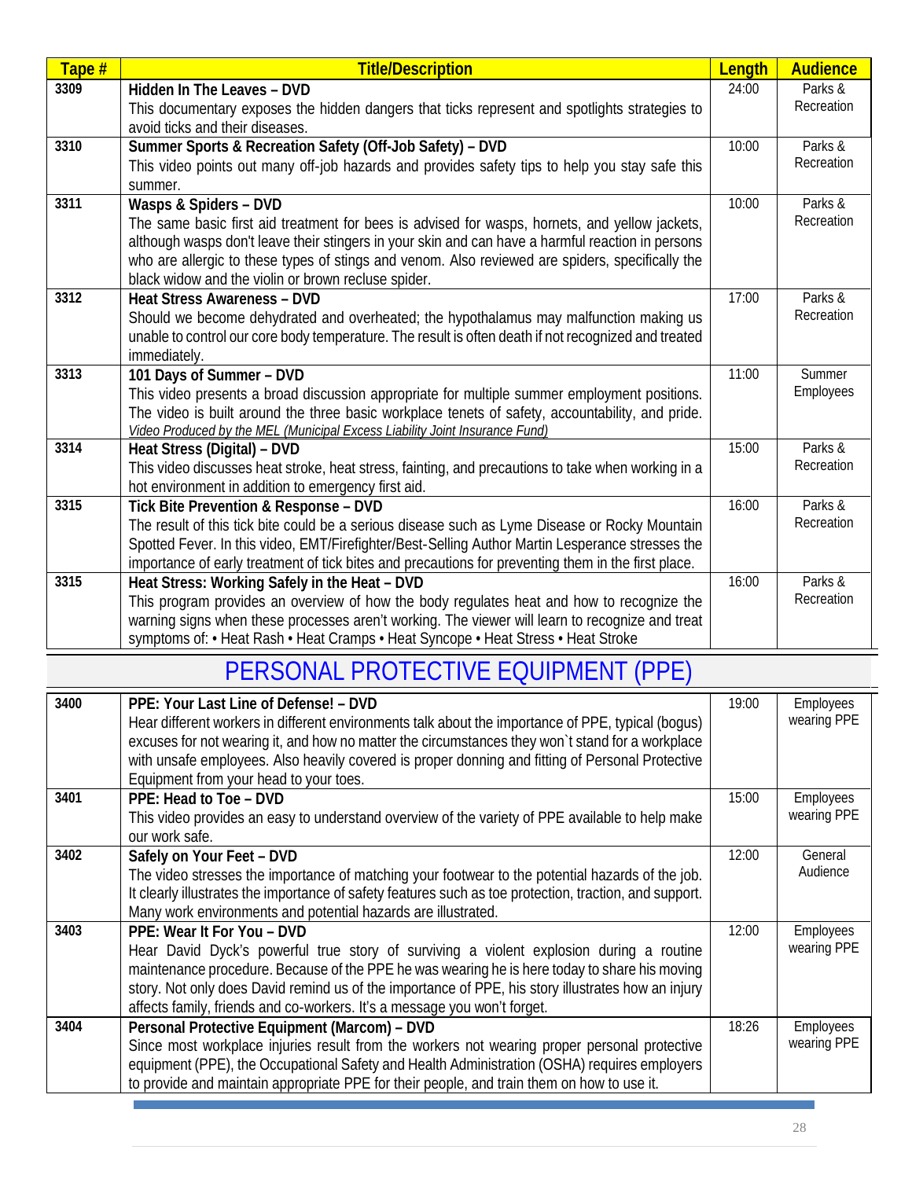| Tape # | Title/Description | Length | Audience |
|---|---|---|---|
| 3309 | **Hidden In The Leaves – DVD** This documentary exposes the hidden dangers that ticks represent and spotlights strategies to avoid ticks and their diseases. | 24:00 | Parks & Recreation |
| 3310 | **Summer Sports & Recreation Safety (Off-Job Safety) – DVD** This video points out many off-job hazards and provides safety tips to help you stay safe this summer. | 10:00 | Parks & Recreation |
| 3311 | **Wasps & Spiders – DVD** The same basic first aid treatment for bees is advised for wasps, hornets, and yellow jackets, although wasps don't leave their stingers in your skin and can have a harmful reaction in persons who are allergic to these types of stings and venom. Also reviewed are spiders, specifically the black widow and the violin or brown recluse spider. | 10:00 | Parks & Recreation |
| 3312 | **Heat Stress Awareness – DVD** Should we become dehydrated and overheated; the hypothalamus may malfunction making us unable to control our core body temperature. The result is often death if not recognized and treated immediately. | 17:00 | Parks & Recreation |
| 3313 | **101 Days of Summer – DVD** This video presents a broad discussion appropriate for multiple summer employment positions. The video is built around the three basic workplace tenets of safety, accountability, and pride. *Video Produced by the MEL (Municipal Excess Liability Joint Insurance Fund)* | 11:00 | Summer Employees |
| 3314 | **Heat Stress (Digital) – DVD** This video discusses heat stroke, heat stress, fainting, and precautions to take when working in a hot environment in addition to emergency first aid. | 15:00 | Parks & Recreation |
| 3315 | **Tick Bite Prevention & Response – DVD** The result of this tick bite could be a serious disease such as Lyme Disease or Rocky Mountain Spotted Fever. In this video, EMT/Firefighter/Best-Selling Author Martin Lesperance stresses the importance of early treatment of tick bites and precautions for preventing them in the first place. | 16:00 | Parks & Recreation |
| 3315 | **Heat Stress: Working Safely in the Heat – DVD** This program provides an overview of how the body regulates heat and how to recognize the warning signs when these processes aren't working. The viewer will learn to recognize and treat symptoms of: • Heat Rash • Heat Cramps • Heat Syncope • Heat Stress • Heat Stroke | 16:00 | Parks & Recreation |

# PERSONAL PROTECTIVE EQUIPMENT (PPE)

| Tape # | Title/Description | Length | Audience |
|---|---|---|---|
| 3400 | **PPE: Your Last Line of Defense! – DVD** Hear different workers in different environments talk about the importance of PPE, typical (bogus) excuses for not wearing it, and how no matter the circumstances they won`t stand for a workplace with unsafe employees. Also heavily covered is proper donning and fitting of Personal Protective Equipment from your head to your toes. | 19:00 | Employees wearing PPE |
| 3401 | **PPE: Head to Toe – DVD** This video provides an easy to understand overview of the variety of PPE available to help make our work safe. | 15:00 | Employees wearing PPE |
| 3402 | **Safely on Your Feet – DVD** The video stresses the importance of matching your footwear to the potential hazards of the job. It clearly illustrates the importance of safety features such as toe protection, traction, and support. Many work environments and potential hazards are illustrated. | 12:00 | General Audience |
| 3403 | **PPE: Wear It For You – DVD** Hear David Dyck's powerful true story of surviving a violent explosion during a routine maintenance procedure. Because of the PPE he was wearing he is here today to share his moving story. Not only does David remind us of the importance of PPE, his story illustrates how an injury affects family, friends and co-workers. It's a message you won't forget. | 12:00 | Employees wearing PPE |
| 3404 | **Personal Protective Equipment (Marcom) – DVD** Since most workplace injuries result from the workers not wearing proper personal protective equipment (PPE), the Occupational Safety and Health Administration (OSHA) requires employers to provide and maintain appropriate PPE for their people, and train them on how to use it. | 18:26 | Employees wearing PPE |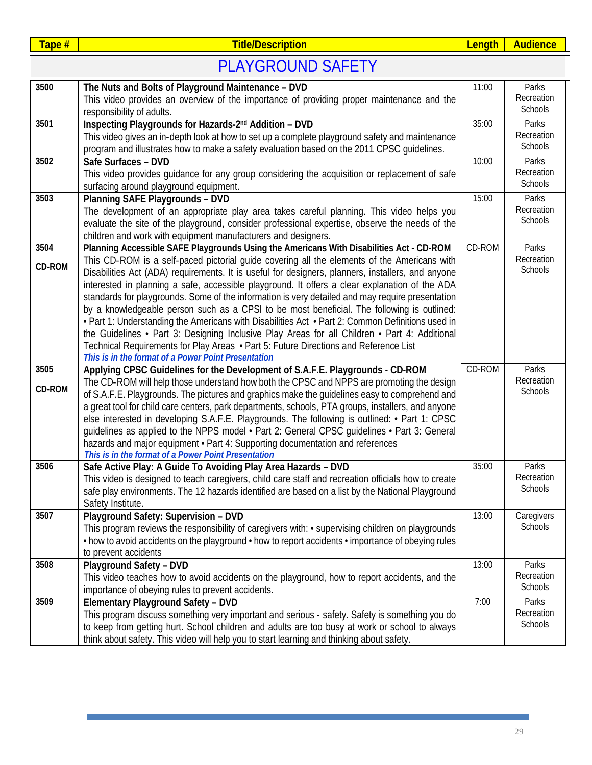| Tape # | Title/Description | Length | Audience |
|---|---|---|---|

## PLAYGROUND SAFETY

| Tape # | Title/Description | Length | Audience |
|---|---|---|---|
| 3500 | **The Nuts and Bolts of Playground Maintenance – DVD**<br>This video provides an overview of the importance of providing proper maintenance and the responsibility of adults. | 11:00 | Parks<br>Recreation<br>Schools |
| 3501 | **Inspecting Playgrounds for Hazards-2nd Addition – DVD**<br>This video gives an in-depth look at how to set up a complete playground safety and maintenance program and illustrates how to make a safety evaluation based on the 2011 CPSC guidelines. | 35:00 | Parks<br>Recreation<br>Schools |
| 3502 | **Safe Surfaces – DVD**<br>This video provides guidance for any group considering the acquisition or replacement of safe surfacing around playground equipment. | 10:00 | Parks<br>Recreation<br>Schools |
| 3503 | **Planning SAFE Playgrounds – DVD**<br>The development of an appropriate play area takes careful planning. This video helps you evaluate the site of the playground, consider professional expertise, observe the needs of the children and work with equipment manufacturers and designers. | 15:00 | Parks<br>Recreation<br>Schools |
| 3504<br>**CD-ROM** | **Planning Accessible SAFE Playgrounds Using the Americans With Disabilities Act - CD-ROM**<br>This CD-ROM is a self-paced pictorial guide covering all the elements of the Americans with Disabilities Act (ADA) requirements. It is useful for designers, planners, installers, and anyone interested in planning a safe, accessible playground. It offers a clear explanation of the ADA standards for playgrounds. Some of the information is very detailed and may require presentation by a knowledgeable person such as a CPSI to be most beneficial. The following is outlined: • Part 1: Understanding the Americans with Disabilities Act • Part 2: Common Definitions used in the Guidelines • Part 3: Designing Inclusive Play Areas for all Children • Part 4: Additional Technical Requirements for Play Areas • Part 5: Future Directions and Reference List<br>***This is in the format of a Power Point Presentation*** | CD-ROM | Parks<br>Recreation<br>Schools |
| 3505<br>**CD-ROM** | **Applying CPSC Guidelines for the Development of S.A.F.E. Playgrounds - CD-ROM**<br>The CD-ROM will help those understand how both the CPSC and NPPS are promoting the design of S.A.F.E. Playgrounds. The pictures and graphics make the guidelines easy to comprehend and a great tool for child care centers, park departments, schools, PTA groups, installers, and anyone else interested in developing S.A.F.E. Playgrounds. The following is outlined: • Part 1: CPSC guidelines as applied to the NPPS model • Part 2: General CPSC guidelines • Part 3: General hazards and major equipment • Part 4: Supporting documentation and references<br>***This is in the format of a Power Point Presentation*** | CD-ROM | Parks<br>Recreation<br>Schools |
| 3506 | **Safe Active Play: A Guide To Avoiding Play Area Hazards – DVD**<br>This video is designed to teach caregivers, child care staff and recreation officials how to create safe play environments. The 12 hazards identified are based on a list by the National Playground Safety Institute. | 35:00 | Parks<br>Recreation<br>Schools |
| 3507 | **Playground Safety: Supervision – DVD**<br>This program reviews the responsibility of caregivers with: • supervising children on playgrounds • how to avoid accidents on the playground • how to report accidents • importance of obeying rules to prevent accidents | 13:00 | Caregivers<br>Schools |
| 3508 | **Playground Safety – DVD**<br>This video teaches how to avoid accidents on the playground, how to report accidents, and the importance of obeying rules to prevent accidents. | 13:00 | Parks<br>Recreation<br>Schools |
| 3509 | **Elementary Playground Safety – DVD**<br>This program discuss something very important and serious - safety. Safety is something you do to keep from getting hurt. School children and adults are too busy at work or school to always think about safety. This video will help you to start learning and thinking about safety. | 7:00 | Parks<br>Recreation<br>Schools |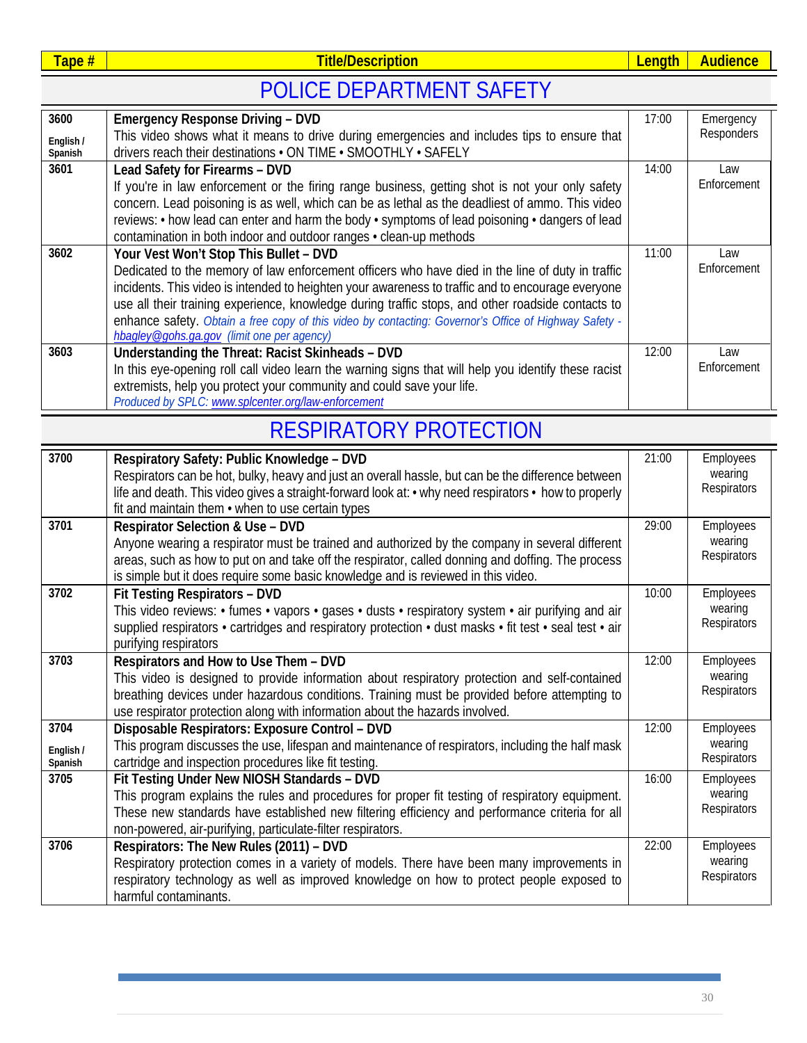| Tape # | Title/Description | Length | Audience |
|---|---|---|---|
| **POLICE DEPARTMENT SAFETY** | | | |
| **3600** English / Spanish | **Emergency Response Driving – DVD** This video shows what it means to drive during emergencies and includes tips to ensure that drivers reach their destinations • ON TIME • SMOOTHLY • SAFELY | 17:00 | Emergency Responders |
| **3601** | **Lead Safety for Firearms – DVD** If you're in law enforcement or the firing range business, getting shot is not your only safety concern. Lead poisoning is as well, which can be as lethal as the deadliest of ammo. This video reviews: • how lead can enter and harm the body • symptoms of lead poisoning • dangers of lead contamination in both indoor and outdoor ranges • clean-up methods | 14:00 | Law Enforcement |
| **3602** | **Your Vest Won't Stop This Bullet – DVD** Dedicated to the memory of law enforcement officers who have died in the line of duty in traffic incidents. This video is intended to heighten your awareness to traffic and to encourage everyone use all their training experience, knowledge during traffic stops, and other roadside contacts to enhance safety. *Obtain a free copy of this video by contacting: Governor's Office of Highway Safety - hbagley@gohs.ga.gov (limit one per agency)* | 11:00 | Law Enforcement |
| **3603** | **Understanding the Threat: Racist Skinheads – DVD** In this eye-opening roll call video learn the warning signs that will help you identify these racist extremists, help you protect your community and could save your life. *Produced by SPLC: www.splcenter.org/law-enforcement* | 12:00 | Law Enforcement |
| **RESPIRATORY PROTECTION** | | | |
| **3700** | **Respiratory Safety: Public Knowledge – DVD** Respirators can be hot, bulky, heavy and just an overall hassle, but can be the difference between life and death. This video gives a straight-forward look at: • why need respirators • how to properly fit and maintain them • when to use certain types | 21:00 | Employees wearing Respirators |
| **3701** | **Respirator Selection & Use – DVD** Anyone wearing a respirator must be trained and authorized by the company in several different areas, such as how to put on and take off the respirator, called donning and doffing. The process is simple but it does require some basic knowledge and is reviewed in this video. | 29:00 | Employees wearing Respirators |
| **3702** | **Fit Testing Respirators – DVD** This video reviews: • fumes • vapors • gases • dusts • respiratory system • air purifying and air supplied respirators • cartridges and respiratory protection • dust masks • fit test • seal test • air purifying respirators | 10:00 | Employees wearing Respirators |
| **3703** | **Respirators and How to Use Them – DVD** This video is designed to provide information about respiratory protection and self-contained breathing devices under hazardous conditions. Training must be provided before attempting to use respirator protection along with information about the hazards involved. | 12:00 | Employees wearing Respirators |
| **3704** English / Spanish | **Disposable Respirators: Exposure Control – DVD** This program discusses the use, lifespan and maintenance of respirators, including the half mask cartridge and inspection procedures like fit testing. | 12:00 | Employees wearing Respirators |
| **3705** | **Fit Testing Under New NIOSH Standards – DVD** This program explains the rules and procedures for proper fit testing of respiratory equipment. These new standards have established new filtering efficiency and performance criteria for all non-powered, air-purifying, particulate-filter respirators. | 16:00 | Employees wearing Respirators |
| **3706** | **Respirators: The New Rules (2011) – DVD** Respiratory protection comes in a variety of models. There have been many improvements in respiratory technology as well as improved knowledge on how to protect people exposed to harmful contaminants. | 22:00 | Employees wearing Respirators |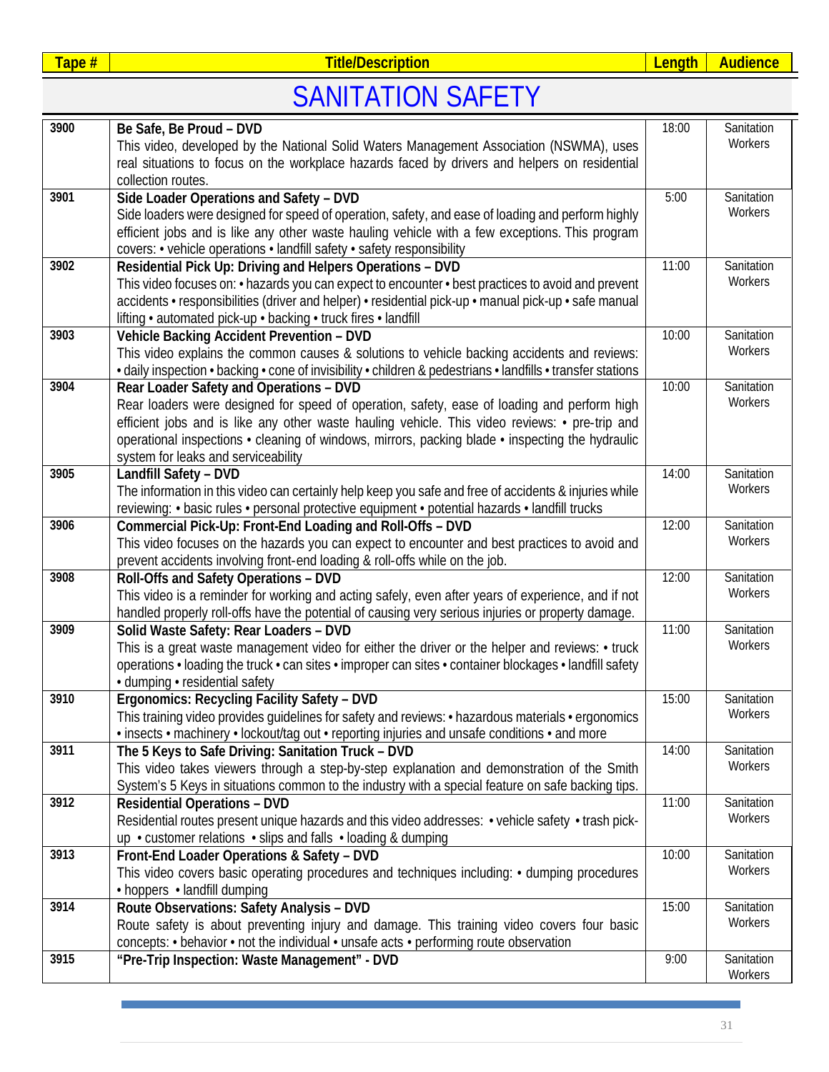| Tape # | Title/Description | Length | Audience |
|---|---|---|---|

# SANITATION SAFETY

| Tape # | Title/Description | Length | Audience |
|---|---|---|---|
| 3900 | **Be Safe, Be Proud – DVD**<br>This video, developed by the National Solid Waters Management Association (NSWMA), uses real situations to focus on the workplace hazards faced by drivers and helpers on residential collection routes. | 18:00 | Sanitation Workers |
| 3901 | **Side Loader Operations and Safety – DVD**<br>Side loaders were designed for speed of operation, safety, and ease of loading and perform highly efficient jobs and is like any other waste hauling vehicle with a few exceptions. This program covers: • vehicle operations • landfill safety • safety responsibility | 5:00 | Sanitation Workers |
| 3902 | **Residential Pick Up: Driving and Helpers Operations – DVD**<br>This video focuses on: • hazards you can expect to encounter • best practices to avoid and prevent accidents • responsibilities (driver and helper) • residential pick-up • manual pick-up • safe manual lifting • automated pick-up • backing • truck fires • landfill | 11:00 | Sanitation Workers |
| 3903 | **Vehicle Backing Accident Prevention – DVD**<br>This video explains the common causes & solutions to vehicle backing accidents and reviews: • daily inspection • backing • cone of invisibility • children & pedestrians • landfills • transfer stations | 10:00 | Sanitation Workers |
| 3904 | **Rear Loader Safety and Operations – DVD**<br>Rear loaders were designed for speed of operation, safety, ease of loading and perform high efficient jobs and is like any other waste hauling vehicle. This video reviews: • pre-trip and operational inspections • cleaning of windows, mirrors, packing blade • inspecting the hydraulic system for leaks and serviceability | 10:00 | Sanitation Workers |
| 3905 | **Landfill Safety – DVD**<br>The information in this video can certainly help keep you safe and free of accidents & injuries while reviewing: • basic rules • personal protective equipment • potential hazards • landfill trucks | 14:00 | Sanitation Workers |
| 3906 | **Commercial Pick-Up: Front-End Loading and Roll-Offs – DVD**<br>This video focuses on the hazards you can expect to encounter and best practices to avoid and prevent accidents involving front-end loading & roll-offs while on the job. | 12:00 | Sanitation Workers |
| 3908 | **Roll-Offs and Safety Operations – DVD**<br>This video is a reminder for working and acting safely, even after years of experience, and if not handled properly roll-offs have the potential of causing very serious injuries or property damage. | 12:00 | Sanitation Workers |
| 3909 | **Solid Waste Safety: Rear Loaders – DVD**<br>This is a great waste management video for either the driver or the helper and reviews: • truck operations • loading the truck • can sites • improper can sites • container blockages • landfill safety • dumping • residential safety | 11:00 | Sanitation Workers |
| 3910 | **Ergonomics: Recycling Facility Safety – DVD**<br>This training video provides guidelines for safety and reviews: • hazardous materials • ergonomics • insects • machinery • lockout/tag out • reporting injuries and unsafe conditions • and more | 15:00 | Sanitation Workers |
| 3911 | **The 5 Keys to Safe Driving: Sanitation Truck – DVD**<br>This video takes viewers through a step-by-step explanation and demonstration of the Smith System's 5 Keys in situations common to the industry with a special feature on safe backing tips. | 14:00 | Sanitation Workers |
| 3912 | **Residential Operations – DVD**<br>Residential routes present unique hazards and this video addresses: • vehicle safety • trash pick-up • customer relations • slips and falls • loading & dumping | 11:00 | Sanitation Workers |
| 3913 | **Front-End Loader Operations & Safety – DVD**<br>This video covers basic operating procedures and techniques including: • dumping procedures • hoppers • landfill dumping | 10:00 | Sanitation Workers |
| 3914 | **Route Observations: Safety Analysis – DVD**<br>Route safety is about preventing injury and damage. This training video covers four basic concepts: • behavior • not the individual • unsafe acts • performing route observation | 15:00 | Sanitation Workers |
| 3915 | **"Pre-Trip Inspection: Waste Management" - DVD** | 9:00 | Sanitation Workers |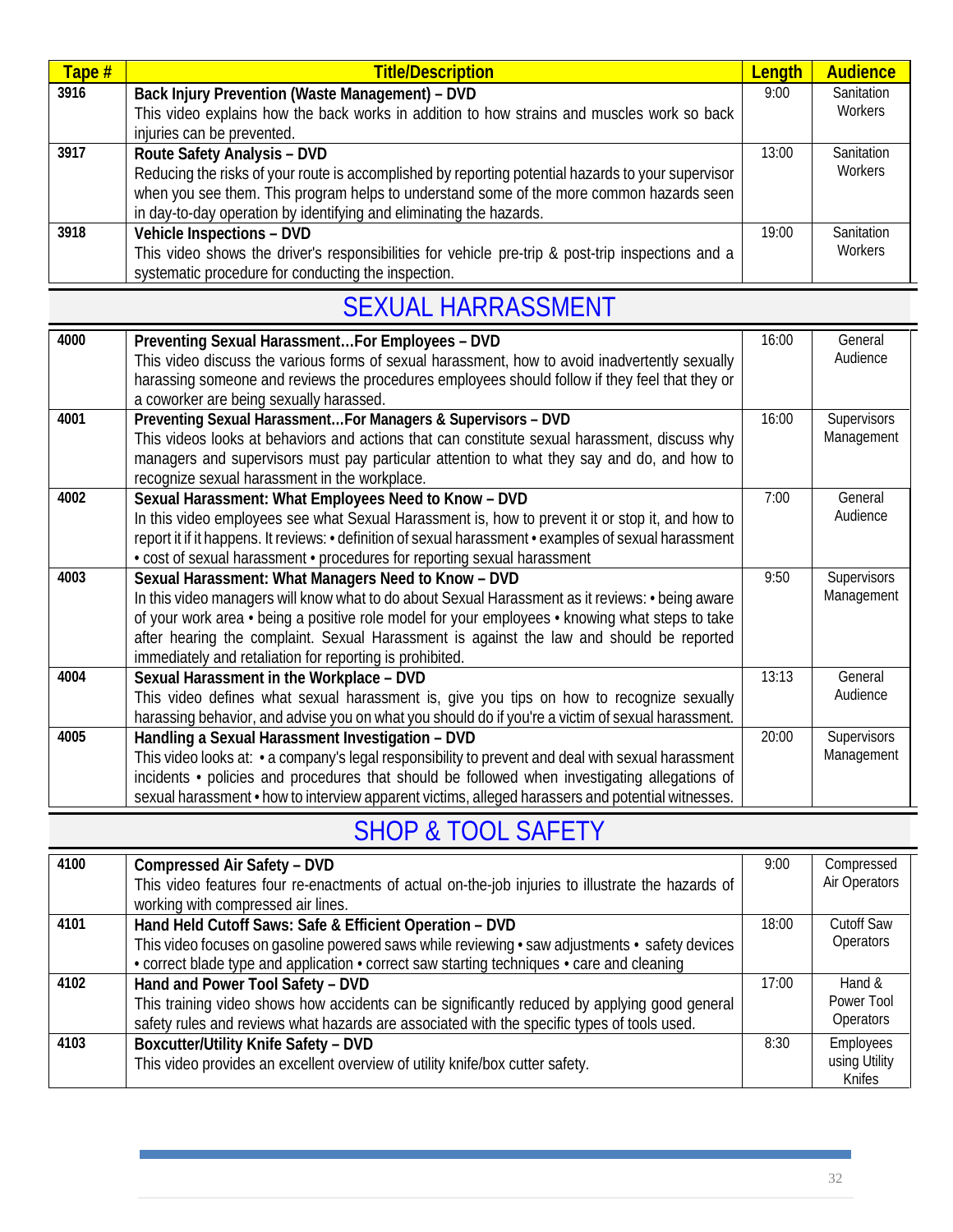| Tape # | Title/Description | Length | Audience |
|---|---|---|---|
| 3916 | **Back Injury Prevention (Waste Management) – DVD**<br>This video explains how the back works in addition to how strains and muscles work so back injuries can be prevented. | 9:00 | Sanitation Workers |
| 3917 | **Route Safety Analysis – DVD**<br>Reducing the risks of your route is accomplished by reporting potential hazards to your supervisor when you see them. This program helps to understand some of the more common hazards seen in day-to-day operation by identifying and eliminating the hazards. | 13:00 | Sanitation Workers |
| 3918 | **Vehicle Inspections – DVD**<br>This video shows the driver's responsibilities for vehicle pre-trip & post-trip inspections and a systematic procedure for conducting the inspection. | 19:00 | Sanitation Workers |

## SEXUAL HARRASSMENT

| Tape # | Title/Description | Length | Audience |
|---|---|---|---|
| 4000 | **Preventing Sexual Harassment…For Employees – DVD**<br>This video discuss the various forms of sexual harassment, how to avoid inadvertently sexually harassing someone and reviews the procedures employees should follow if they feel that they or a coworker are being sexually harassed. | 16:00 | General Audience |
| 4001 | **Preventing Sexual Harassment…For Managers & Supervisors – DVD**<br>This videos looks at behaviors and actions that can constitute sexual harassment, discuss why managers and supervisors must pay particular attention to what they say and do, and how to recognize sexual harassment in the workplace. | 16:00 | Supervisors Management |
| 4002 | **Sexual Harassment: What Employees Need to Know – DVD**<br>In this video employees see what Sexual Harassment is, how to prevent it or stop it, and how to report it if it happens. It reviews: • definition of sexual harassment • examples of sexual harassment • cost of sexual harassment • procedures for reporting sexual harassment | 7:00 | General Audience |
| 4003 | **Sexual Harassment: What Managers Need to Know – DVD**<br>In this video managers will know what to do about Sexual Harassment as it reviews: • being aware of your work area • being a positive role model for your employees • knowing what steps to take after hearing the complaint. Sexual Harassment is against the law and should be reported immediately and retaliation for reporting is prohibited. | 9:50 | Supervisors Management |
| 4004 | **Sexual Harassment in the Workplace – DVD**<br>This video defines what sexual harassment is, give you tips on how to recognize sexually harassing behavior, and advise you on what you should do if you're a victim of sexual harassment. | 13:13 | General Audience |
| 4005 | **Handling a Sexual Harassment Investigation – DVD**<br>This video looks at: • a company's legal responsibility to prevent and deal with sexual harassment incidents • policies and procedures that should be followed when investigating allegations of sexual harassment • how to interview apparent victims, alleged harassers and potential witnesses. | 20:00 | Supervisors Management |

## SHOP & TOOL SAFETY

| Tape # | Title/Description | Length | Audience |
|---|---|---|---|
| 4100 | **Compressed Air Safety – DVD**<br>This video features four re-enactments of actual on-the-job injuries to illustrate the hazards of working with compressed air lines. | 9:00 | Compressed Air Operators |
| 4101 | **Hand Held Cutoff Saws: Safe & Efficient Operation – DVD**<br>This video focuses on gasoline powered saws while reviewing • saw adjustments • safety devices • correct blade type and application • correct saw starting techniques • care and cleaning | 18:00 | Cutoff Saw Operators |
| 4102 | **Hand and Power Tool Safety – DVD**<br>This training video shows how accidents can be significantly reduced by applying good general safety rules and reviews what hazards are associated with the specific types of tools used. | 17:00 | Hand & Power Tool Operators |
| 4103 | **Boxcutter/Utility Knife Safety – DVD**<br>This video provides an excellent overview of utility knife/box cutter safety. | 8:30 | Employees using Utility Knifes |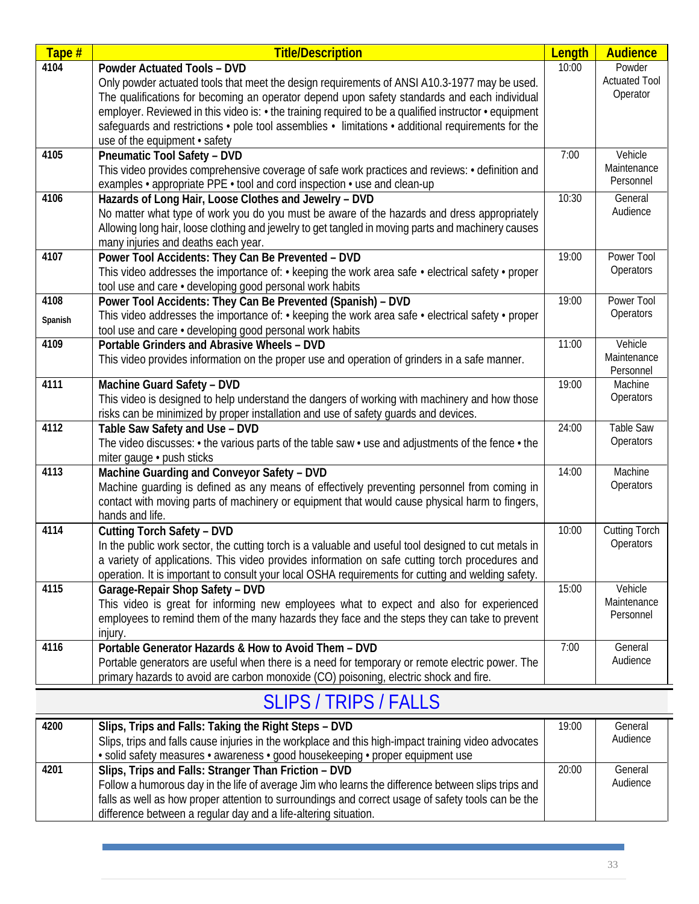| Tape # | Title/Description | Length | Audience |
|---|---|---|---|
| 4104 | **Powder Actuated Tools – DVD**<br>Only powder actuated tools that meet the design requirements of ANSI A10.3-1977 may be used. The qualifications for becoming an operator depend upon safety standards and each individual employer. Reviewed in this video is: • the training required to be a qualified instructor • equipment safeguards and restrictions • pole tool assemblies • limitations • additional requirements for the use of the equipment • safety | 10:00 | Powder Actuated Tool Operator |
| 4105 | **Pneumatic Tool Safety – DVD**<br>This video provides comprehensive coverage of safe work practices and reviews: • definition and examples • appropriate PPE • tool and cord inspection • use and clean-up | 7:00 | Vehicle Maintenance Personnel |
| 4106 | **Hazards of Long Hair, Loose Clothes and Jewelry – DVD**<br>No matter what type of work you do you must be aware of the hazards and dress appropriately Allowing long hair, loose clothing and jewelry to get tangled in moving parts and machinery causes many injuries and deaths each year. | 10:30 | General Audience |
| 4107 | **Power Tool Accidents: They Can Be Prevented – DVD**<br>This video addresses the importance of: • keeping the work area safe • electrical safety • proper tool use and care • developing good personal work habits | 19:00 | Power Tool Operators |
| 4108 Spanish | **Power Tool Accidents: They Can Be Prevented (Spanish) – DVD**<br>This video addresses the importance of: • keeping the work area safe • electrical safety • proper tool use and care • developing good personal work habits | 19:00 | Power Tool Operators |
| 4109 | **Portable Grinders and Abrasive Wheels – DVD**<br>This video provides information on the proper use and operation of grinders in a safe manner. | 11:00 | Vehicle Maintenance Personnel |
| 4111 | **Machine Guard Safety – DVD**<br>This video is designed to help understand the dangers of working with machinery and how those risks can be minimized by proper installation and use of safety guards and devices. | 19:00 | Machine Operators |
| 4112 | **Table Saw Safety and Use – DVD**<br>The video discusses: • the various parts of the table saw • use and adjustments of the fence • the miter gauge • push sticks | 24:00 | Table Saw Operators |
| 4113 | **Machine Guarding and Conveyor Safety – DVD**<br>Machine guarding is defined as any means of effectively preventing personnel from coming in contact with moving parts of machinery or equipment that would cause physical harm to fingers, hands and life. | 14:00 | Machine Operators |
| 4114 | **Cutting Torch Safety – DVD**<br>In the public work sector, the cutting torch is a valuable and useful tool designed to cut metals in a variety of applications. This video provides information on safe cutting torch procedures and operation. It is important to consult your local OSHA requirements for cutting and welding safety. | 10:00 | Cutting Torch Operators |
| 4115 | **Garage-Repair Shop Safety – DVD**<br>This video is great for informing new employees what to expect and also for experienced employees to remind them of the many hazards they face and the steps they can take to prevent injury. | 15:00 | Vehicle Maintenance Personnel |
| 4116 | **Portable Generator Hazards & How to Avoid Them – DVD**<br>Portable generators are useful when there is a need for temporary or remote electric power. The primary hazards to avoid are carbon monoxide (CO) poisoning, electric shock and fire. | 7:00 | General Audience |

## SLIPS / TRIPS / FALLS

| Tape # | Title/Description | Length | Audience |
|---|---|---|---|
| 4200 | **Slips, Trips and Falls: Taking the Right Steps – DVD**<br>Slips, trips and falls cause injuries in the workplace and this high-impact training video advocates • solid safety measures • awareness • good housekeeping • proper equipment use | 19:00 | General Audience |
| 4201 | **Slips, Trips and Falls: Stranger Than Friction – DVD**<br>Follow a humorous day in the life of average Jim who learns the difference between slips trips and falls as well as how proper attention to surroundings and correct usage of safety tools can be the difference between a regular day and a life-altering situation. | 20:00 | General Audience |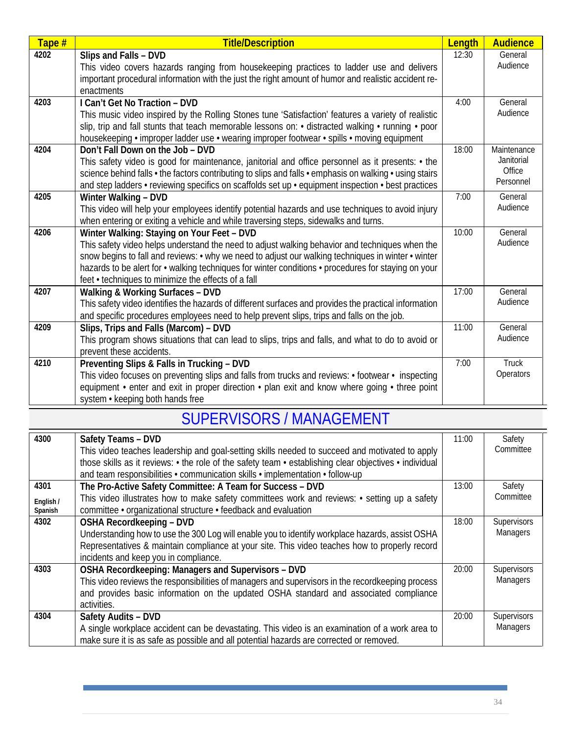| Tape # | Title/Description | Length | Audience |
|---|---|---|---|
| 4202 | **Slips and Falls – DVD**<br>This video covers hazards ranging from housekeeping practices to ladder use and delivers important procedural information with the just the right amount of humor and realistic accident re-enactments | 12:30 | General Audience |
| 4203 | **I Can't Get No Traction – DVD**<br>This music video inspired by the Rolling Stones tune 'Satisfaction' features a variety of realistic slip, trip and fall stunts that teach memorable lessons on: • distracted walking • running • poor housekeeping • improper ladder use • wearing improper footwear • spills • moving equipment | 4:00 | General Audience |
| 4204 | **Don't Fall Down on the Job – DVD**<br>This safety video is good for maintenance, janitorial and office personnel as it presents: • the science behind falls • the factors contributing to slips and falls • emphasis on walking • using stairs and step ladders • reviewing specifics on scaffolds set up • equipment inspection • best practices | 18:00 | Maintenance Janitorial Office Personnel |
| 4205 | **Winter Walking – DVD**<br>This video will help your employees identify potential hazards and use techniques to avoid injury when entering or exiting a vehicle and while traversing steps, sidewalks and turns. | 7:00 | General Audience |
| 4206 | **Winter Walking: Staying on Your Feet – DVD**<br>This safety video helps understand the need to adjust walking behavior and techniques when the snow begins to fall and reviews: • why we need to adjust our walking techniques in winter • winter hazards to be alert for • walking techniques for winter conditions • procedures for staying on your feet • techniques to minimize the effects of a fall | 10:00 | General Audience |
| 4207 | **Walking & Working Surfaces – DVD**<br>This safety video identifies the hazards of different surfaces and provides the practical information and specific procedures employees need to help prevent slips, trips and falls on the job. | 17:00 | General Audience |
| 4209 | **Slips, Trips and Falls (Marcom) – DVD**<br>This program shows situations that can lead to slips, trips and falls, and what to do to avoid or prevent these accidents. | 11:00 | General Audience |
| 4210 | **Preventing Slips & Falls in Trucking – DVD**<br>This video focuses on preventing slips and falls from trucks and reviews: • footwear • inspecting equipment • enter and exit in proper direction • plan exit and know where going • three point system • keeping both hands free | 7:00 | Truck Operators |

## SUPERVISORS / MANAGEMENT

| Tape # | Title/Description | Length | Audience |
|---|---|---|---|
| 4300 | **Safety Teams – DVD**<br>This video teaches leadership and goal-setting skills needed to succeed and motivated to apply those skills as it reviews: • the role of the safety team • establishing clear objectives • individual and team responsibilities • communication skills • implementation • follow-up | 11:00 | Safety Committee |
| 4301<br>English / Spanish | **The Pro-Active Safety Committee: A Team for Success – DVD**<br>This video illustrates how to make safety committees work and reviews: • setting up a safety committee • organizational structure • feedback and evaluation | 13:00 | Safety Committee |
| 4302 | **OSHA Recordkeeping – DVD**<br>Understanding how to use the 300 Log will enable you to identify workplace hazards, assist OSHA Representatives & maintain compliance at your site. This video teaches how to properly record incidents and keep you in compliance. | 18:00 | Supervisors Managers |
| 4303 | **OSHA Recordkeeping: Managers and Supervisors – DVD**<br>This video reviews the responsibilities of managers and supervisors in the recordkeeping process and provides basic information on the updated OSHA standard and associated compliance activities. | 20:00 | Supervisors Managers |
| 4304 | **Safety Audits – DVD**<br>A single workplace accident can be devastating. This video is an examination of a work area to make sure it is as safe as possible and all potential hazards are corrected or removed. | 20:00 | Supervisors Managers |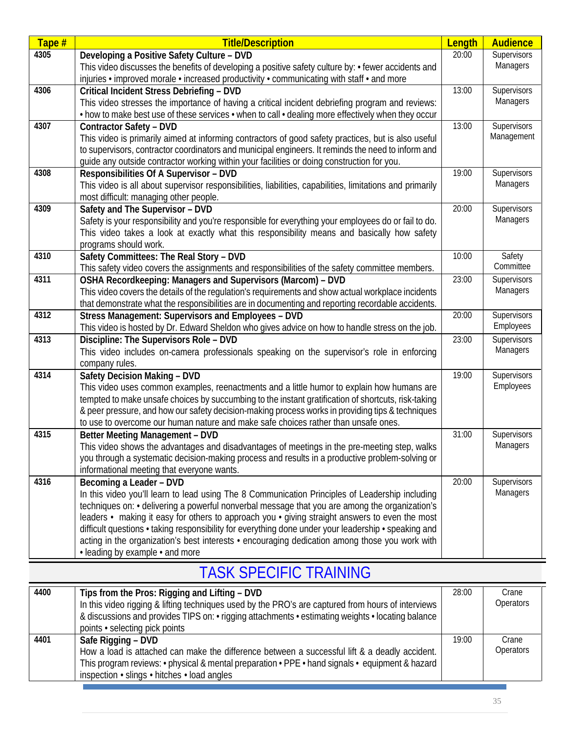| Tape # | Title/Description | Length | Audience |
|---|---|---|---|
| 4305 | **Developing a Positive Safety Culture – DVD** This video discusses the benefits of developing a positive safety culture by: • fewer accidents and injuries • improved morale • increased productivity • communicating with staff • and more | 20:00 | Supervisors Managers |
| 4306 | **Critical Incident Stress Debriefing – DVD** This video stresses the importance of having a critical incident debriefing program and reviews: • how to make best use of these services • when to call • dealing more effectively when they occur | 13:00 | Supervisors Managers |
| 4307 | **Contractor Safety – DVD** This video is primarily aimed at informing contractors of good safety practices, but is also useful to supervisors, contractor coordinators and municipal engineers. It reminds the need to inform and guide any outside contractor working within your facilities or doing construction for you. | 13:00 | Supervisors Management |
| 4308 | **Responsibilities Of A Supervisor – DVD** This video is all about supervisor responsibilities, liabilities, capabilities, limitations and primarily most difficult: managing other people. | 19:00 | Supervisors Managers |
| 4309 | **Safety and The Supervisor – DVD** Safety is your responsibility and you're responsible for everything your employees do or fail to do. This video takes a look at exactly what this responsibility means and basically how safety programs should work. | 20:00 | Supervisors Managers |
| 4310 | **Safety Committees: The Real Story – DVD** This safety video covers the assignments and responsibilities of the safety committee members. | 10:00 | Safety Committee |
| 4311 | **OSHA Recordkeeping: Managers and Supervisors (Marcom) – DVD** This video covers the details of the regulation's requirements and show actual workplace incidents that demonstrate what the responsibilities are in documenting and reporting recordable accidents. | 23:00 | Supervisors Managers |
| 4312 | **Stress Management: Supervisors and Employees – DVD** This video is hosted by Dr. Edward Sheldon who gives advice on how to handle stress on the job. | 20:00 | Supervisors Employees |
| 4313 | **Discipline: The Supervisors Role – DVD** This video includes on-camera professionals speaking on the supervisor's role in enforcing company rules. | 23:00 | Supervisors Managers |
| 4314 | **Safety Decision Making – DVD** This video uses common examples, reenactments and a little humor to explain how humans are tempted to make unsafe choices by succumbing to the instant gratification of shortcuts, risk-taking & peer pressure, and how our safety decision-making process works in providing tips & techniques to use to overcome our human nature and make safe choices rather than unsafe ones. | 19:00 | Supervisors Employees |
| 4315 | **Better Meeting Management – DVD** This video shows the advantages and disadvantages of meetings in the pre-meeting step, walks you through a systematic decision-making process and results in a productive problem-solving or informational meeting that everyone wants. | 31:00 | Supervisors Managers |
| 4316 | **Becoming a Leader – DVD** In this video you'll learn to lead using The 8 Communication Principles of Leadership including techniques on: • delivering a powerful nonverbal message that you are among the organization's leaders • making it easy for others to approach you • giving straight answers to even the most difficult questions • taking responsibility for everything done under your leadership • speaking and acting in the organization's best interests • encouraging dedication among those you work with • leading by example • and more | 20:00 | Supervisors Managers |

## TASK SPECIFIC TRAINING

| Tape # | Title/Description | Length | Audience |
|---|---|---|---|
| 4400 | **Tips from the Pros: Rigging and Lifting – DVD** In this video rigging & lifting techniques used by the PRO's are captured from hours of interviews & discussions and provides TIPS on: • rigging attachments • estimating weights • locating balance points • selecting pick points | 28:00 | Crane Operators |
| 4401 | **Safe Rigging – DVD** How a load is attached can make the difference between a successful lift & a deadly accident. This program reviews: • physical & mental preparation • PPE • hand signals • equipment & hazard inspection • slings • hitches • load angles | 19:00 | Crane Operators |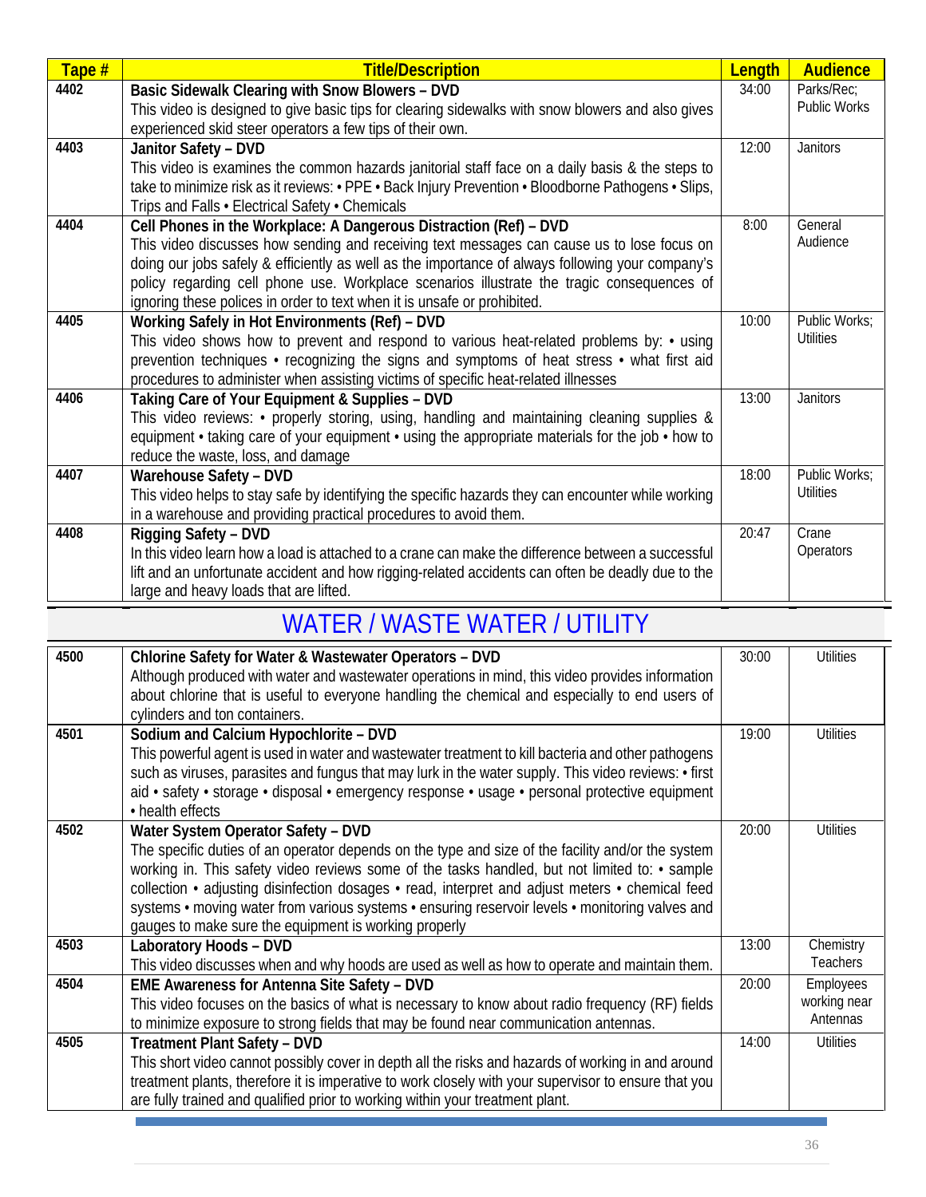| Tape # | Title/Description | Length | Audience |
|---|---|---|---|
| 4402 | **Basic Sidewalk Clearing with Snow Blowers – DVD** This video is designed to give basic tips for clearing sidewalks with snow blowers and also gives experienced skid steer operators a few tips of their own. | 34:00 | Parks/Rec; Public Works |
| 4403 | **Janitor Safety – DVD** This video is examines the common hazards janitorial staff face on a daily basis & the steps to take to minimize risk as it reviews: • PPE • Back Injury Prevention • Bloodborne Pathogens • Slips, Trips and Falls • Electrical Safety • Chemicals | 12:00 | Janitors |
| 4404 | **Cell Phones in the Workplace: A Dangerous Distraction (Ref) – DVD** This video discusses how sending and receiving text messages can cause us to lose focus on doing our jobs safely & efficiently as well as the importance of always following your company's policy regarding cell phone use. Workplace scenarios illustrate the tragic consequences of ignoring these polices in order to text when it is unsafe or prohibited. | 8:00 | General Audience |
| 4405 | **Working Safely in Hot Environments (Ref) – DVD** This video shows how to prevent and respond to various heat-related problems by: • using prevention techniques • recognizing the signs and symptoms of heat stress • what first aid procedures to administer when assisting victims of specific heat-related illnesses | 10:00 | Public Works; Utilities |
| 4406 | **Taking Care of Your Equipment & Supplies – DVD** This video reviews: • properly storing, using, handling and maintaining cleaning supplies & equipment • taking care of your equipment • using the appropriate materials for the job • how to reduce the waste, loss, and damage | 13:00 | Janitors |
| 4407 | **Warehouse Safety – DVD** This video helps to stay safe by identifying the specific hazards they can encounter while working in a warehouse and providing practical procedures to avoid them. | 18:00 | Public Works; Utilities |
| 4408 | **Rigging Safety – DVD** In this video learn how a load is attached to a crane can make the difference between a successful lift and an unfortunate accident and how rigging-related accidents can often be deadly due to the large and heavy loads that are lifted. | 20:47 | Crane Operators |

## WATER / WASTE WATER / UTILITY

| Tape # | Title/Description | Length | Audience |
|---|---|---|---|
| 4500 | **Chlorine Safety for Water & Wastewater Operators – DVD** Although produced with water and wastewater operations in mind, this video provides information about chlorine that is useful to everyone handling the chemical and especially to end users of cylinders and ton containers. | 30:00 | Utilities |
| 4501 | **Sodium and Calcium Hypochlorite – DVD** This powerful agent is used in water and wastewater treatment to kill bacteria and other pathogens such as viruses, parasites and fungus that may lurk in the water supply. This video reviews: • first aid • safety • storage • disposal • emergency response • usage • personal protective equipment • health effects | 19:00 | Utilities |
| 4502 | **Water System Operator Safety – DVD** The specific duties of an operator depends on the type and size of the facility and/or the system working in. This safety video reviews some of the tasks handled, but not limited to: • sample collection • adjusting disinfection dosages • read, interpret and adjust meters • chemical feed systems • moving water from various systems • ensuring reservoir levels • monitoring valves and gauges to make sure the equipment is working properly | 20:00 | Utilities |
| 4503 | **Laboratory Hoods – DVD** This video discusses when and why hoods are used as well as how to operate and maintain them. | 13:00 | Chemistry Teachers |
| 4504 | **EME Awareness for Antenna Site Safety – DVD** This video focuses on the basics of what is necessary to know about radio frequency (RF) fields to minimize exposure to strong fields that may be found near communication antennas. | 20:00 | Employees working near Antennas |
| 4505 | **Treatment Plant Safety – DVD** This short video cannot possibly cover in depth all the risks and hazards of working in and around treatment plants, therefore it is imperative to work closely with your supervisor to ensure that you are fully trained and qualified prior to working within your treatment plant. | 14:00 | Utilities |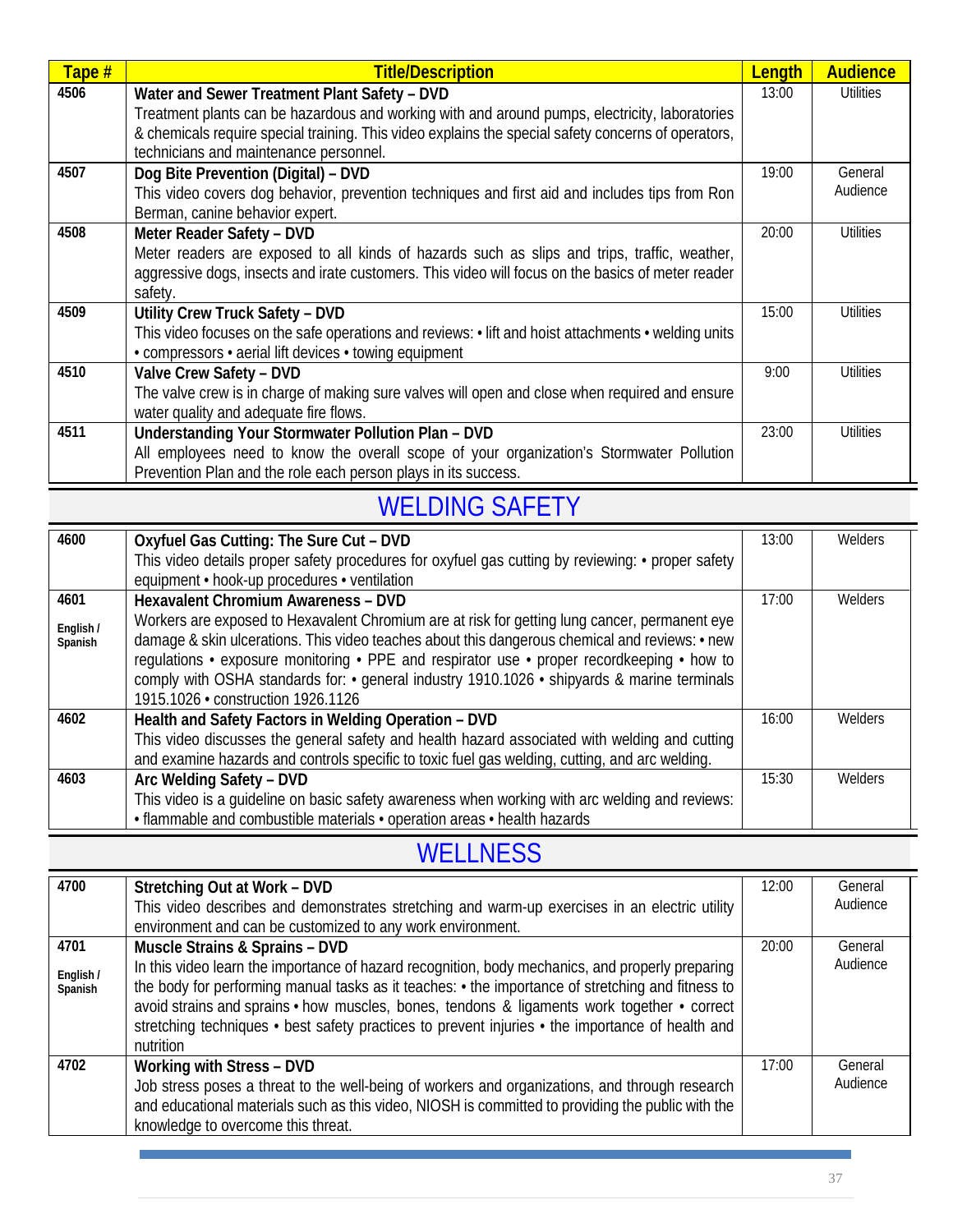| Tape # | Title/Description | Length | Audience |
|---|---|---|---|
| 4506 | **Water and Sewer Treatment Plant Safety – DVD**<br>Treatment plants can be hazardous and working with and around pumps, electricity, laboratories & chemicals require special training. This video explains the special safety concerns of operators, technicians and maintenance personnel. | 13:00 | Utilities |
| 4507 | **Dog Bite Prevention (Digital) – DVD**<br>This video covers dog behavior, prevention techniques and first aid and includes tips from Ron Berman, canine behavior expert. | 19:00 | General Audience |
| 4508 | **Meter Reader Safety – DVD**<br>Meter readers are exposed to all kinds of hazards such as slips and trips, traffic, weather, aggressive dogs, insects and irate customers. This video will focus on the basics of meter reader safety. | 20:00 | Utilities |
| 4509 | **Utility Crew Truck Safety – DVD**<br>This video focuses on the safe operations and reviews: • lift and hoist attachments • welding units • compressors • aerial lift devices • towing equipment | 15:00 | Utilities |
| 4510 | **Valve Crew Safety – DVD**<br>The valve crew is in charge of making sure valves will open and close when required and ensure water quality and adequate fire flows. | 9:00 | Utilities |
| 4511 | **Understanding Your Stormwater Pollution Plan – DVD**<br>All employees need to know the overall scope of your organization's Stormwater Pollution Prevention Plan and the role each person plays in its success. | 23:00 | Utilities |

## WELDING SAFETY

| Tape # | Title/Description | Length | Audience |
|---|---|---|---|
| 4600 | **Oxyfuel Gas Cutting: The Sure Cut – DVD**<br>This video details proper safety procedures for oxyfuel gas cutting by reviewing: • proper safety equipment • hook-up procedures • ventilation | 13:00 | Welders |
| 4601<br>English / Spanish | **Hexavalent Chromium Awareness – DVD**<br>Workers are exposed to Hexavalent Chromium are at risk for getting lung cancer, permanent eye damage & skin ulcerations. This video teaches about this dangerous chemical and reviews: • new regulations • exposure monitoring • PPE and respirator use • proper recordkeeping • how to comply with OSHA standards for: • general industry 1910.1026 • shipyards & marine terminals 1915.1026 • construction 1926.1126 | 17:00 | Welders |
| 4602 | **Health and Safety Factors in Welding Operation – DVD**<br>This video discusses the general safety and health hazard associated with welding and cutting and examine hazards and controls specific to toxic fuel gas welding, cutting, and arc welding. | 16:00 | Welders |
| 4603 | **Arc Welding Safety – DVD**<br>This video is a guideline on basic safety awareness when working with arc welding and reviews: • flammable and combustible materials • operation areas • health hazards | 15:30 | Welders |

## WELLNESS

| Tape # | Title/Description | Length | Audience |
|---|---|---|---|
| 4700 | **Stretching Out at Work – DVD**<br>This video describes and demonstrates stretching and warm-up exercises in an electric utility environment and can be customized to any work environment. | 12:00 | General Audience |
| 4701<br>English / Spanish | **Muscle Strains & Sprains – DVD**<br>In this video learn the importance of hazard recognition, body mechanics, and properly preparing the body for performing manual tasks as it teaches: • the importance of stretching and fitness to avoid strains and sprains • how muscles, bones, tendons & ligaments work together • correct stretching techniques • best safety practices to prevent injuries • the importance of health and nutrition | 20:00 | General Audience |
| 4702 | **Working with Stress – DVD**<br>Job stress poses a threat to the well-being of workers and organizations, and through research and educational materials such as this video, NIOSH is committed to providing the public with the knowledge to overcome this threat. | 17:00 | General Audience |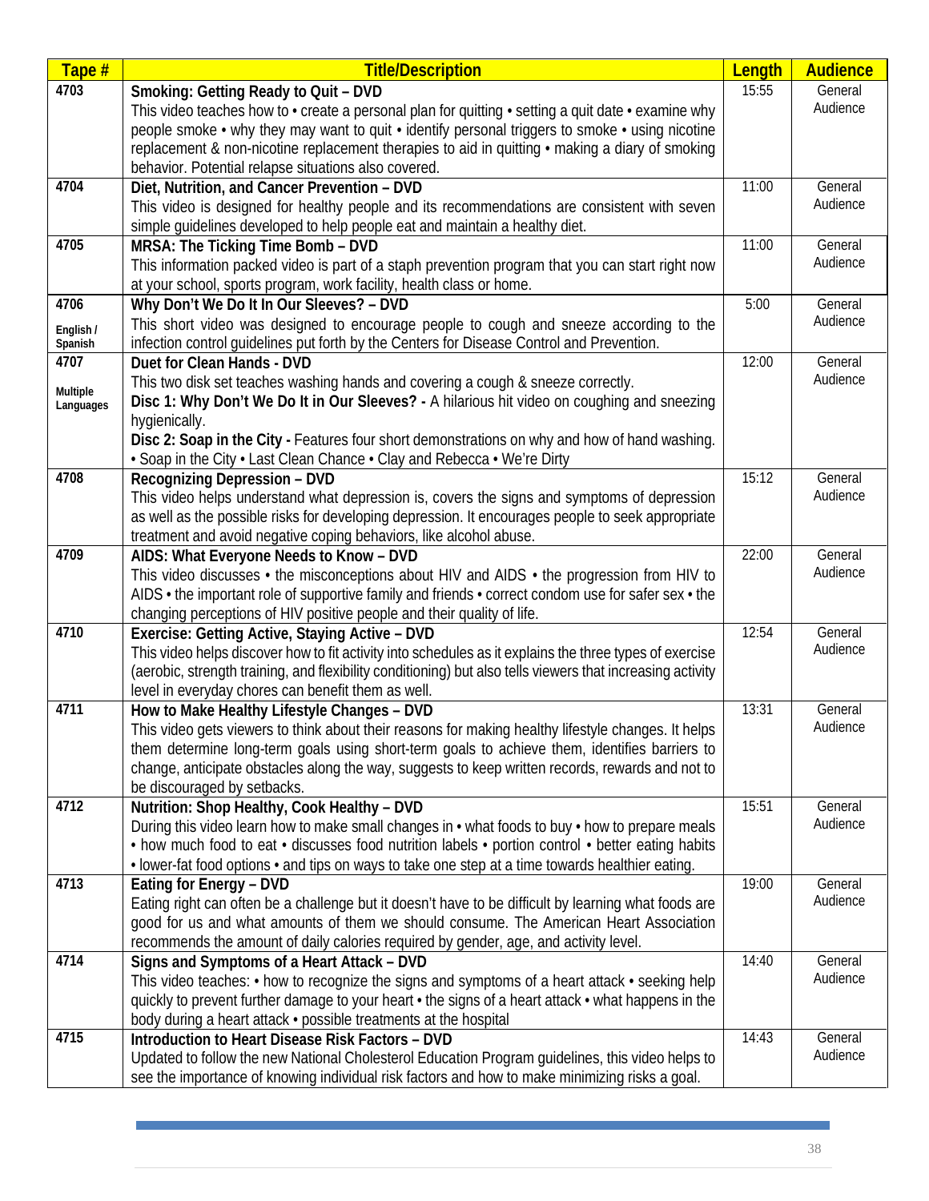| Tape # | Title/Description | Length | Audience |
|---|---|---|---|
| 4703 | **Smoking: Getting Ready to Quit – DVD**<br>This video teaches how to • create a personal plan for quitting • setting a quit date • examine why people smoke • why they may want to quit • identify personal triggers to smoke • using nicotine replacement & non-nicotine replacement therapies to aid in quitting • making a diary of smoking behavior. Potential relapse situations also covered. | 15:55 | General Audience |
| 4704 | **Diet, Nutrition, and Cancer Prevention – DVD**<br>This video is designed for healthy people and its recommendations are consistent with seven simple guidelines developed to help people eat and maintain a healthy diet. | 11:00 | General Audience |
| 4705 | **MRSA: The Ticking Time Bomb – DVD**<br>This information packed video is part of a staph prevention program that you can start right now at your school, sports program, work facility, health class or home. | 11:00 | General Audience |
| 4706<br>English / Spanish | **Why Don't We Do It In Our Sleeves? – DVD**<br>This short video was designed to encourage people to cough and sneeze according to the infection control guidelines put forth by the Centers for Disease Control and Prevention. | 5:00 | General Audience |
| 4707<br>Multiple Languages | **Duet for Clean Hands - DVD**<br>This two disk set teaches washing hands and covering a cough & sneeze correctly.<br>**Disc 1: Why Don't We Do It in Our Sleeves? -** A hilarious hit video on coughing and sneezing hygienically.<br>**Disc 2: Soap in the City -** Features four short demonstrations on why and how of hand washing. • Soap in the City • Last Clean Chance • Clay and Rebecca • We're Dirty | 12:00 | General Audience |
| 4708 | **Recognizing Depression – DVD**<br>This video helps understand what depression is, covers the signs and symptoms of depression as well as the possible risks for developing depression. It encourages people to seek appropriate treatment and avoid negative coping behaviors, like alcohol abuse. | 15:12 | General Audience |
| 4709 | **AIDS: What Everyone Needs to Know – DVD**<br>This video discusses • the misconceptions about HIV and AIDS • the progression from HIV to AIDS • the important role of supportive family and friends • correct condom use for safer sex • the changing perceptions of HIV positive people and their quality of life. | 22:00 | General Audience |
| 4710 | **Exercise: Getting Active, Staying Active – DVD**<br>This video helps discover how to fit activity into schedules as it explains the three types of exercise (aerobic, strength training, and flexibility conditioning) but also tells viewers that increasing activity level in everyday chores can benefit them as well. | 12:54 | General Audience |
| 4711 | **How to Make Healthy Lifestyle Changes – DVD**<br>This video gets viewers to think about their reasons for making healthy lifestyle changes. It helps them determine long-term goals using short-term goals to achieve them, identifies barriers to change, anticipate obstacles along the way, suggests to keep written records, rewards and not to be discouraged by setbacks. | 13:31 | General Audience |
| 4712 | **Nutrition: Shop Healthy, Cook Healthy – DVD**<br>During this video learn how to make small changes in • what foods to buy • how to prepare meals • how much food to eat • discusses food nutrition labels • portion control • better eating habits • lower-fat food options • and tips on ways to take one step at a time towards healthier eating. | 15:51 | General Audience |
| 4713 | **Eating for Energy – DVD**<br>Eating right can often be a challenge but it doesn't have to be difficult by learning what foods are good for us and what amounts of them we should consume. The American Heart Association recommends the amount of daily calories required by gender, age, and activity level. | 19:00 | General Audience |
| 4714 | **Signs and Symptoms of a Heart Attack – DVD**<br>This video teaches: • how to recognize the signs and symptoms of a heart attack • seeking help quickly to prevent further damage to your heart • the signs of a heart attack • what happens in the body during a heart attack • possible treatments at the hospital | 14:40 | General Audience |
| 4715 | **Introduction to Heart Disease Risk Factors – DVD**<br>Updated to follow the new National Cholesterol Education Program guidelines, this video helps to see the importance of knowing individual risk factors and how to make minimizing risks a goal. | 14:43 | General Audience |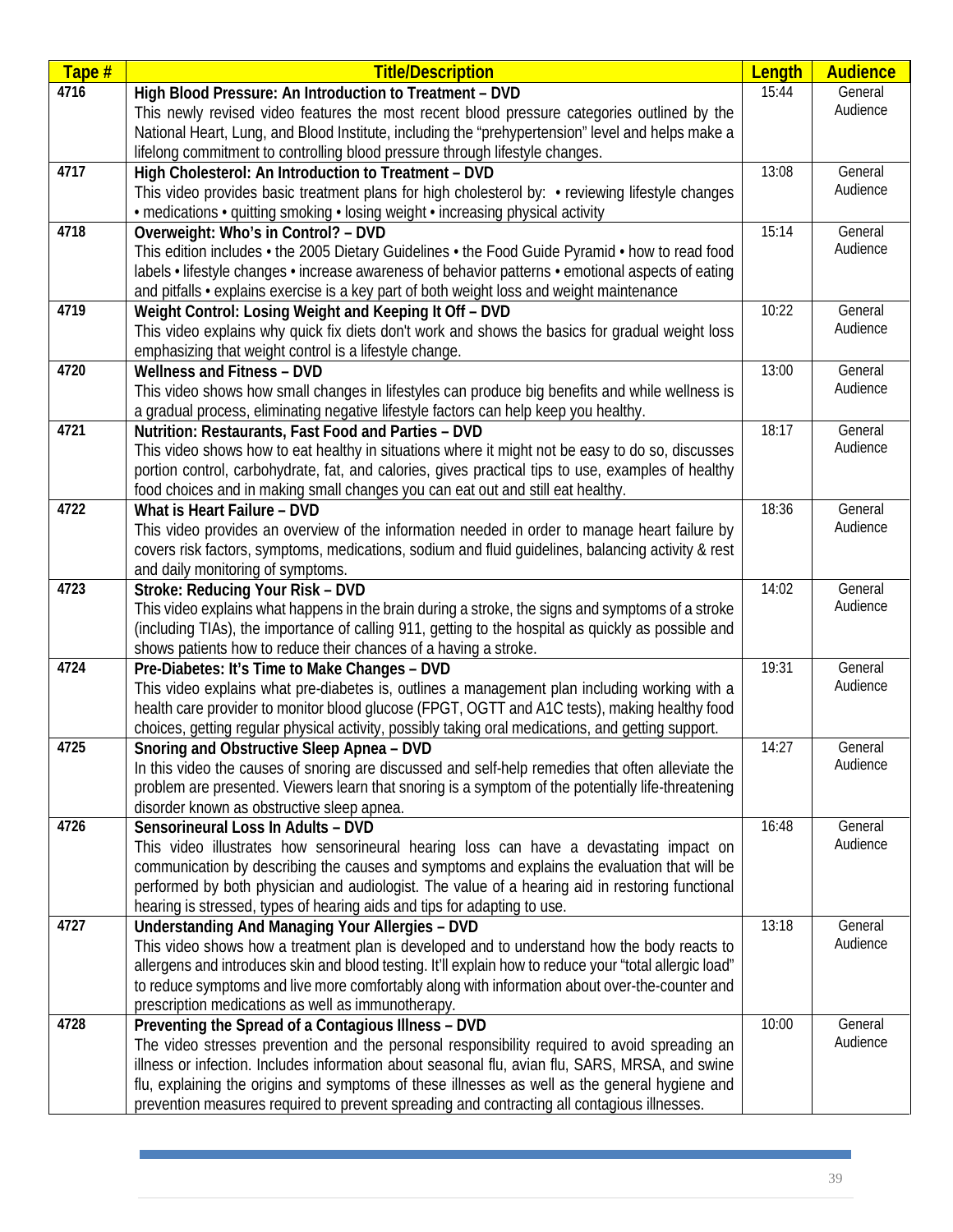| Tape # | Title/Description | Length | Audience |
|---|---|---|---|
| 4716 | **High Blood Pressure: An Introduction to Treatment – DVD** This newly revised video features the most recent blood pressure categories outlined by the National Heart, Lung, and Blood Institute, including the "prehypertension" level and helps make a lifelong commitment to controlling blood pressure through lifestyle changes. | 15:44 | General Audience |
| 4717 | **High Cholesterol: An Introduction to Treatment – DVD** This video provides basic treatment plans for high cholesterol by: • reviewing lifestyle changes • medications • quitting smoking • losing weight • increasing physical activity | 13:08 | General Audience |
| 4718 | **Overweight: Who's in Control? – DVD** This edition includes • the 2005 Dietary Guidelines • the Food Guide Pyramid • how to read food labels • lifestyle changes • increase awareness of behavior patterns • emotional aspects of eating and pitfalls • explains exercise is a key part of both weight loss and weight maintenance | 15:14 | General Audience |
| 4719 | **Weight Control: Losing Weight and Keeping It Off – DVD** This video explains why quick fix diets don't work and shows the basics for gradual weight loss emphasizing that weight control is a lifestyle change. | 10:22 | General Audience |
| 4720 | **Wellness and Fitness – DVD** This video shows how small changes in lifestyles can produce big benefits and while wellness is a gradual process, eliminating negative lifestyle factors can help keep you healthy. | 13:00 | General Audience |
| 4721 | **Nutrition: Restaurants, Fast Food and Parties – DVD** This video shows how to eat healthy in situations where it might not be easy to do so, discusses portion control, carbohydrate, fat, and calories, gives practical tips to use, examples of healthy food choices and in making small changes you can eat out and still eat healthy. | 18:17 | General Audience |
| 4722 | **What is Heart Failure – DVD** This video provides an overview of the information needed in order to manage heart failure by covers risk factors, symptoms, medications, sodium and fluid guidelines, balancing activity & rest and daily monitoring of symptoms. | 18:36 | General Audience |
| 4723 | **Stroke: Reducing Your Risk – DVD** This video explains what happens in the brain during a stroke, the signs and symptoms of a stroke (including TIAs), the importance of calling 911, getting to the hospital as quickly as possible and shows patients how to reduce their chances of a having a stroke. | 14:02 | General Audience |
| 4724 | **Pre-Diabetes: It's Time to Make Changes – DVD** This video explains what pre-diabetes is, outlines a management plan including working with a health care provider to monitor blood glucose (FPGT, OGTT and A1C tests), making healthy food choices, getting regular physical activity, possibly taking oral medications, and getting support. | 19:31 | General Audience |
| 4725 | **Snoring and Obstructive Sleep Apnea – DVD** In this video the causes of snoring are discussed and self-help remedies that often alleviate the problem are presented. Viewers learn that snoring is a symptom of the potentially life-threatening disorder known as obstructive sleep apnea. | 14:27 | General Audience |
| 4726 | **Sensorineural Loss In Adults – DVD** This video illustrates how sensorineural hearing loss can have a devastating impact on communication by describing the causes and symptoms and explains the evaluation that will be performed by both physician and audiologist. The value of a hearing aid in restoring functional hearing is stressed, types of hearing aids and tips for adapting to use. | 16:48 | General Audience |
| 4727 | **Understanding And Managing Your Allergies – DVD** This video shows how a treatment plan is developed and to understand how the body reacts to allergens and introduces skin and blood testing. It'll explain how to reduce your "total allergic load" to reduce symptoms and live more comfortably along with information about over-the-counter and prescription medications as well as immunotherapy. | 13:18 | General Audience |
| 4728 | **Preventing the Spread of a Contagious Illness – DVD** The video stresses prevention and the personal responsibility required to avoid spreading an illness or infection. Includes information about seasonal flu, avian flu, SARS, MRSA, and swine flu, explaining the origins and symptoms of these illnesses as well as the general hygiene and prevention measures required to prevent spreading and contracting all contagious illnesses. | 10:00 | General Audience |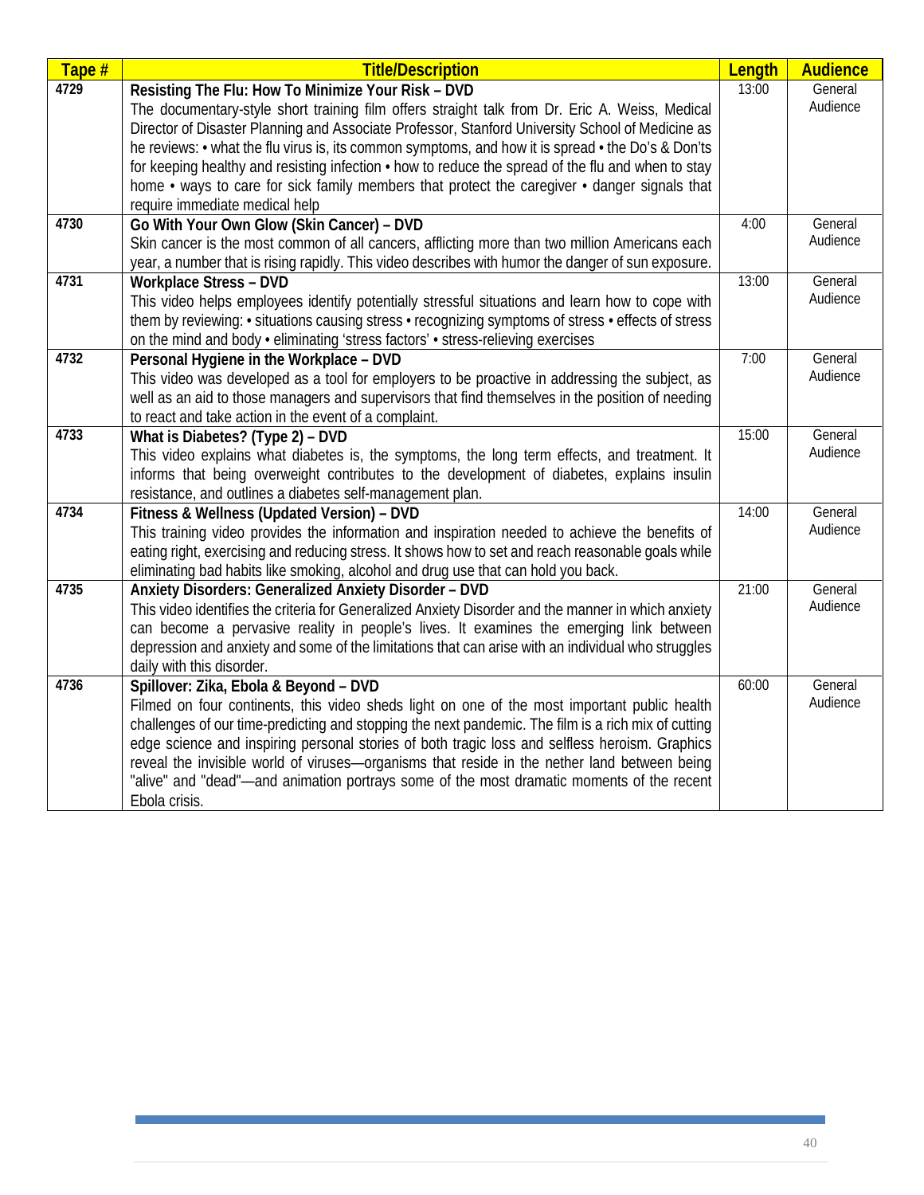| Tape # | Title/Description | Length | Audience |
|---|---|---|---|
| 4729 | **Resisting The Flu: How To Minimize Your Risk – DVD** The documentary-style short training film offers straight talk from Dr. Eric A. Weiss, Medical Director of Disaster Planning and Associate Professor, Stanford University School of Medicine as he reviews: • what the flu virus is, its common symptoms, and how it is spread • the Do's & Don'ts for keeping healthy and resisting infection • how to reduce the spread of the flu and when to stay home • ways to care for sick family members that protect the caregiver • danger signals that require immediate medical help | 13:00 | General Audience |
| 4730 | **Go With Your Own Glow (Skin Cancer) – DVD** Skin cancer is the most common of all cancers, afflicting more than two million Americans each year, a number that is rising rapidly. This video describes with humor the danger of sun exposure. | 4:00 | General Audience |
| 4731 | **Workplace Stress – DVD** This video helps employees identify potentially stressful situations and learn how to cope with them by reviewing: • situations causing stress • recognizing symptoms of stress • effects of stress on the mind and body • eliminating 'stress factors' • stress-relieving exercises | 13:00 | General Audience |
| 4732 | **Personal Hygiene in the Workplace – DVD** This video was developed as a tool for employers to be proactive in addressing the subject, as well as an aid to those managers and supervisors that find themselves in the position of needing to react and take action in the event of a complaint. | 7:00 | General Audience |
| 4733 | **What is Diabetes? (Type 2) – DVD** This video explains what diabetes is, the symptoms, the long term effects, and treatment. It informs that being overweight contributes to the development of diabetes, explains insulin resistance, and outlines a diabetes self-management plan. | 15:00 | General Audience |
| 4734 | **Fitness & Wellness (Updated Version) – DVD** This training video provides the information and inspiration needed to achieve the benefits of eating right, exercising and reducing stress. It shows how to set and reach reasonable goals while eliminating bad habits like smoking, alcohol and drug use that can hold you back. | 14:00 | General Audience |
| 4735 | **Anxiety Disorders: Generalized Anxiety Disorder – DVD** This video identifies the criteria for Generalized Anxiety Disorder and the manner in which anxiety can become a pervasive reality in people's lives. It examines the emerging link between depression and anxiety and some of the limitations that can arise with an individual who struggles daily with this disorder. | 21:00 | General Audience |
| 4736 | **Spillover: Zika, Ebola & Beyond – DVD** Filmed on four continents, this video sheds light on one of the most important public health challenges of our time-predicting and stopping the next pandemic. The film is a rich mix of cutting edge science and inspiring personal stories of both tragic loss and selfless heroism. Graphics reveal the invisible world of viruses—organisms that reside in the nether land between being "alive" and "dead"—and animation portrays some of the most dramatic moments of the recent Ebola crisis. | 60:00 | General Audience |